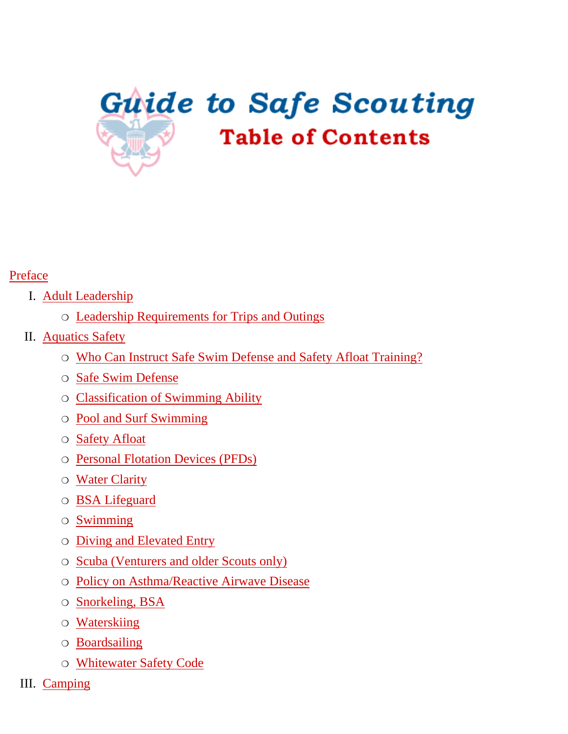# Guide to Safe Scouting

## Table of Contents

Preface

I. Adult Leadership
   - Leadership Requirements for Trips and Outings

II. Aquatics Safety
   - Who Can Instruct Safe Swim Defense and Safety Afloat Training?
   - Safe Swim Defense
   - Classification of Swimming Ability
   - Pool and Surf Swimming
   - Safety Afloat
   - Personal Flotation Devices (PFDs)
   - Water Clarity
   - BSA Lifeguard
   - Swimming
   - Diving and Elevated Entry
   - Scuba (Venturers and older Scouts only)
   - Policy on Asthma/Reactive Airwave Disease
   - Snorkeling, BSA
   - Waterskiing
   - Boardsailing
   - Whitewater Safety Code

III. Camping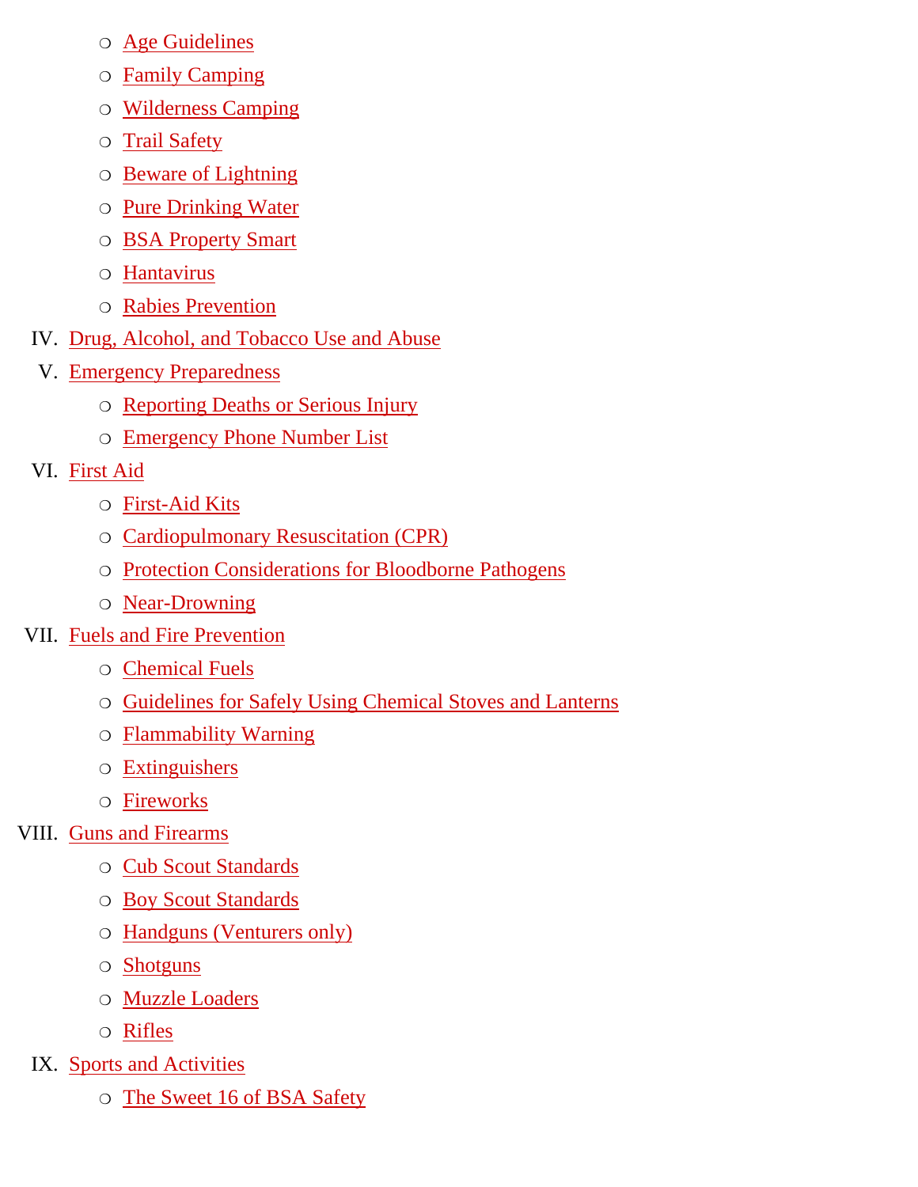- Age Guidelines
- Family Camping
- Wilderness Camping
- Trail Safety
- Beware of Lightning
- Pure Drinking Water
- BSA Property Smart
- Hantavirus
- Rabies Prevention

IV. Drug, Alcohol, and Tobacco Use and Abuse

V. Emergency Preparedness
- Reporting Deaths or Serious Injury
- Emergency Phone Number List

VI. First Aid
- First-Aid Kits
- Cardiopulmonary Resuscitation (CPR)
- Protection Considerations for Bloodborne Pathogens
- Near-Drowning

VII. Fuels and Fire Prevention
- Chemical Fuels
- Guidelines for Safely Using Chemical Stoves and Lanterns
- Flammability Warning
- Extinguishers
- Fireworks

VIII. Guns and Firearms
- Cub Scout Standards
- Boy Scout Standards
- Handguns (Venturers only)
- Shotguns
- Muzzle Loaders
- Rifles

IX. Sports and Activities
- The Sweet 16 of BSA Safety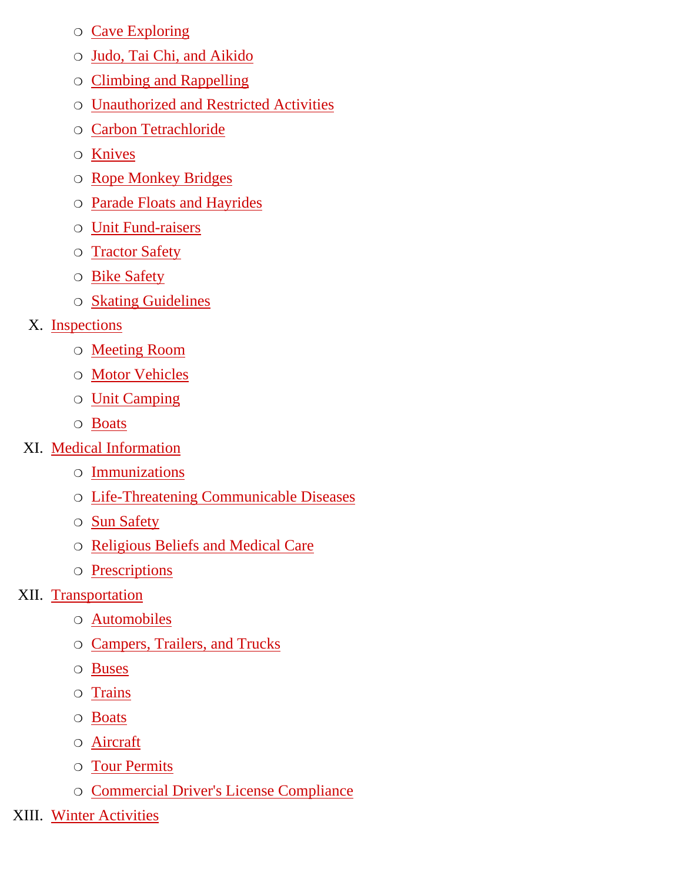- Cave Exploring
- Judo, Tai Chi, and Aikido
- Climbing and Rappelling
- Unauthorized and Restricted Activities
- Carbon Tetrachloride
- Knives
- Rope Monkey Bridges
- Parade Floats and Hayrides
- Unit Fund-raisers
- Tractor Safety
- Bike Safety
- Skating Guidelines

X. Inspections
- Meeting Room
- Motor Vehicles
- Unit Camping
- Boats

XI. Medical Information
- Immunizations
- Life-Threatening Communicable Diseases
- Sun Safety
- Religious Beliefs and Medical Care
- Prescriptions

XII. Transportation
- Automobiles
- Campers, Trailers, and Trucks
- Buses
- Trains
- Boats
- Aircraft
- Tour Permits
- Commercial Driver's License Compliance

XIII. Winter Activities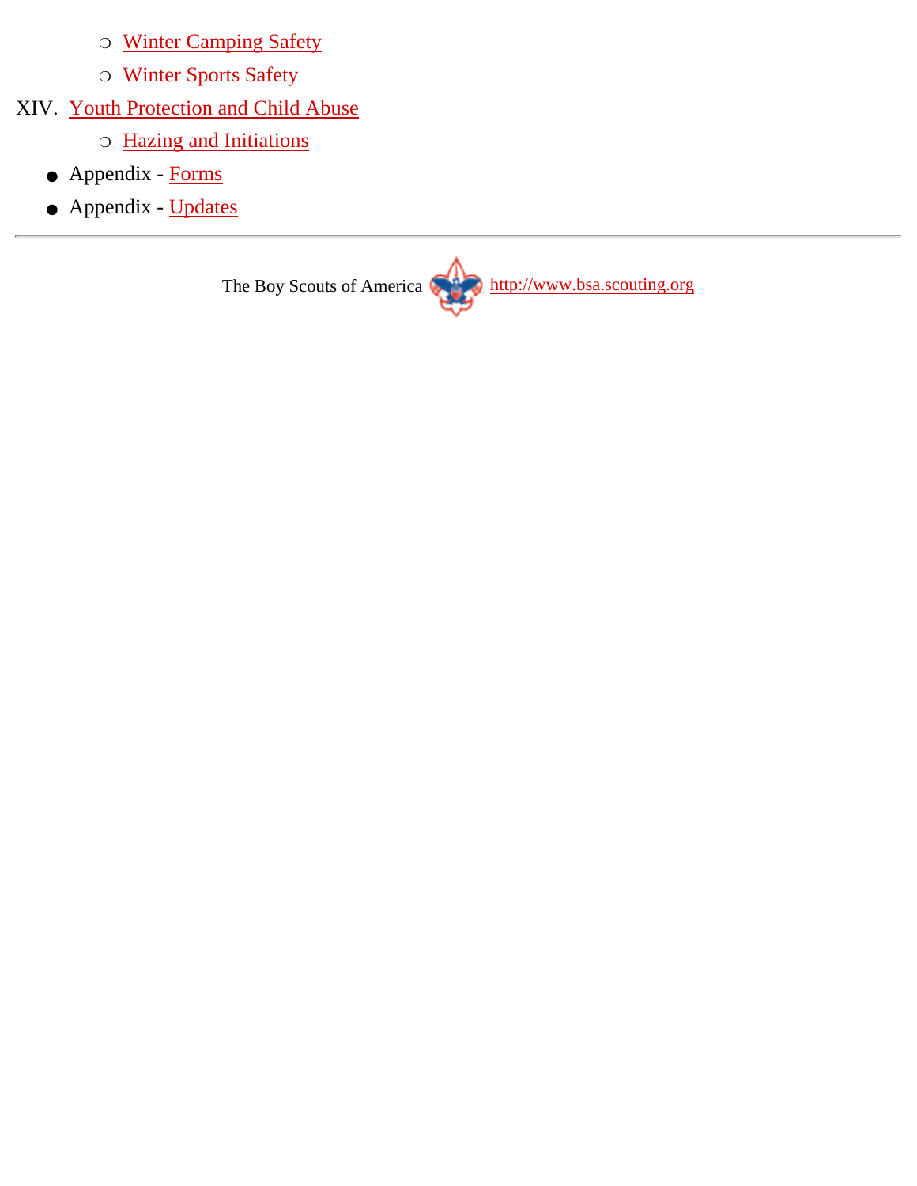- Winter Camping Safety
  - Winter Sports Safety

XIV. Youth Protection and Child Abuse
  - Hazing and Initiations

- Appendix - Forms
- Appendix - Updates

---

The Boy Scouts of America http://www.bsa.scouting.org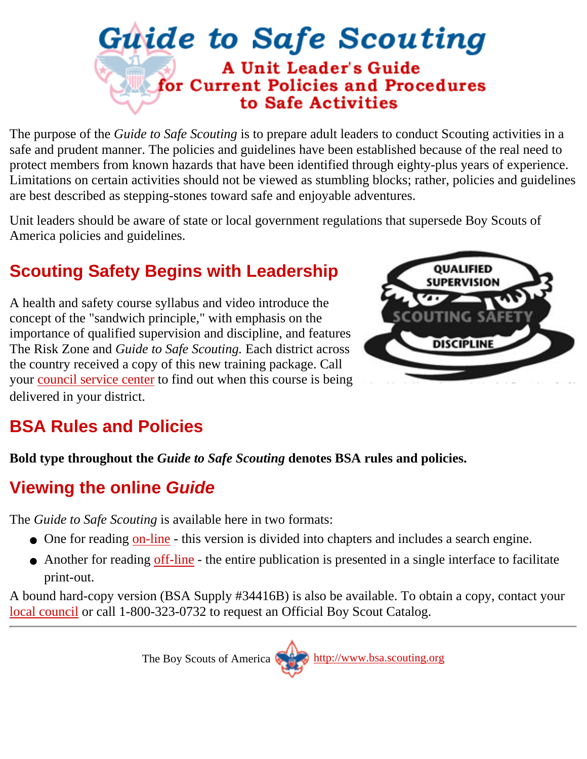# Guide to Safe Scouting

## A Unit Leader's Guide for Current Policies and Procedures to Safe Activities

The purpose of the *Guide to Safe Scouting* is to prepare adult leaders to conduct Scouting activities in a safe and prudent manner. The policies and guidelines have been established because of the real need to protect members from known hazards that have been identified through eighty-plus years of experience. Limitations on certain activities should not be viewed as stumbling blocks; rather, policies and guidelines are best described as stepping-stones toward safe and enjoyable adventures.

Unit leaders should be aware of state or local government regulations that supersede Boy Scouts of America policies and guidelines.

## Scouting Safety Begins with Leadership

A health and safety course syllabus and video introduce the concept of the "sandwich principle," with emphasis on the importance of qualified supervision and discipline, and features The Risk Zone and *Guide to Safe Scouting.* Each district across the country received a copy of this new training package. Call your council service center to find out when this course is being delivered in your district.

## BSA Rules and Policies

**Bold type throughout the *Guide to Safe Scouting* denotes BSA rules and policies.**

## Viewing the online *Guide*

The *Guide to Safe Scouting* is available here in two formats:

- One for reading on-line - this version is divided into chapters and includes a search engine.
- Another for reading off-line - the entire publication is presented in a single interface to facilitate print-out.

A bound hard-copy version (BSA Supply #34416B) is also be available. To obtain a copy, contact your local council or call 1-800-323-0732 to request an Official Boy Scout Catalog.

---

The Boy Scouts of America http://www.bsa.scouting.org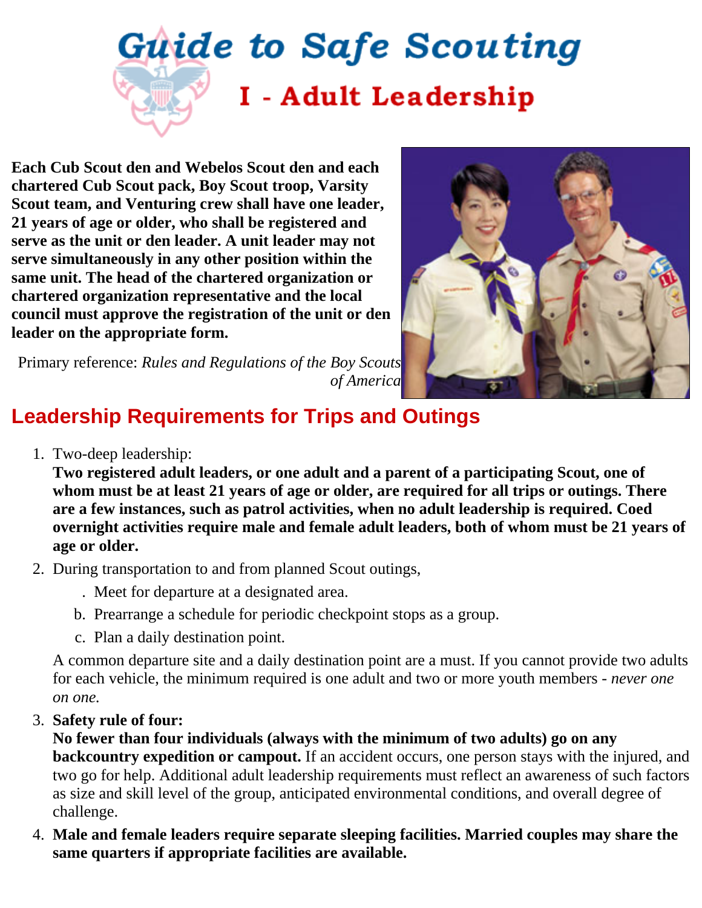# Guide to Safe Scouting

## I - Adult Leadership

**Each Cub Scout den and Webelos Scout den and each chartered Cub Scout pack, Boy Scout troop, Varsity Scout team, and Venturing crew shall have one leader, 21 years of age or older, who shall be registered and serve as the unit or den leader. A unit leader may not serve simultaneously in any other position within the same unit. The head of the chartered organization or chartered organization representative and the local council must approve the registration of the unit or den leader on the appropriate form.**

Primary reference: *Rules and Regulations of the Boy Scouts of America*

## Leadership Requirements for Trips and Outings

1. Two-deep leadership:
   **Two registered adult leaders, or one adult and a parent of a participating Scout, one of whom must be at least 21 years of age or older, are required for all trips or outings. There are a few instances, such as patrol activities, when no adult leadership is required. Coed overnight activities require male and female adult leaders, both of whom must be 21 years of age or older.**
2. During transportation to and from planned Scout outings,
   a. Meet for departure at a designated area.
   b. Prearrange a schedule for periodic checkpoint stops as a group.
   c. Plan a daily destination point.

   A common departure site and a daily destination point are a must. If you cannot provide two adults for each vehicle, the minimum required is one adult and two or more youth members - *never one on one.*
3. **Safety rule of four:**
   **No fewer than four individuals (always with the minimum of two adults) go on any backcountry expedition or campout.** If an accident occurs, one person stays with the injured, and two go for help. Additional adult leadership requirements must reflect an awareness of such factors as size and skill level of the group, anticipated environmental conditions, and overall degree of challenge.
4. **Male and female leaders require separate sleeping facilities. Married couples may share the same quarters if appropriate facilities are available.**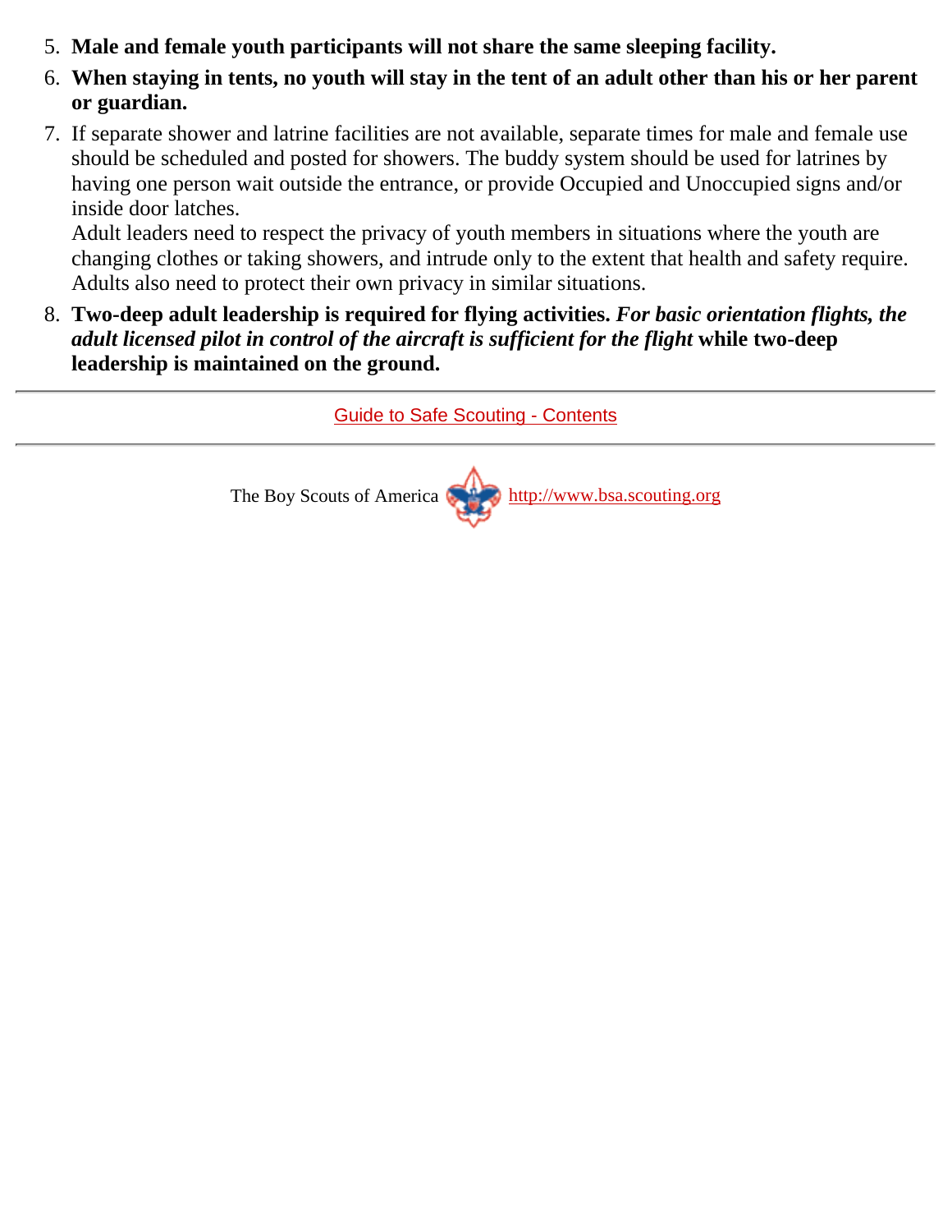5. **Male and female youth participants will not share the same sleeping facility.**
6. **When staying in tents, no youth will stay in the tent of an adult other than his or her parent or guardian.**
7. If separate shower and latrine facilities are not available, separate times for male and female use should be scheduled and posted for showers. The buddy system should be used for latrines by having one person wait outside the entrance, or provide Occupied and Unoccupied signs and/or inside door latches.

   Adult leaders need to respect the privacy of youth members in situations where the youth are changing clothes or taking showers, and intrude only to the extent that health and safety require. Adults also need to protect their own privacy in similar situations.
8. **Two-deep adult leadership is required for flying activities.** ***For basic orientation flights, the adult licensed pilot in control of the aircraft is sufficient for the flight*** **while two-deep leadership is maintained on the ground.**

---

Guide to Safe Scouting - Contents

---

The Boy Scouts of America http://www.bsa.scouting.org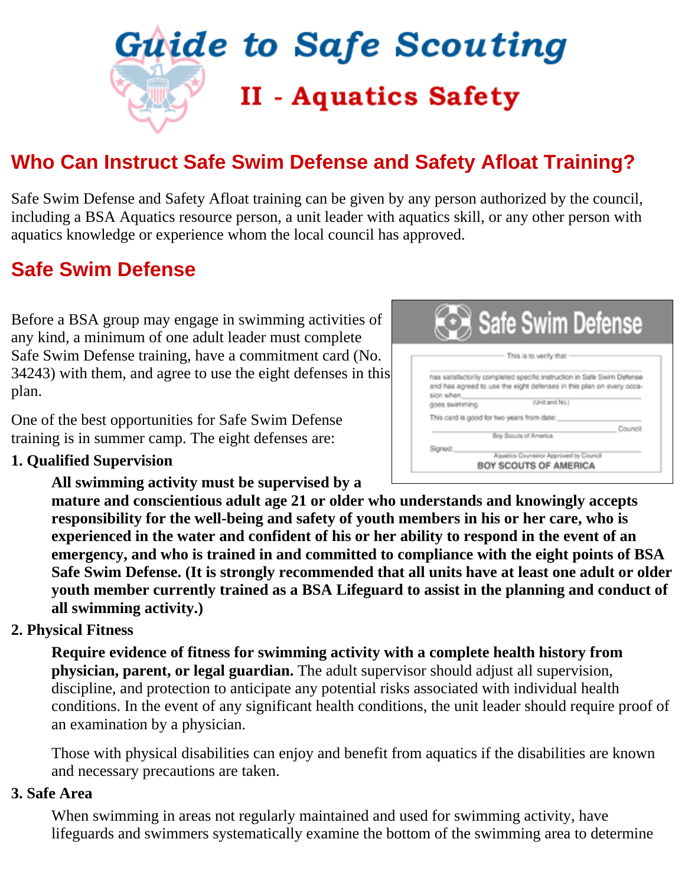# Guide to Safe Scouting

## II - Aquatics Safety

## Who Can Instruct Safe Swim Defense and Safety Afloat Training?

Safe Swim Defense and Safety Afloat training can be given by any person authorized by the council, including a BSA Aquatics resource person, a unit leader with aquatics skill, or any other person with aquatics knowledge or experience whom the local council has approved.

## Safe Swim Defense

Before a BSA group may engage in swimming activities of any kind, a minimum of one adult leader must complete Safe Swim Defense training, have a commitment card (No. 34243) with them, and agree to use the eight defenses in this plan.

**Safe Swim Defense**

This is to verify that ________________

has satisfactorily completed specific instruction in Safe Swim Defense and has agreed to use the eight defenses in this plan on every occasion when ________________ (Unit and No.) goes swimming.

This card is good for two years from date: ________________

________________ Council
Boy Scouts of America

Signed: ________________
Aquatics Counselor Approved by Council

BOY SCOUTS OF AMERICA

One of the best opportunities for Safe Swim Defense training is in summer camp. The eight defenses are:

**1. Qualified Supervision**

**All swimming activity must be supervised by a mature and conscientious adult age 21 or older who understands and knowingly accepts responsibility for the well-being and safety of youth members in his or her care, who is experienced in the water and confident of his or her ability to respond in the event of an emergency, and who is trained in and committed to compliance with the eight points of BSA Safe Swim Defense. (It is strongly recommended that all units have at least one adult or older youth member currently trained as a BSA Lifeguard to assist in the planning and conduct of all swimming activity.)**

**2. Physical Fitness**

**Require evidence of fitness for swimming activity with a complete health history from physician, parent, or legal guardian.** The adult supervisor should adjust all supervision, discipline, and protection to anticipate any potential risks associated with individual health conditions. In the event of any significant health conditions, the unit leader should require proof of an examination by a physician.

Those with physical disabilities can enjoy and benefit from aquatics if the disabilities are known and necessary precautions are taken.

**3. Safe Area**

When swimming in areas not regularly maintained and used for swimming activity, have lifeguards and swimmers systematically examine the bottom of the swimming area to determine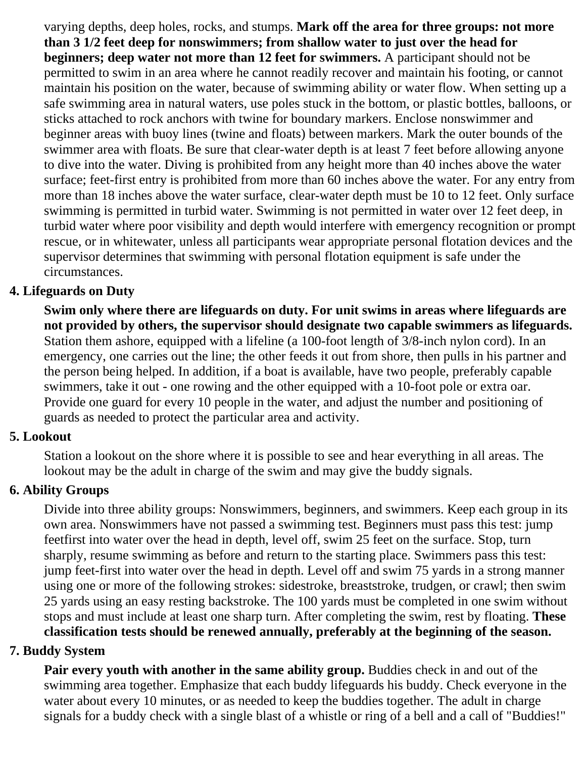varying depths, deep holes, rocks, and stumps. **Mark off the area for three groups: not more than 3 1/2 feet deep for nonswimmers; from shallow water to just over the head for beginners; deep water not more than 12 feet for swimmers.** A participant should not be permitted to swim in an area where he cannot readily recover and maintain his footing, or cannot maintain his position on the water, because of swimming ability or water flow. When setting up a safe swimming area in natural waters, use poles stuck in the bottom, or plastic bottles, balloons, or sticks attached to rock anchors with twine for boundary markers. Enclose nonswimmer and beginner areas with buoy lines (twine and floats) between markers. Mark the outer bounds of the swimmer area with floats. Be sure that clear-water depth is at least 7 feet before allowing anyone to dive into the water. Diving is prohibited from any height more than 40 inches above the water surface; feet-first entry is prohibited from more than 60 inches above the water. For any entry from more than 18 inches above the water surface, clear-water depth must be 10 to 12 feet. Only surface swimming is permitted in turbid water. Swimming is not permitted in water over 12 feet deep, in turbid water where poor visibility and depth would interfere with emergency recognition or prompt rescue, or in whitewater, unless all participants wear appropriate personal flotation devices and the supervisor determines that swimming with personal flotation equipment is safe under the circumstances.

### 4. Lifeguards on Duty

**Swim only where there are lifeguards on duty. For unit swims in areas where lifeguards are not provided by others, the supervisor should designate two capable swimmers as lifeguards.** Station them ashore, equipped with a lifeline (a 100-foot length of 3/8-inch nylon cord). In an emergency, one carries out the line; the other feeds it out from shore, then pulls in his partner and the person being helped. In addition, if a boat is available, have two people, preferably capable swimmers, take it out - one rowing and the other equipped with a 10-foot pole or extra oar. Provide one guard for every 10 people in the water, and adjust the number and positioning of guards as needed to protect the particular area and activity.

### 5. Lookout

Station a lookout on the shore where it is possible to see and hear everything in all areas. The lookout may be the adult in charge of the swim and may give the buddy signals.

### 6. Ability Groups

Divide into three ability groups: Nonswimmers, beginners, and swimmers. Keep each group in its own area. Nonswimmers have not passed a swimming test. Beginners must pass this test: jump feetfirst into water over the head in depth, level off, swim 25 feet on the surface. Stop, turn sharply, resume swimming as before and return to the starting place. Swimmers pass this test: jump feet-first into water over the head in depth. Level off and swim 75 yards in a strong manner using one or more of the following strokes: sidestroke, breaststroke, trudgen, or crawl; then swim 25 yards using an easy resting backstroke. The 100 yards must be completed in one swim without stops and must include at least one sharp turn. After completing the swim, rest by floating. **These classification tests should be renewed annually, preferably at the beginning of the season.**

### 7. Buddy System

**Pair every youth with another in the same ability group.** Buddies check in and out of the swimming area together. Emphasize that each buddy lifeguards his buddy. Check everyone in the water about every 10 minutes, or as needed to keep the buddies together. The adult in charge signals for a buddy check with a single blast of a whistle or ring of a bell and a call of "Buddies!"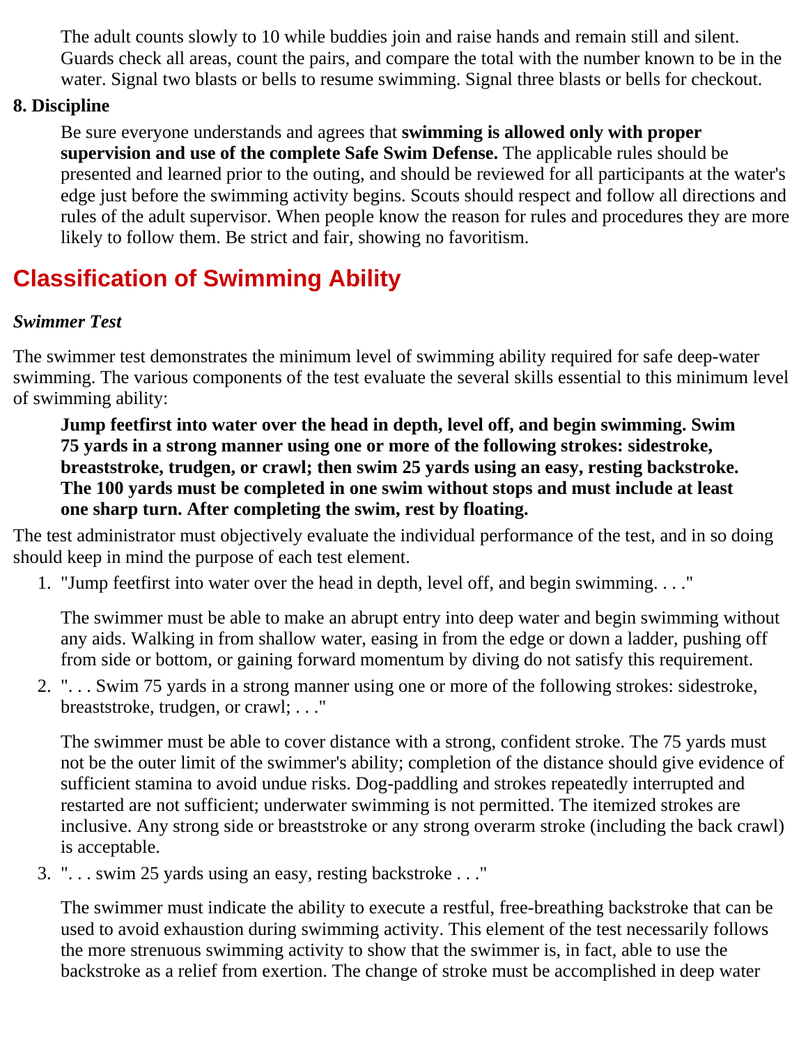The adult counts slowly to 10 while buddies join and raise hands and remain still and silent. Guards check all areas, count the pairs, and compare the total with the number known to be in the water. Signal two blasts or bells to resume swimming. Signal three blasts or bells for checkout.

**8. Discipline**

Be sure everyone understands and agrees that **swimming is allowed only with proper supervision and use of the complete Safe Swim Defense.** The applicable rules should be presented and learned prior to the outing, and should be reviewed for all participants at the water's edge just before the swimming activity begins. Scouts should respect and follow all directions and rules of the adult supervisor. When people know the reason for rules and procedures they are more likely to follow them. Be strict and fair, showing no favoritism.

## Classification of Swimming Ability

***Swimmer Test***

The swimmer test demonstrates the minimum level of swimming ability required for safe deep-water swimming. The various components of the test evaluate the several skills essential to this minimum level of swimming ability:

> **Jump feetfirst into water over the head in depth, level off, and begin swimming. Swim 75 yards in a strong manner using one or more of the following strokes: sidestroke, breaststroke, trudgen, or crawl; then swim 25 yards using an easy, resting backstroke. The 100 yards must be completed in one swim without stops and must include at least one sharp turn. After completing the swim, rest by floating.**

The test administrator must objectively evaluate the individual performance of the test, and in so doing should keep in mind the purpose of each test element.

1. "Jump feetfirst into water over the head in depth, level off, and begin swimming. . . ."

   The swimmer must be able to make an abrupt entry into deep water and begin swimming without any aids. Walking in from shallow water, easing in from the edge or down a ladder, pushing off from side or bottom, or gaining forward momentum by diving do not satisfy this requirement.

2. ". . . Swim 75 yards in a strong manner using one or more of the following strokes: sidestroke, breaststroke, trudgen, or crawl; . . ."

   The swimmer must be able to cover distance with a strong, confident stroke. The 75 yards must not be the outer limit of the swimmer's ability; completion of the distance should give evidence of sufficient stamina to avoid undue risks. Dog-paddling and strokes repeatedly interrupted and restarted are not sufficient; underwater swimming is not permitted. The itemized strokes are inclusive. Any strong side or breaststroke or any strong overarm stroke (including the back crawl) is acceptable.

3. ". . . swim 25 yards using an easy, resting backstroke . . ."

   The swimmer must indicate the ability to execute a restful, free-breathing backstroke that can be used to avoid exhaustion during swimming activity. This element of the test necessarily follows the more strenuous swimming activity to show that the swimmer is, in fact, able to use the backstroke as a relief from exertion. The change of stroke must be accomplished in deep water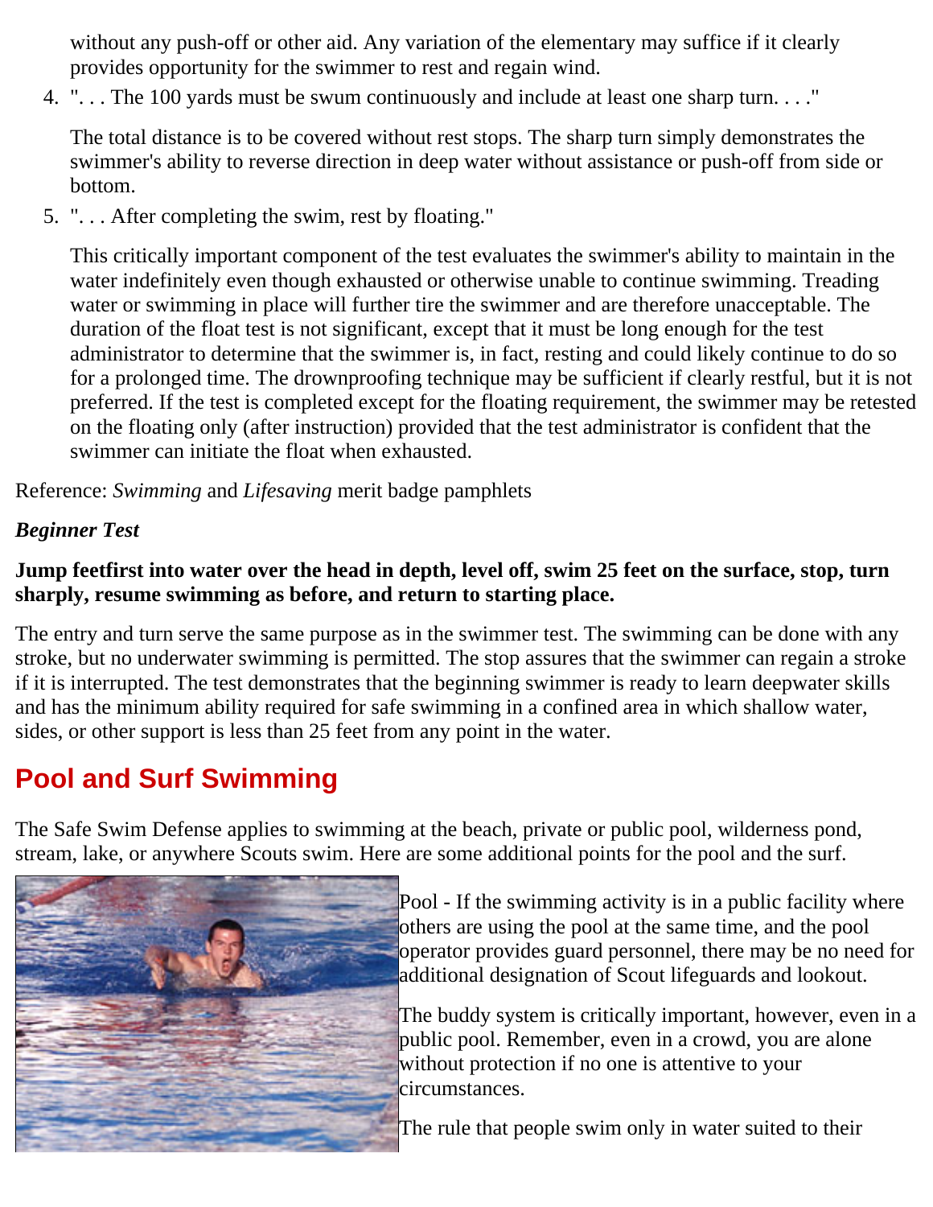without any push-off or other aid. Any variation of the elementary may suffice if it clearly provides opportunity for the swimmer to rest and regain wind.

4. ". . . The 100 yards must be swum continuously and include at least one sharp turn. . . ."

   The total distance is to be covered without rest stops. The sharp turn simply demonstrates the swimmer's ability to reverse direction in deep water without assistance or push-off from side or bottom.

5. ". . . After completing the swim, rest by floating."

   This critically important component of the test evaluates the swimmer's ability to maintain in the water indefinitely even though exhausted or otherwise unable to continue swimming. Treading water or swimming in place will further tire the swimmer and are therefore unacceptable. The duration of the float test is not significant, except that it must be long enough for the test administrator to determine that the swimmer is, in fact, resting and could likely continue to do so for a prolonged time. The drownproofing technique may be sufficient if clearly restful, but it is not preferred. If the test is completed except for the floating requirement, the swimmer may be retested on the floating only (after instruction) provided that the test administrator is confident that the swimmer can initiate the float when exhausted.

Reference: *Swimming* and *Lifesaving* merit badge pamphlets

***Beginner Test***

**Jump feetfirst into water over the head in depth, level off, swim 25 feet on the surface, stop, turn sharply, resume swimming as before, and return to starting place.**

The entry and turn serve the same purpose as in the swimmer test. The swimming can be done with any stroke, but no underwater swimming is permitted. The stop assures that the swimmer can regain a stroke if it is interrupted. The test demonstrates that the beginning swimmer is ready to learn deepwater skills and has the minimum ability required for safe swimming in a confined area in which shallow water, sides, or other support is less than 25 feet from any point in the water.

## Pool and Surf Swimming

The Safe Swim Defense applies to swimming at the beach, private or public pool, wilderness pond, stream, lake, or anywhere Scouts swim. Here are some additional points for the pool and the surf.

Pool - If the swimming activity is in a public facility where others are using the pool at the same time, and the pool operator provides guard personnel, there may be no need for additional designation of Scout lifeguards and lookout.

The buddy system is critically important, however, even in a public pool. Remember, even in a crowd, you are alone without protection if no one is attentive to your circumstances.

The rule that people swim only in water suited to their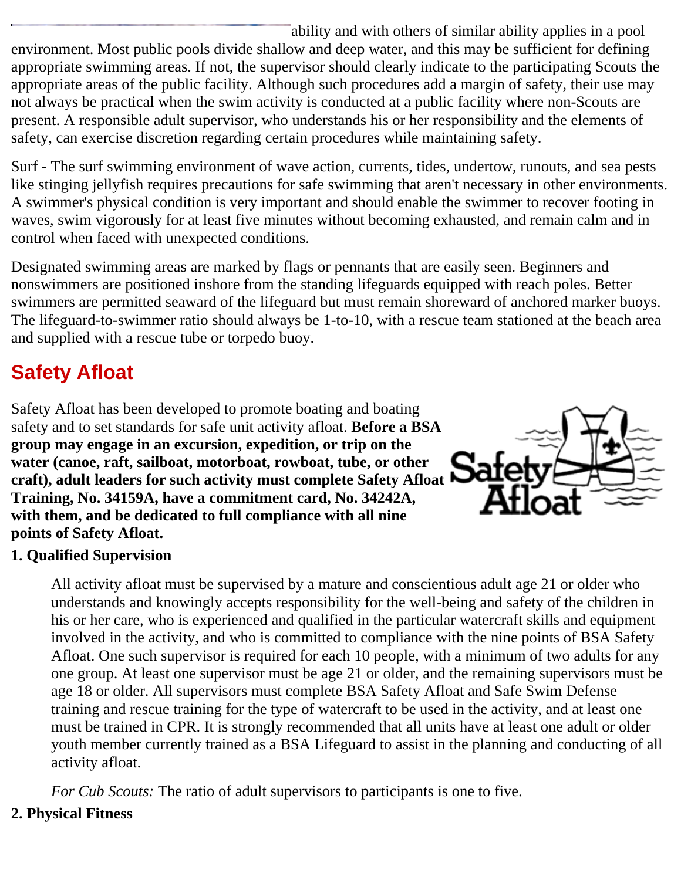ability and with others of similar ability applies in a pool environment. Most public pools divide shallow and deep water, and this may be sufficient for defining appropriate swimming areas. If not, the supervisor should clearly indicate to the participating Scouts the appropriate areas of the public facility. Although such procedures add a margin of safety, their use may not always be practical when the swim activity is conducted at a public facility where non-Scouts are present. A responsible adult supervisor, who understands his or her responsibility and the elements of safety, can exercise discretion regarding certain procedures while maintaining safety.

Surf - The surf swimming environment of wave action, currents, tides, undertow, runouts, and sea pests like stinging jellyfish requires precautions for safe swimming that aren't necessary in other environments. A swimmer's physical condition is very important and should enable the swimmer to recover footing in waves, swim vigorously for at least five minutes without becoming exhausted, and remain calm and in control when faced with unexpected conditions.

Designated swimming areas are marked by flags or pennants that are easily seen. Beginners and nonswimmers are positioned inshore from the standing lifeguards equipped with reach poles. Better swimmers are permitted seaward of the lifeguard but must remain shoreward of anchored marker buoys. The lifeguard-to-swimmer ratio should always be 1-to-10, with a rescue team stationed at the beach area and supplied with a rescue tube or torpedo buoy.

## Safety Afloat

Safety Afloat has been developed to promote boating and boating safety and to set standards for safe unit activity afloat. **Before a BSA group may engage in an excursion, expedition, or trip on the water (canoe, raft, sailboat, motorboat, rowboat, tube, or other craft), adult leaders for such activity must complete Safety Afloat Training, No. 34159A, have a commitment card, No. 34242A, with them, and be dedicated to full compliance with all nine points of Safety Afloat.**

**1. Qualified Supervision**

All activity afloat must be supervised by a mature and conscientious adult age 21 or older who understands and knowingly accepts responsibility for the well-being and safety of the children in his or her care, who is experienced and qualified in the particular watercraft skills and equipment involved in the activity, and who is committed to compliance with the nine points of BSA Safety Afloat. One such supervisor is required for each 10 people, with a minimum of two adults for any one group. At least one supervisor must be age 21 or older, and the remaining supervisors must be age 18 or older. All supervisors must complete BSA Safety Afloat and Safe Swim Defense training and rescue training for the type of watercraft to be used in the activity, and at least one must be trained in CPR. It is strongly recommended that all units have at least one adult or older youth member currently trained as a BSA Lifeguard to assist in the planning and conducting of all activity afloat.

*For Cub Scouts:* The ratio of adult supervisors to participants is one to five.

**2. Physical Fitness**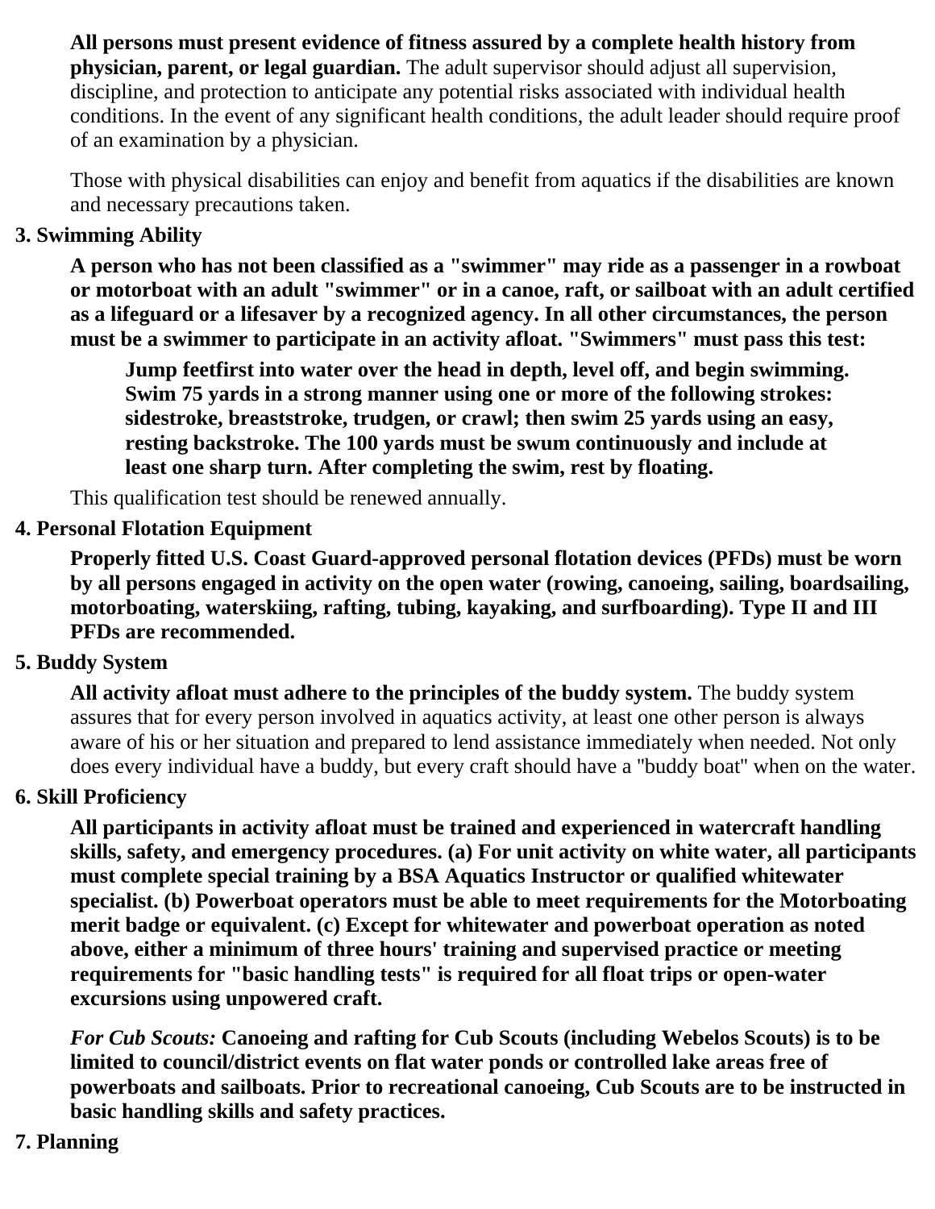**All persons must present evidence of fitness assured by a complete health history from physician, parent, or legal guardian.** The adult supervisor should adjust all supervision, discipline, and protection to anticipate any potential risks associated with individual health conditions. In the event of any significant health conditions, the adult leader should require proof of an examination by a physician.

Those with physical disabilities can enjoy and benefit from aquatics if the disabilities are known and necessary precautions taken.

**3. Swimming Ability**

**A person who has not been classified as a "swimmer" may ride as a passenger in a rowboat or motorboat with an adult "swimmer" or in a canoe, raft, or sailboat with an adult certified as a lifeguard or a lifesaver by a recognized agency. In all other circumstances, the person must be a swimmer to participate in an activity afloat. "Swimmers" must pass this test:**

> **Jump feetfirst into water over the head in depth, level off, and begin swimming. Swim 75 yards in a strong manner using one or more of the following strokes: sidestroke, breaststroke, trudgen, or crawl; then swim 25 yards using an easy, resting backstroke. The 100 yards must be swum continuously and include at least one sharp turn. After completing the swim, rest by floating.**

This qualification test should be renewed annually.

**4. Personal Flotation Equipment**

**Properly fitted U.S. Coast Guard-approved personal flotation devices (PFDs) must be worn by all persons engaged in activity on the open water (rowing, canoeing, sailing, boardsailing, motorboating, waterskiing, rafting, tubing, kayaking, and surfboarding). Type II and III PFDs are recommended.**

**5. Buddy System**

**All activity afloat must adhere to the principles of the buddy system.** The buddy system assures that for every person involved in aquatics activity, at least one other person is always aware of his or her situation and prepared to lend assistance immediately when needed. Not only does every individual have a buddy, but every craft should have a "buddy boat" when on the water.

**6. Skill Proficiency**

**All participants in activity afloat must be trained and experienced in watercraft handling skills, safety, and emergency procedures. (a) For unit activity on white water, all participants must complete special training by a BSA Aquatics Instructor or qualified whitewater specialist. (b) Powerboat operators must be able to meet requirements for the Motorboating merit badge or equivalent. (c) Except for whitewater and powerboat operation as noted above, either a minimum of three hours' training and supervised practice or meeting requirements for "basic handling tests" is required for all float trips or open-water excursions using unpowered craft.**

*For Cub Scouts:* **Canoeing and rafting for Cub Scouts (including Webelos Scouts) is to be limited to council/district events on flat water ponds or controlled lake areas free of powerboats and sailboats. Prior to recreational canoeing, Cub Scouts are to be instructed in basic handling skills and safety practices.**

**7. Planning**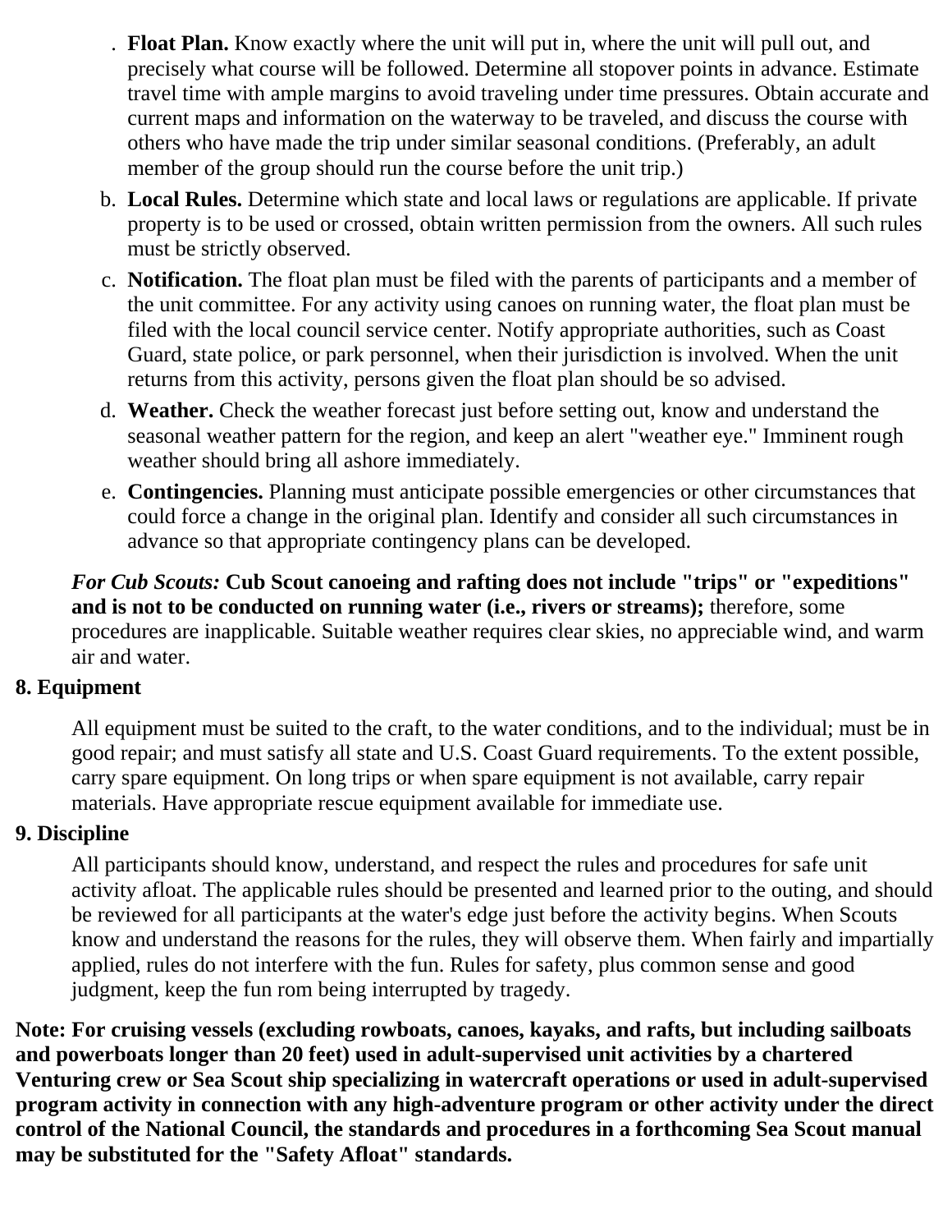. **Float Plan.** Know exactly where the unit will put in, where the unit will pull out, and precisely what course will be followed. Determine all stopover points in advance. Estimate travel time with ample margins to avoid traveling under time pressures. Obtain accurate and current maps and information on the waterway to be traveled, and discuss the course with others who have made the trip under similar seasonal conditions. (Preferably, an adult member of the group should run the course before the unit trip.)

b. **Local Rules.** Determine which state and local laws or regulations are applicable. If private property is to be used or crossed, obtain written permission from the owners. All such rules must be strictly observed.

c. **Notification.** The float plan must be filed with the parents of participants and a member of the unit committee. For any activity using canoes on running water, the float plan must be filed with the local council service center. Notify appropriate authorities, such as Coast Guard, state police, or park personnel, when their jurisdiction is involved. When the unit returns from this activity, persons given the float plan should be so advised.

d. **Weather.** Check the weather forecast just before setting out, know and understand the seasonal weather pattern for the region, and keep an alert "weather eye." Imminent rough weather should bring all ashore immediately.

e. **Contingencies.** Planning must anticipate possible emergencies or other circumstances that could force a change in the original plan. Identify and consider all such circumstances in advance so that appropriate contingency plans can be developed.

*For Cub Scouts:* **Cub Scout canoeing and rafting does not include "trips" or "expeditions" and is not to be conducted on running water (i.e., rivers or streams);** therefore, some procedures are inapplicable. Suitable weather requires clear skies, no appreciable wind, and warm air and water.

**8. Equipment**

All equipment must be suited to the craft, to the water conditions, and to the individual; must be in good repair; and must satisfy all state and U.S. Coast Guard requirements. To the extent possible, carry spare equipment. On long trips or when spare equipment is not available, carry repair materials. Have appropriate rescue equipment available for immediate use.

**9. Discipline**

All participants should know, understand, and respect the rules and procedures for safe unit activity afloat. The applicable rules should be presented and learned prior to the outing, and should be reviewed for all participants at the water's edge just before the activity begins. When Scouts know and understand the reasons for the rules, they will observe them. When fairly and impartially applied, rules do not interfere with the fun. Rules for safety, plus common sense and good judgment, keep the fun rom being interrupted by tragedy.

**Note: For cruising vessels (excluding rowboats, canoes, kayaks, and rafts, but including sailboats and powerboats longer than 20 feet) used in adult-supervised unit activities by a chartered Venturing crew or Sea Scout ship specializing in watercraft operations or used in adult-supervised program activity in connection with any high-adventure program or other activity under the direct control of the National Council, the standards and procedures in a forthcoming Sea Scout manual may be substituted for the "Safety Afloat" standards.**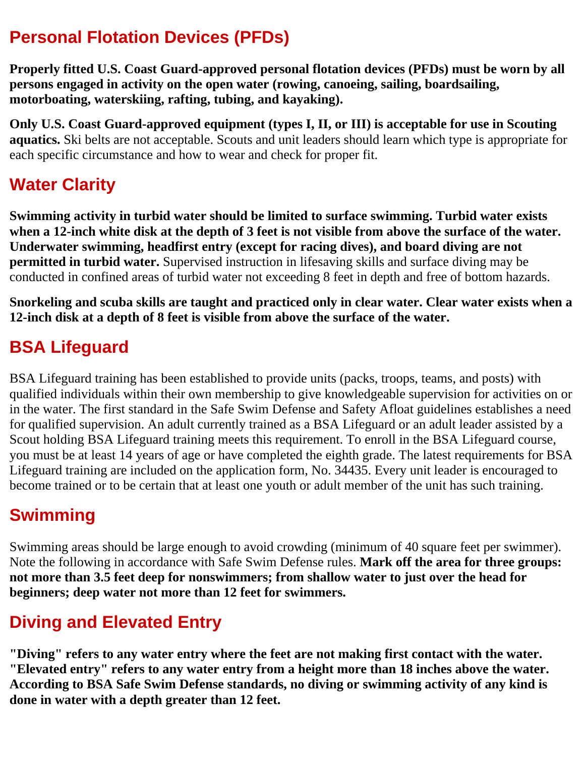## Personal Flotation Devices (PFDs)

**Properly fitted U.S. Coast Guard-approved personal flotation devices (PFDs) must be worn by all persons engaged in activity on the open water (rowing, canoeing, sailing, boardsailing, motorboating, waterskiing, rafting, tubing, and kayaking).**

**Only U.S. Coast Guard-approved equipment (types I, II, or III) is acceptable for use in Scouting aquatics.** Ski belts are not acceptable. Scouts and unit leaders should learn which type is appropriate for each specific circumstance and how to wear and check for proper fit.

## Water Clarity

**Swimming activity in turbid water should be limited to surface swimming. Turbid water exists when a 12-inch white disk at the depth of 3 feet is not visible from above the surface of the water. Underwater swimming, headfirst entry (except for racing dives), and board diving are not permitted in turbid water.** Supervised instruction in lifesaving skills and surface diving may be conducted in confined areas of turbid water not exceeding 8 feet in depth and free of bottom hazards.

**Snorkeling and scuba skills are taught and practiced only in clear water. Clear water exists when a 12-inch disk at a depth of 8 feet is visible from above the surface of the water.**

## BSA Lifeguard

BSA Lifeguard training has been established to provide units (packs, troops, teams, and posts) with qualified individuals within their own membership to give knowledgeable supervision for activities on or in the water. The first standard in the Safe Swim Defense and Safety Afloat guidelines establishes a need for qualified supervision. An adult currently trained as a BSA Lifeguard or an adult leader assisted by a Scout holding BSA Lifeguard training meets this requirement. To enroll in the BSA Lifeguard course, you must be at least 14 years of age or have completed the eighth grade. The latest requirements for BSA Lifeguard training are included on the application form, No. 34435. Every unit leader is encouraged to become trained or to be certain that at least one youth or adult member of the unit has such training.

## Swimming

Swimming areas should be large enough to avoid crowding (minimum of 40 square feet per swimmer). Note the following in accordance with Safe Swim Defense rules. **Mark off the area for three groups: not more than 3.5 feet deep for nonswimmers; from shallow water to just over the head for beginners; deep water not more than 12 feet for swimmers.**

## Diving and Elevated Entry

**"Diving" refers to any water entry where the feet are not making first contact with the water. "Elevated entry" refers to any water entry from a height more than 18 inches above the water. According to BSA Safe Swim Defense standards, no diving or swimming activity of any kind is done in water with a depth greater than 12 feet.**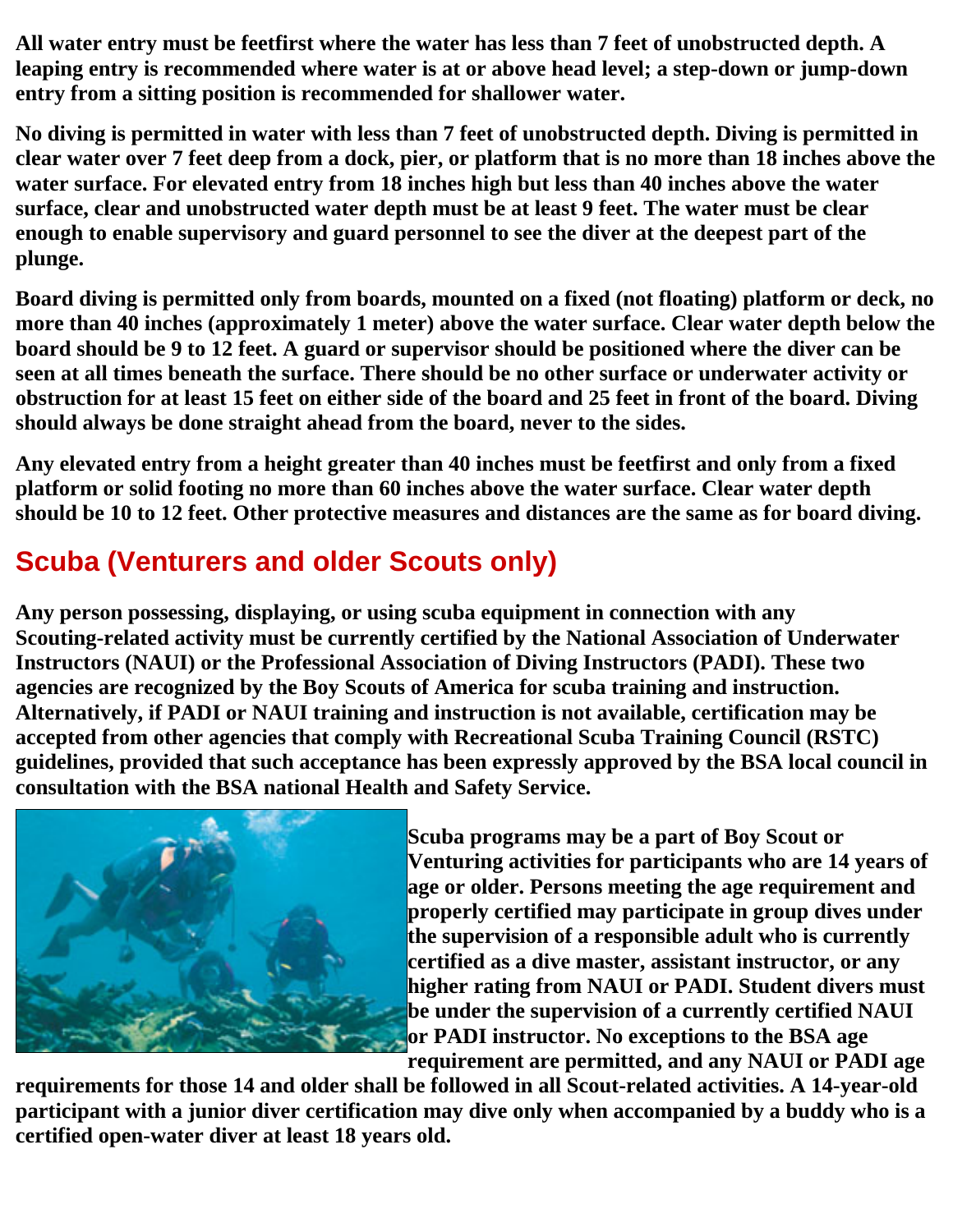**All water entry must be feetfirst where the water has less than 7 feet of unobstructed depth. A leaping entry is recommended where water is at or above head level; a step-down or jump-down entry from a sitting position is recommended for shallower water.**

**No diving is permitted in water with less than 7 feet of unobstructed depth. Diving is permitted in clear water over 7 feet deep from a dock, pier, or platform that is no more than 18 inches above the water surface. For elevated entry from 18 inches high but less than 40 inches above the water surface, clear and unobstructed water depth must be at least 9 feet. The water must be clear enough to enable supervisory and guard personnel to see the diver at the deepest part of the plunge.**

**Board diving is permitted only from boards, mounted on a fixed (not floating) platform or deck, no more than 40 inches (approximately 1 meter) above the water surface. Clear water depth below the board should be 9 to 12 feet. A guard or supervisor should be positioned where the diver can be seen at all times beneath the surface. There should be no other surface or underwater activity or obstruction for at least 15 feet on either side of the board and 25 feet in front of the board. Diving should always be done straight ahead from the board, never to the sides.**

**Any elevated entry from a height greater than 40 inches must be feetfirst and only from a fixed platform or solid footing no more than 60 inches above the water surface. Clear water depth should be 10 to 12 feet. Other protective measures and distances are the same as for board diving.**

## Scuba (Venturers and older Scouts only)

**Any person possessing, displaying, or using scuba equipment in connection with any Scouting-related activity must be currently certified by the National Association of Underwater Instructors (NAUI) or the Professional Association of Diving Instructors (PADI). These two agencies are recognized by the Boy Scouts of America for scuba training and instruction. Alternatively, if PADI or NAUI training and instruction is not available, certification may be accepted from other agencies that comply with Recreational Scuba Training Council (RSTC) guidelines, provided that such acceptance has been expressly approved by the BSA local council in consultation with the BSA national Health and Safety Service.**

**Scuba programs may be a part of Boy Scout or Venturing activities for participants who are 14 years of age or older. Persons meeting the age requirement and properly certified may participate in group dives under the supervision of a responsible adult who is currently certified as a dive master, assistant instructor, or any higher rating from NAUI or PADI. Student divers must be under the supervision of a currently certified NAUI or PADI instructor. No exceptions to the BSA age requirement are permitted, and any NAUI or PADI age requirements for those 14 and older shall be followed in all Scout-related activities. A 14-year-old participant with a junior diver certification may dive only when accompanied by a buddy who is a certified open-water diver at least 18 years old.**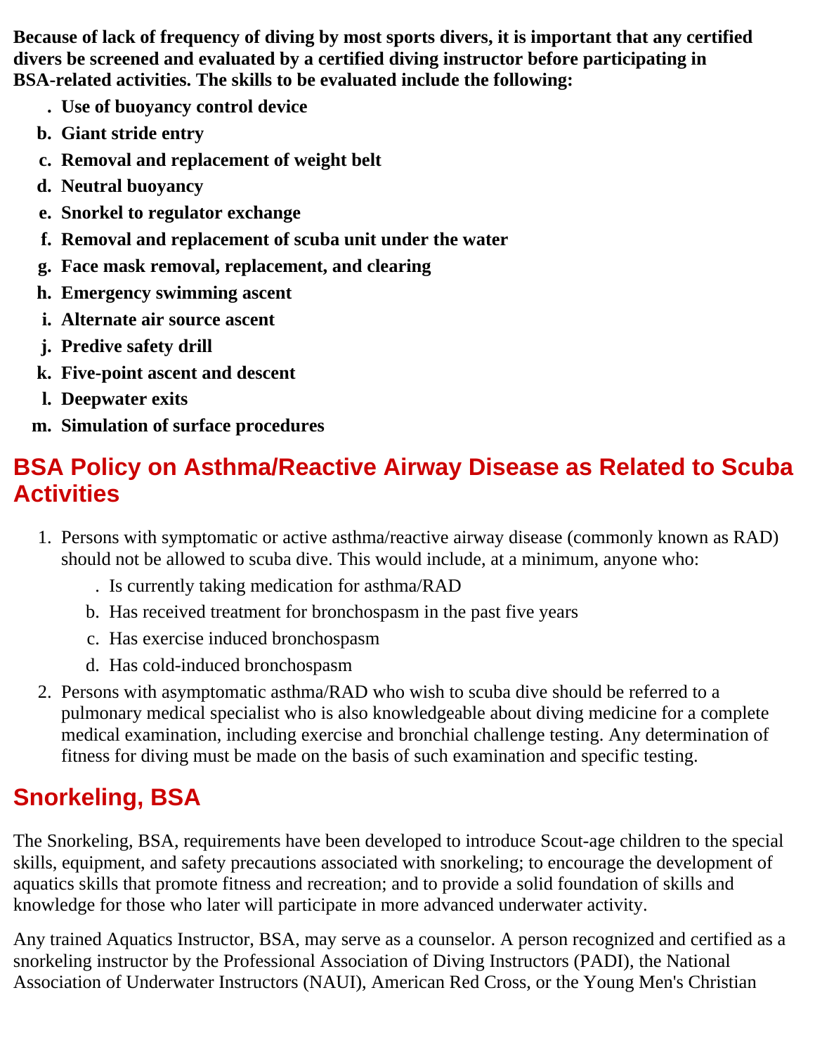**Because of lack of frequency of diving by most sports divers, it is important that any certified divers be screened and evaluated by a certified diving instructor before participating in BSA-related activities. The skills to be evaluated include the following:**

- . **Use of buoyancy control device**
- b. **Giant stride entry**
- c. **Removal and replacement of weight belt**
- d. **Neutral buoyancy**
- e. **Snorkel to regulator exchange**
- f. **Removal and replacement of scuba unit under the water**
- g. **Face mask removal, replacement, and clearing**
- h. **Emergency swimming ascent**
- i. **Alternate air source ascent**
- j. **Predive safety drill**
- k. **Five-point ascent and descent**
- l. **Deepwater exits**
- m. **Simulation of surface procedures**

## BSA Policy on Asthma/Reactive Airway Disease as Related to Scuba Activities

1. Persons with symptomatic or active asthma/reactive airway disease (commonly known as RAD) should not be allowed to scuba dive. This would include, at a minimum, anyone who:
    - . Is currently taking medication for asthma/RAD
    - b. Has received treatment for bronchospasm in the past five years
    - c. Has exercise induced bronchospasm
    - d. Has cold-induced bronchospasm
2. Persons with asymptomatic asthma/RAD who wish to scuba dive should be referred to a pulmonary medical specialist who is also knowledgeable about diving medicine for a complete medical examination, including exercise and bronchial challenge testing. Any determination of fitness for diving must be made on the basis of such examination and specific testing.

## Snorkeling, BSA

The Snorkeling, BSA, requirements have been developed to introduce Scout-age children to the special skills, equipment, and safety precautions associated with snorkeling; to encourage the development of aquatics skills that promote fitness and recreation; and to provide a solid foundation of skills and knowledge for those who later will participate in more advanced underwater activity.

Any trained Aquatics Instructor, BSA, may serve as a counselor. A person recognized and certified as a snorkeling instructor by the Professional Association of Diving Instructors (PADI), the National Association of Underwater Instructors (NAUI), American Red Cross, or the Young Men's Christian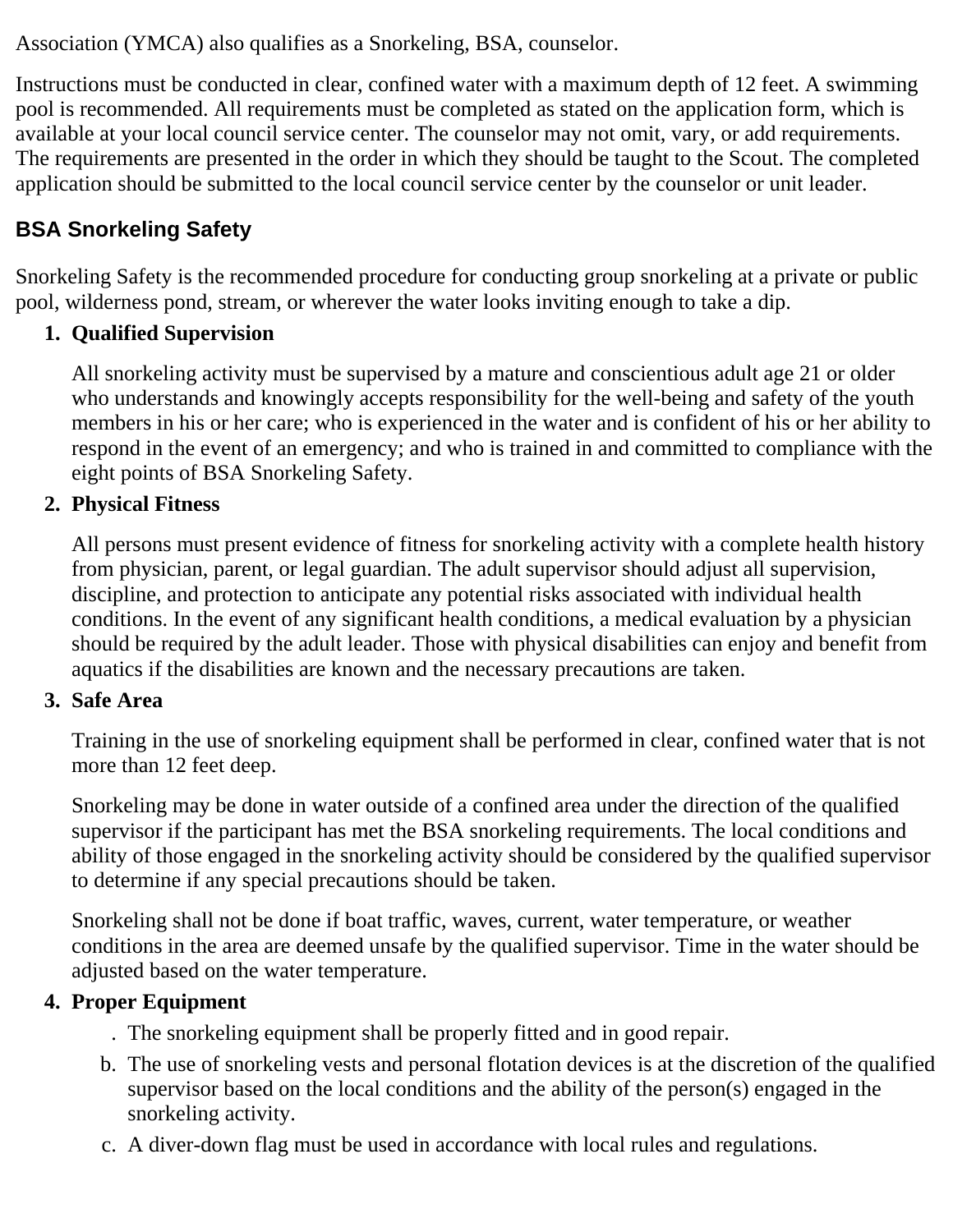Association (YMCA) also qualifies as a Snorkeling, BSA, counselor.

Instructions must be conducted in clear, confined water with a maximum depth of 12 feet. A swimming pool is recommended. All requirements must be completed as stated on the application form, which is available at your local council service center. The counselor may not omit, vary, or add requirements. The requirements are presented in the order in which they should be taught to the Scout. The completed application should be submitted to the local council service center by the counselor or unit leader.

### BSA Snorkeling Safety

Snorkeling Safety is the recommended procedure for conducting group snorkeling at a private or public pool, wilderness pond, stream, or wherever the water looks inviting enough to take a dip.

1. **Qualified Supervision**

   All snorkeling activity must be supervised by a mature and conscientious adult age 21 or older who understands and knowingly accepts responsibility for the well-being and safety of the youth members in his or her care; who is experienced in the water and is confident of his or her ability to respond in the event of an emergency; and who is trained in and committed to compliance with the eight points of BSA Snorkeling Safety.

2. **Physical Fitness**

   All persons must present evidence of fitness for snorkeling activity with a complete health history from physician, parent, or legal guardian. The adult supervisor should adjust all supervision, discipline, and protection to anticipate any potential risks associated with individual health conditions. In the event of any significant health conditions, a medical evaluation by a physician should be required by the adult leader. Those with physical disabilities can enjoy and benefit from aquatics if the disabilities are known and the necessary precautions are taken.

3. **Safe Area**

   Training in the use of snorkeling equipment shall be performed in clear, confined water that is not more than 12 feet deep.

   Snorkeling may be done in water outside of a confined area under the direction of the qualified supervisor if the participant has met the BSA snorkeling requirements. The local conditions and ability of those engaged in the snorkeling activity should be considered by the qualified supervisor to determine if any special precautions should be taken.

   Snorkeling shall not be done if boat traffic, waves, current, water temperature, or weather conditions in the area are deemed unsafe by the qualified supervisor. Time in the water should be adjusted based on the water temperature.

4. **Proper Equipment**

   a. The snorkeling equipment shall be properly fitted and in good repair.
   b. The use of snorkeling vests and personal flotation devices is at the discretion of the qualified supervisor based on the local conditions and the ability of the person(s) engaged in the snorkeling activity.
   c. A diver-down flag must be used in accordance with local rules and regulations.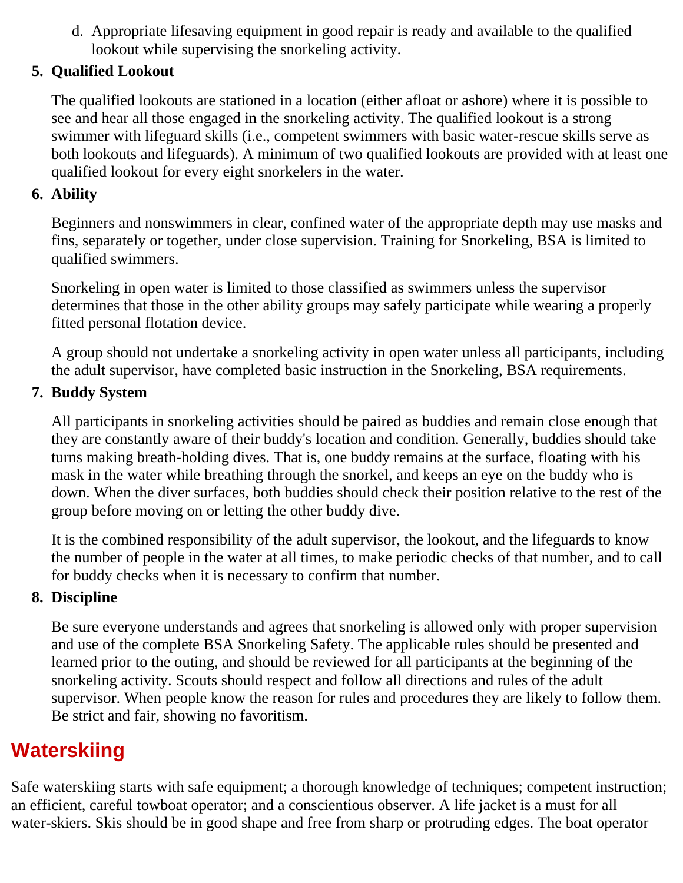d. Appropriate lifesaving equipment in good repair is ready and available to the qualified lookout while supervising the snorkeling activity.

5. **Qualified Lookout**

   The qualified lookouts are stationed in a location (either afloat or ashore) where it is possible to see and hear all those engaged in the snorkeling activity. The qualified lookout is a strong swimmer with lifeguard skills (i.e., competent swimmers with basic water-rescue skills serve as both lookouts and lifeguards). A minimum of two qualified lookouts are provided with at least one qualified lookout for every eight snorkelers in the water.

6. **Ability**

   Beginners and nonswimmers in clear, confined water of the appropriate depth may use masks and fins, separately or together, under close supervision. Training for Snorkeling, BSA is limited to qualified swimmers.

   Snorkeling in open water is limited to those classified as swimmers unless the supervisor determines that those in the other ability groups may safely participate while wearing a properly fitted personal flotation device.

   A group should not undertake a snorkeling activity in open water unless all participants, including the adult supervisor, have completed basic instruction in the Snorkeling, BSA requirements.

7. **Buddy System**

   All participants in snorkeling activities should be paired as buddies and remain close enough that they are constantly aware of their buddy's location and condition. Generally, buddies should take turns making breath-holding dives. That is, one buddy remains at the surface, floating with his mask in the water while breathing through the snorkel, and keeps an eye on the buddy who is down. When the diver surfaces, both buddies should check their position relative to the rest of the group before moving on or letting the other buddy dive.

   It is the combined responsibility of the adult supervisor, the lookout, and the lifeguards to know the number of people in the water at all times, to make periodic checks of that number, and to call for buddy checks when it is necessary to confirm that number.

8. **Discipline**

   Be sure everyone understands and agrees that snorkeling is allowed only with proper supervision and use of the complete BSA Snorkeling Safety. The applicable rules should be presented and learned prior to the outing, and should be reviewed for all participants at the beginning of the snorkeling activity. Scouts should respect and follow all directions and rules of the adult supervisor. When people know the reason for rules and procedures they are likely to follow them. Be strict and fair, showing no favoritism.

## Waterskiing

Safe waterskiing starts with safe equipment; a thorough knowledge of techniques; competent instruction; an efficient, careful towboat operator; and a conscientious observer. A life jacket is a must for all water-skiers. Skis should be in good shape and free from sharp or protruding edges. The boat operator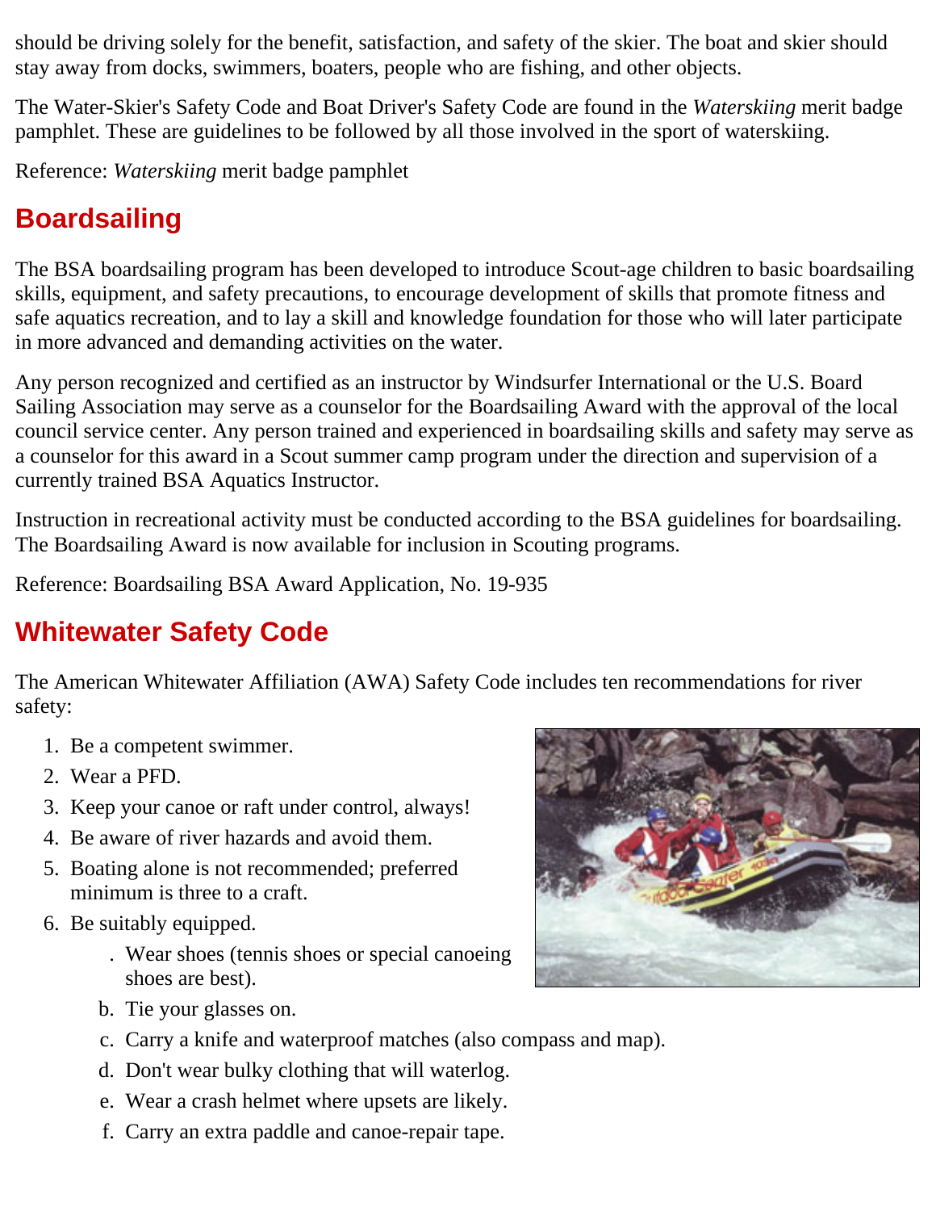should be driving solely for the benefit, satisfaction, and safety of the skier. The boat and skier should stay away from docks, swimmers, boaters, people who are fishing, and other objects.

The Water-Skier's Safety Code and Boat Driver's Safety Code are found in the *Waterskiing* merit badge pamphlet. These are guidelines to be followed by all those involved in the sport of waterskiing.

Reference: *Waterskiing* merit badge pamphlet

## Boardsailing

The BSA boardsailing program has been developed to introduce Scout-age children to basic boardsailing skills, equipment, and safety precautions, to encourage development of skills that promote fitness and safe aquatics recreation, and to lay a skill and knowledge foundation for those who will later participate in more advanced and demanding activities on the water.

Any person recognized and certified as an instructor by Windsurfer International or the U.S. Board Sailing Association may serve as a counselor for the Boardsailing Award with the approval of the local council service center. Any person trained and experienced in boardsailing skills and safety may serve as a counselor for this award in a Scout summer camp program under the direction and supervision of a currently trained BSA Aquatics Instructor.

Instruction in recreational activity must be conducted according to the BSA guidelines for boardsailing. The Boardsailing Award is now available for inclusion in Scouting programs.

Reference: Boardsailing BSA Award Application, No. 19-935

## Whitewater Safety Code

The American Whitewater Affiliation (AWA) Safety Code includes ten recommendations for river safety:

1. Be a competent swimmer.
2. Wear a PFD.
3. Keep your canoe or raft under control, always!
4. Be aware of river hazards and avoid them.
5. Boating alone is not recommended; preferred minimum is three to a craft.
6. Be suitably equipped.
   a. Wear shoes (tennis shoes or special canoeing shoes are best).
   b. Tie your glasses on.
   c. Carry a knife and waterproof matches (also compass and map).
   d. Don't wear bulky clothing that will waterlog.
   e. Wear a crash helmet where upsets are likely.
   f. Carry an extra paddle and canoe-repair tape.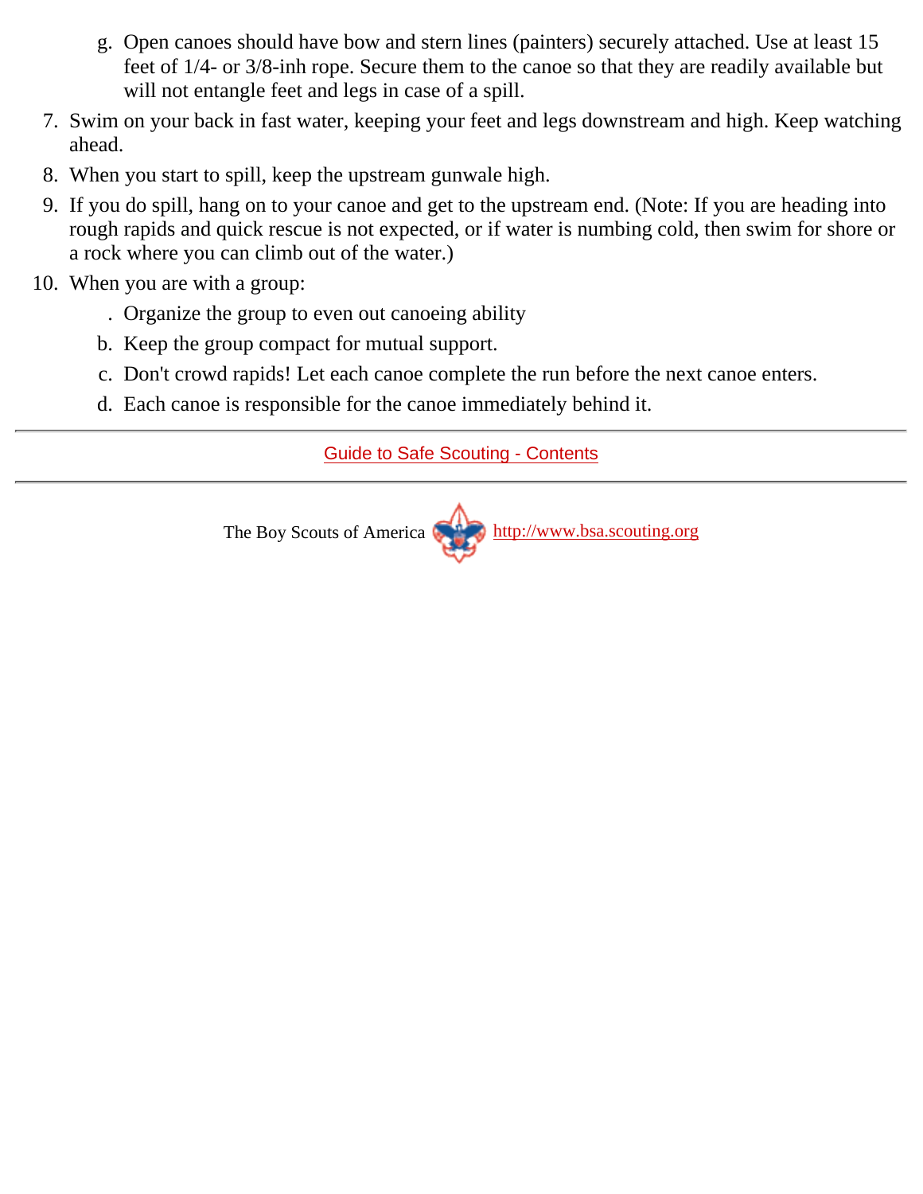g. Open canoes should have bow and stern lines (painters) securely attached. Use at least 15 feet of 1/4- or 3/8-inh rope. Secure them to the canoe so that they are readily available but will not entangle feet and legs in case of a spill.

7. Swim on your back in fast water, keeping your feet and legs downstream and high. Keep watching ahead.
8. When you start to spill, keep the upstream gunwale high.
9. If you do spill, hang on to your canoe and get to the upstream end. (Note: If you are heading into rough rapids and quick rescue is not expected, or if water is numbing cold, then swim for shore or a rock where you can climb out of the water.)
10. When you are with a group:

   . Organize the group to even out canoeing ability

   b. Keep the group compact for mutual support.

   c. Don't crowd rapids! Let each canoe complete the run before the next canoe enters.

   d. Each canoe is responsible for the canoe immediately behind it.

---

Guide to Safe Scouting - Contents

---

The Boy Scouts of America http://www.bsa.scouting.org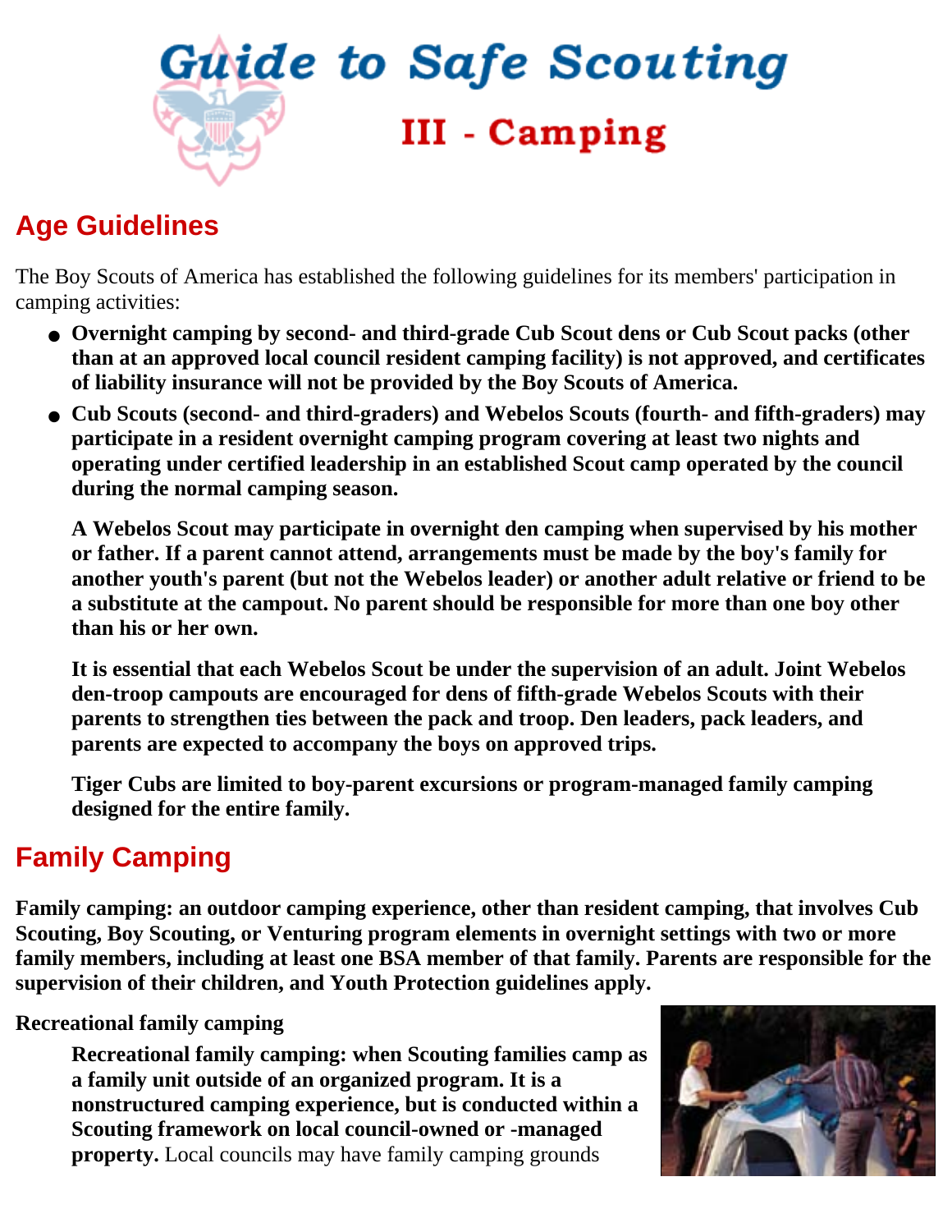# Guide to Safe Scouting

## III - Camping

## Age Guidelines

The Boy Scouts of America has established the following guidelines for its members' participation in camping activities:

- **Overnight camping by second- and third-grade Cub Scout dens or Cub Scout packs (other than at an approved local council resident camping facility) is not approved, and certificates of liability insurance will not be provided by the Boy Scouts of America.**
- **Cub Scouts (second- and third-graders) and Webelos Scouts (fourth- and fifth-graders) may participate in a resident overnight camping program covering at least two nights and operating under certified leadership in an established Scout camp operated by the council during the normal camping season.**

  **A Webelos Scout may participate in overnight den camping when supervised by his mother or father. If a parent cannot attend, arrangements must be made by the boy's family for another youth's parent (but not the Webelos leader) or another adult relative or friend to be a substitute at the campout. No parent should be responsible for more than one boy other than his or her own.**

  **It is essential that each Webelos Scout be under the supervision of an adult. Joint Webelos den-troop campouts are encouraged for dens of fifth-grade Webelos Scouts with their parents to strengthen ties between the pack and troop. Den leaders, pack leaders, and parents are expected to accompany the boys on approved trips.**

  **Tiger Cubs are limited to boy-parent excursions or program-managed family camping designed for the entire family.**

## Family Camping

**Family camping: an outdoor camping experience, other than resident camping, that involves Cub Scouting, Boy Scouting, or Venturing program elements in overnight settings with two or more family members, including at least one BSA member of that family. Parents are responsible for the supervision of their children, and Youth Protection guidelines apply.**

### Recreational family camping

**Recreational family camping: when Scouting families camp as a family unit outside of an organized program. It is a nonstructured camping experience, but is conducted within a Scouting framework on local council-owned or -managed property.** Local councils may have family camping grounds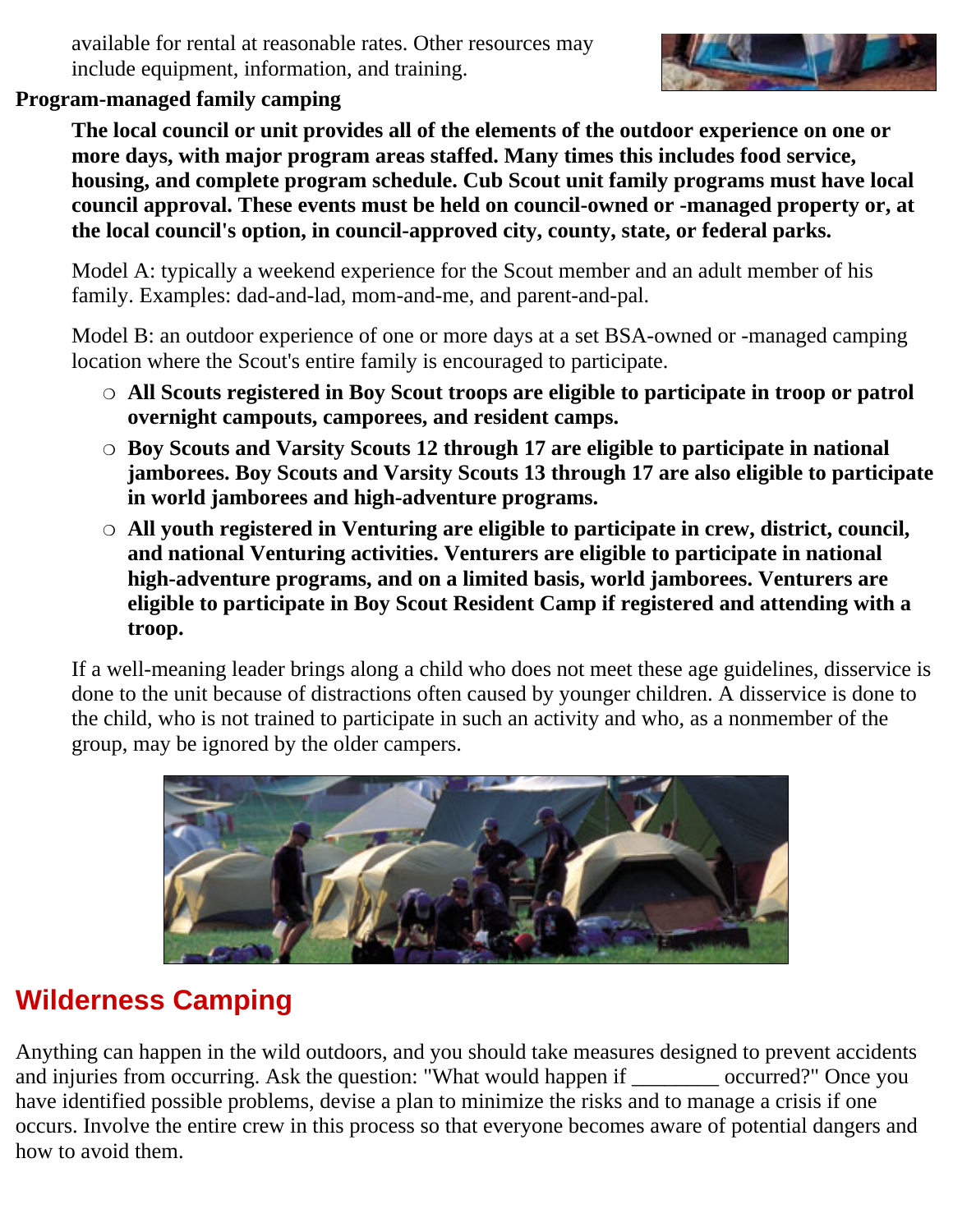available for rental at reasonable rates. Other resources may include equipment, information, and training.

**Program-managed family camping**

**The local council or unit provides all of the elements of the outdoor experience on one or more days, with major program areas staffed. Many times this includes food service, housing, and complete program schedule. Cub Scout unit family programs must have local council approval. These events must be held on council-owned or -managed property or, at the local council's option, in council-approved city, county, state, or federal parks.**

Model A: typically a weekend experience for the Scout member and an adult member of his family. Examples: dad-and-lad, mom-and-me, and parent-and-pal.

Model B: an outdoor experience of one or more days at a set BSA-owned or -managed camping location where the Scout's entire family is encouraged to participate.

- **All Scouts registered in Boy Scout troops are eligible to participate in troop or patrol overnight campouts, camporees, and resident camps.**
- **Boy Scouts and Varsity Scouts 12 through 17 are eligible to participate in national jamborees. Boy Scouts and Varsity Scouts 13 through 17 are also eligible to participate in world jamborees and high-adventure programs.**
- **All youth registered in Venturing are eligible to participate in crew, district, council, and national Venturing activities. Venturers are eligible to participate in national high-adventure programs, and on a limited basis, world jamborees. Venturers are eligible to participate in Boy Scout Resident Camp if registered and attending with a troop.**

If a well-meaning leader brings along a child who does not meet these age guidelines, disservice is done to the unit because of distractions often caused by younger children. A disservice is done to the child, who is not trained to participate in such an activity and who, as a nonmember of the group, may be ignored by the older campers.

## Wilderness Camping

Anything can happen in the wild outdoors, and you should take measures designed to prevent accidents and injuries from occurring. Ask the question: "What would happen if ________ occurred?" Once you have identified possible problems, devise a plan to minimize the risks and to manage a crisis if one occurs. Involve the entire crew in this process so that everyone becomes aware of potential dangers and how to avoid them.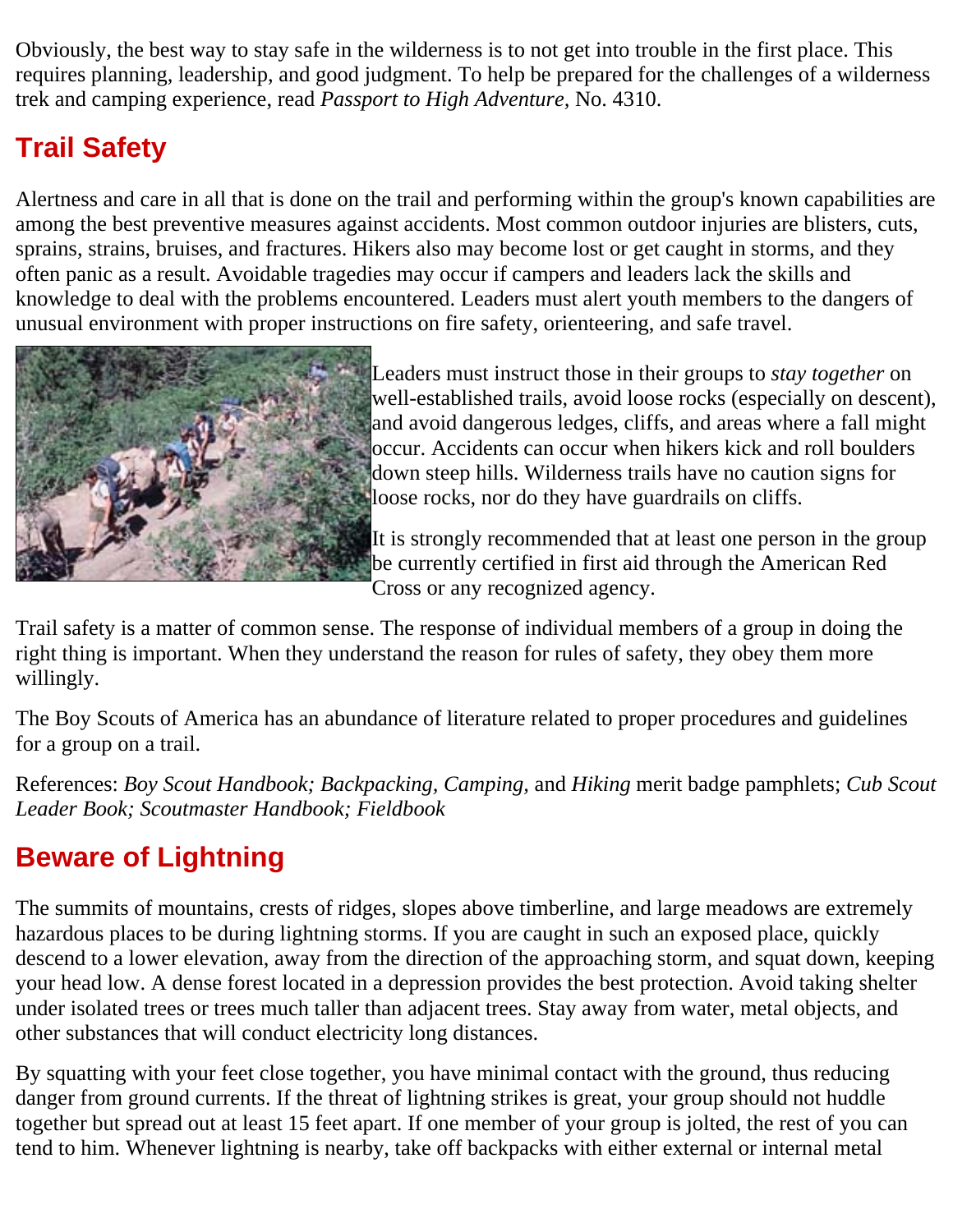Obviously, the best way to stay safe in the wilderness is to not get into trouble in the first place. This requires planning, leadership, and good judgment. To help be prepared for the challenges of a wilderness trek and camping experience, read *Passport to High Adventure,* No. 4310.

## Trail Safety

Alertness and care in all that is done on the trail and performing within the group's known capabilities are among the best preventive measures against accidents. Most common outdoor injuries are blisters, cuts, sprains, strains, bruises, and fractures. Hikers also may become lost or get caught in storms, and they often panic as a result. Avoidable tragedies may occur if campers and leaders lack the skills and knowledge to deal with the problems encountered. Leaders must alert youth members to the dangers of unusual environment with proper instructions on fire safety, orienteering, and safe travel.

Leaders must instruct those in their groups to *stay together* on well-established trails, avoid loose rocks (especially on descent), and avoid dangerous ledges, cliffs, and areas where a fall might occur. Accidents can occur when hikers kick and roll boulders down steep hills. Wilderness trails have no caution signs for loose rocks, nor do they have guardrails on cliffs.

It is strongly recommended that at least one person in the group be currently certified in first aid through the American Red Cross or any recognized agency.

Trail safety is a matter of common sense. The response of individual members of a group in doing the right thing is important. When they understand the reason for rules of safety, they obey them more willingly.

The Boy Scouts of America has an abundance of literature related to proper procedures and guidelines for a group on a trail.

References: *Boy Scout Handbook; Backpacking, Camping,* and *Hiking* merit badge pamphlets; *Cub Scout Leader Book; Scoutmaster Handbook; Fieldbook*

## Beware of Lightning

The summits of mountains, crests of ridges, slopes above timberline, and large meadows are extremely hazardous places to be during lightning storms. If you are caught in such an exposed place, quickly descend to a lower elevation, away from the direction of the approaching storm, and squat down, keeping your head low. A dense forest located in a depression provides the best protection. Avoid taking shelter under isolated trees or trees much taller than adjacent trees. Stay away from water, metal objects, and other substances that will conduct electricity long distances.

By squatting with your feet close together, you have minimal contact with the ground, thus reducing danger from ground currents. If the threat of lightning strikes is great, your group should not huddle together but spread out at least 15 feet apart. If one member of your group is jolted, the rest of you can tend to him. Whenever lightning is nearby, take off backpacks with either external or internal metal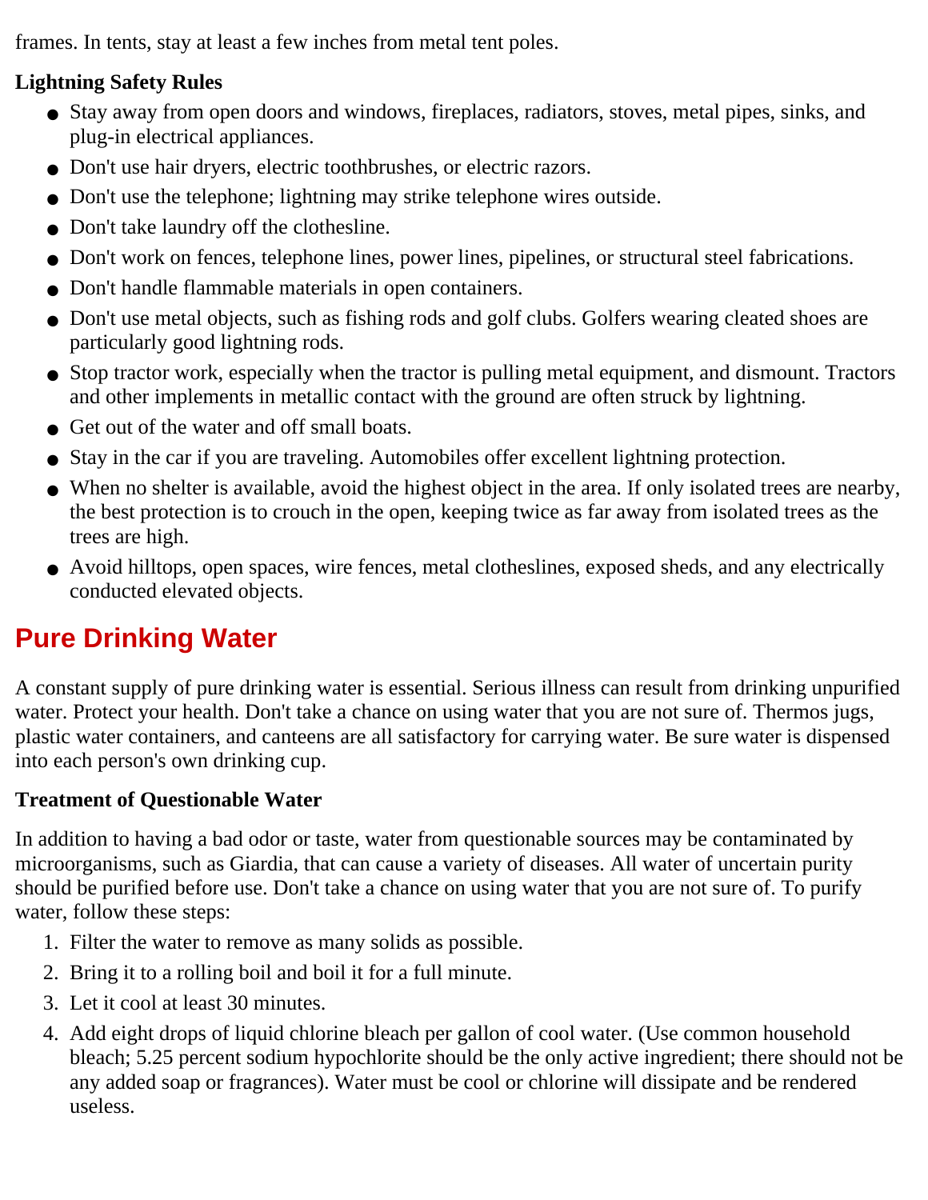frames. In tents, stay at least a few inches from metal tent poles.

**Lightning Safety Rules**

- Stay away from open doors and windows, fireplaces, radiators, stoves, metal pipes, sinks, and plug-in electrical appliances.
- Don't use hair dryers, electric toothbrushes, or electric razors.
- Don't use the telephone; lightning may strike telephone wires outside.
- Don't take laundry off the clothesline.
- Don't work on fences, telephone lines, power lines, pipelines, or structural steel fabrications.
- Don't handle flammable materials in open containers.
- Don't use metal objects, such as fishing rods and golf clubs. Golfers wearing cleated shoes are particularly good lightning rods.
- Stop tractor work, especially when the tractor is pulling metal equipment, and dismount. Tractors and other implements in metallic contact with the ground are often struck by lightning.
- Get out of the water and off small boats.
- Stay in the car if you are traveling. Automobiles offer excellent lightning protection.
- When no shelter is available, avoid the highest object in the area. If only isolated trees are nearby, the best protection is to crouch in the open, keeping twice as far away from isolated trees as the trees are high.
- Avoid hilltops, open spaces, wire fences, metal clotheslines, exposed sheds, and any electrically conducted elevated objects.

## Pure Drinking Water

A constant supply of pure drinking water is essential. Serious illness can result from drinking unpurified water. Protect your health. Don't take a chance on using water that you are not sure of. Thermos jugs, plastic water containers, and canteens are all satisfactory for carrying water. Be sure water is dispensed into each person's own drinking cup.

**Treatment of Questionable Water**

In addition to having a bad odor or taste, water from questionable sources may be contaminated by microorganisms, such as Giardia, that can cause a variety of diseases. All water of uncertain purity should be purified before use. Don't take a chance on using water that you are not sure of. To purify water, follow these steps:

1. Filter the water to remove as many solids as possible.
2. Bring it to a rolling boil and boil it for a full minute.
3. Let it cool at least 30 minutes.
4. Add eight drops of liquid chlorine bleach per gallon of cool water. (Use common household bleach; 5.25 percent sodium hypochlorite should be the only active ingredient; there should not be any added soap or fragrances). Water must be cool or chlorine will dissipate and be rendered useless.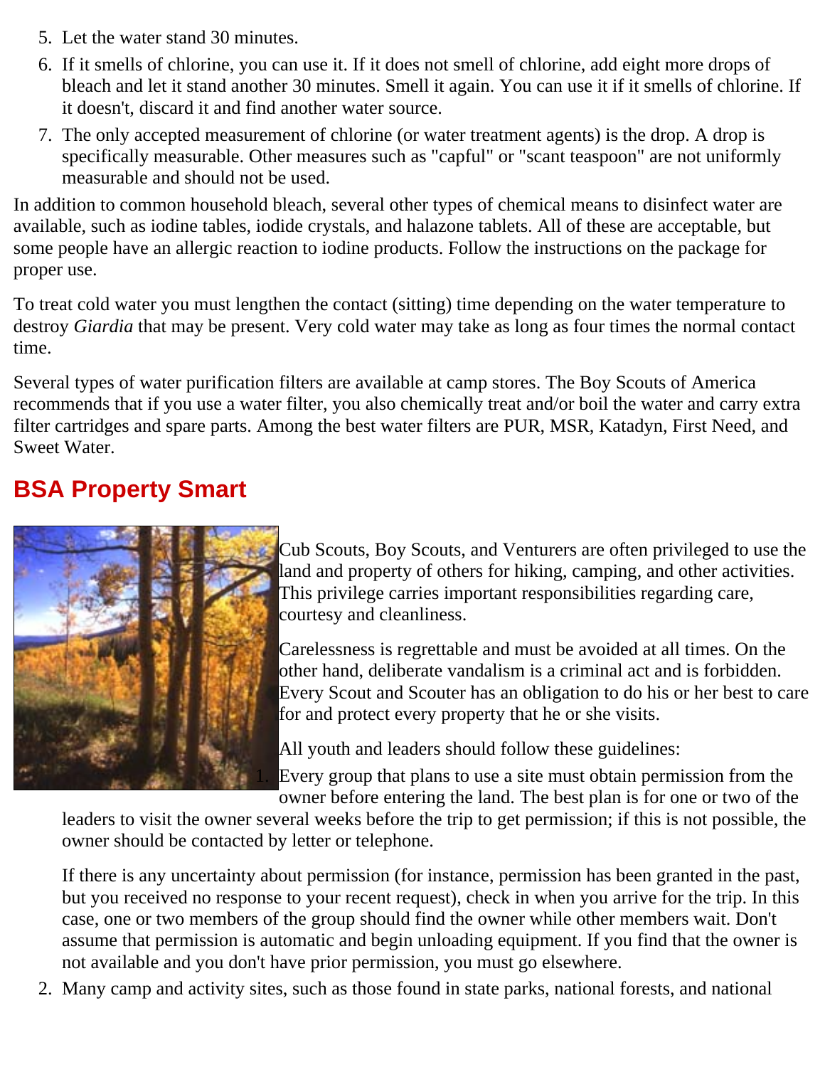5. Let the water stand 30 minutes.
6. If it smells of chlorine, you can use it. If it does not smell of chlorine, add eight more drops of bleach and let it stand another 30 minutes. Smell it again. You can use it if it smells of chlorine. If it doesn't, discard it and find another water source.
7. The only accepted measurement of chlorine (or water treatment agents) is the drop. A drop is specifically measurable. Other measures such as "capful" or "scant teaspoon" are not uniformly measurable and should not be used.

In addition to common household bleach, several other types of chemical means to disinfect water are available, such as iodine tables, iodide crystals, and halazone tablets. All of these are acceptable, but some people have an allergic reaction to iodine products. Follow the instructions on the package for proper use.

To treat cold water you must lengthen the contact (sitting) time depending on the water temperature to destroy *Giardia* that may be present. Very cold water may take as long as four times the normal contact time.

Several types of water purification filters are available at camp stores. The Boy Scouts of America recommends that if you use a water filter, you also chemically treat and/or boil the water and carry extra filter cartridges and spare parts. Among the best water filters are PUR, MSR, Katadyn, First Need, and Sweet Water.

## BSA Property Smart

Cub Scouts, Boy Scouts, and Venturers are often privileged to use the land and property of others for hiking, camping, and other activities. This privilege carries important responsibilities regarding care, courtesy and cleanliness.

Carelessness is regrettable and must be avoided at all times. On the other hand, deliberate vandalism is a criminal act and is forbidden. Every Scout and Scouter has an obligation to do his or her best to care for and protect every property that he or she visits.

All youth and leaders should follow these guidelines:

1. Every group that plans to use a site must obtain permission from the owner before entering the land. The best plan is for one or two of the leaders to visit the owner several weeks before the trip to get permission; if this is not possible, the owner should be contacted by letter or telephone.

   If there is any uncertainty about permission (for instance, permission has been granted in the past, but you received no response to your recent request), check in when you arrive for the trip. In this case, one or two members of the group should find the owner while other members wait. Don't assume that permission is automatic and begin unloading equipment. If you find that the owner is not available and you don't have prior permission, you must go elsewhere.
2. Many camp and activity sites, such as those found in state parks, national forests, and national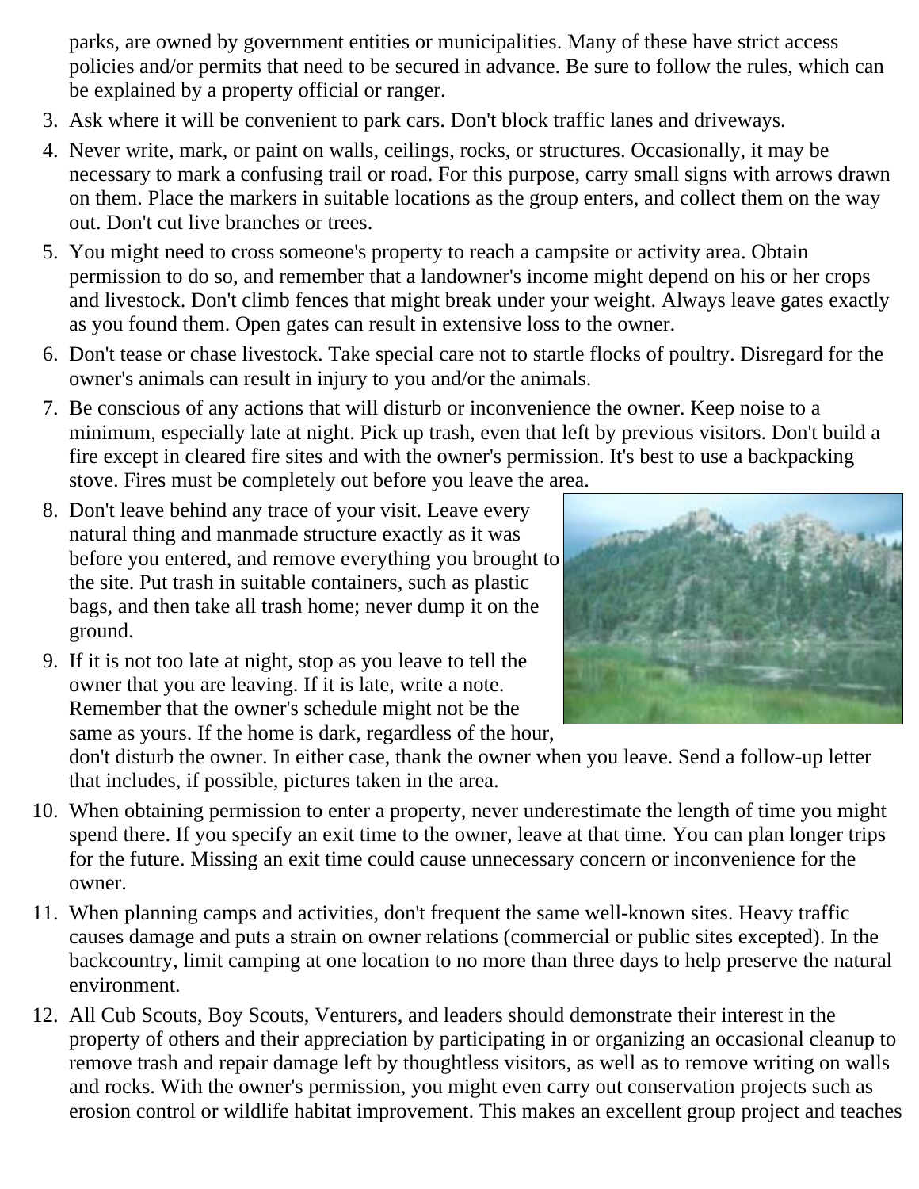parks, are owned by government entities or municipalities. Many of these have strict access policies and/or permits that need to be secured in advance. Be sure to follow the rules, which can be explained by a property official or ranger.

3. Ask where it will be convenient to park cars. Don't block traffic lanes and driveways.
4. Never write, mark, or paint on walls, ceilings, rocks, or structures. Occasionally, it may be necessary to mark a confusing trail or road. For this purpose, carry small signs with arrows drawn on them. Place the markers in suitable locations as the group enters, and collect them on the way out. Don't cut live branches or trees.
5. You might need to cross someone's property to reach a campsite or activity area. Obtain permission to do so, and remember that a landowner's income might depend on his or her crops and livestock. Don't climb fences that might break under your weight. Always leave gates exactly as you found them. Open gates can result in extensive loss to the owner.
6. Don't tease or chase livestock. Take special care not to startle flocks of poultry. Disregard for the owner's animals can result in injury to you and/or the animals.
7. Be conscious of any actions that will disturb or inconvenience the owner. Keep noise to a minimum, especially late at night. Pick up trash, even that left by previous visitors. Don't build a fire except in cleared fire sites and with the owner's permission. It's best to use a backpacking stove. Fires must be completely out before you leave the area.
8. Don't leave behind any trace of your visit. Leave every natural thing and manmade structure exactly as it was before you entered, and remove everything you brought to the site. Put trash in suitable containers, such as plastic bags, and then take all trash home; never dump it on the ground.
9. If it is not too late at night, stop as you leave to tell the owner that you are leaving. If it is late, write a note. Remember that the owner's schedule might not be the same as yours. If the home is dark, regardless of the hour, don't disturb the owner. In either case, thank the owner when you leave. Send a follow-up letter that includes, if possible, pictures taken in the area.
10. When obtaining permission to enter a property, never underestimate the length of time you might spend there. If you specify an exit time to the owner, leave at that time. You can plan longer trips for the future. Missing an exit time could cause unnecessary concern or inconvenience for the owner.
11. When planning camps and activities, don't frequent the same well-known sites. Heavy traffic causes damage and puts a strain on owner relations (commercial or public sites excepted). In the backcountry, limit camping at one location to no more than three days to help preserve the natural environment.
12. All Cub Scouts, Boy Scouts, Venturers, and leaders should demonstrate their interest in the property of others and their appreciation by participating in or organizing an occasional cleanup to remove trash and repair damage left by thoughtless visitors, as well as to remove writing on walls and rocks. With the owner's permission, you might even carry out conservation projects such as erosion control or wildlife habitat improvement. This makes an excellent group project and teaches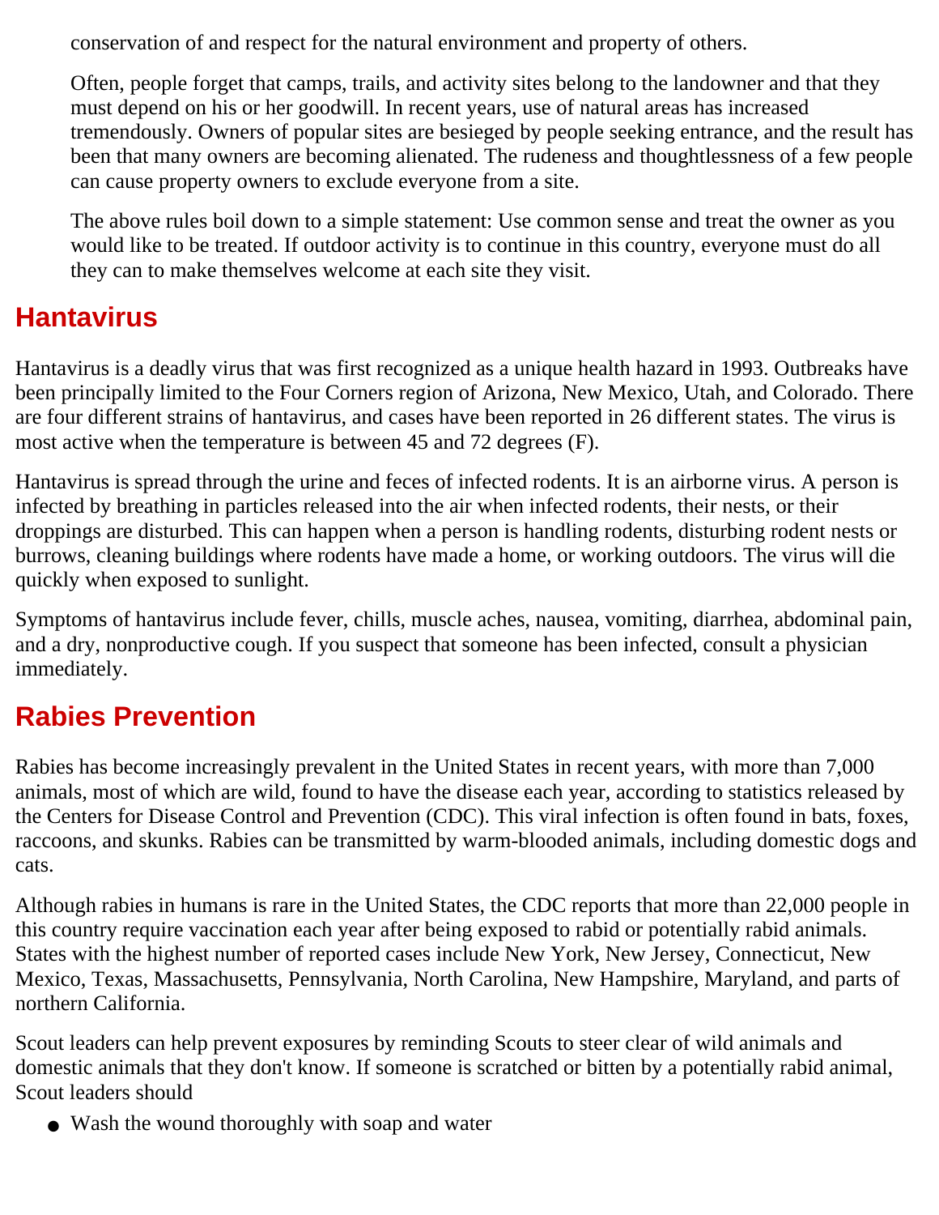conservation of and respect for the natural environment and property of others.

Often, people forget that camps, trails, and activity sites belong to the landowner and that they must depend on his or her goodwill. In recent years, use of natural areas has increased tremendously. Owners of popular sites are besieged by people seeking entrance, and the result has been that many owners are becoming alienated. The rudeness and thoughtlessness of a few people can cause property owners to exclude everyone from a site.

The above rules boil down to a simple statement: Use common sense and treat the owner as you would like to be treated. If outdoor activity is to continue in this country, everyone must do all they can to make themselves welcome at each site they visit.

## Hantavirus

Hantavirus is a deadly virus that was first recognized as a unique health hazard in 1993. Outbreaks have been principally limited to the Four Corners region of Arizona, New Mexico, Utah, and Colorado. There are four different strains of hantavirus, and cases have been reported in 26 different states. The virus is most active when the temperature is between 45 and 72 degrees (F).

Hantavirus is spread through the urine and feces of infected rodents. It is an airborne virus. A person is infected by breathing in particles released into the air when infected rodents, their nests, or their droppings are disturbed. This can happen when a person is handling rodents, disturbing rodent nests or burrows, cleaning buildings where rodents have made a home, or working outdoors. The virus will die quickly when exposed to sunlight.

Symptoms of hantavirus include fever, chills, muscle aches, nausea, vomiting, diarrhea, abdominal pain, and a dry, nonproductive cough. If you suspect that someone has been infected, consult a physician immediately.

## Rabies Prevention

Rabies has become increasingly prevalent in the United States in recent years, with more than 7,000 animals, most of which are wild, found to have the disease each year, according to statistics released by the Centers for Disease Control and Prevention (CDC). This viral infection is often found in bats, foxes, raccoons, and skunks. Rabies can be transmitted by warm-blooded animals, including domestic dogs and cats.

Although rabies in humans is rare in the United States, the CDC reports that more than 22,000 people in this country require vaccination each year after being exposed to rabid or potentially rabid animals. States with the highest number of reported cases include New York, New Jersey, Connecticut, New Mexico, Texas, Massachusetts, Pennsylvania, North Carolina, New Hampshire, Maryland, and parts of northern California.

Scout leaders can help prevent exposures by reminding Scouts to steer clear of wild animals and domestic animals that they don't know. If someone is scratched or bitten by a potentially rabid animal, Scout leaders should

- Wash the wound thoroughly with soap and water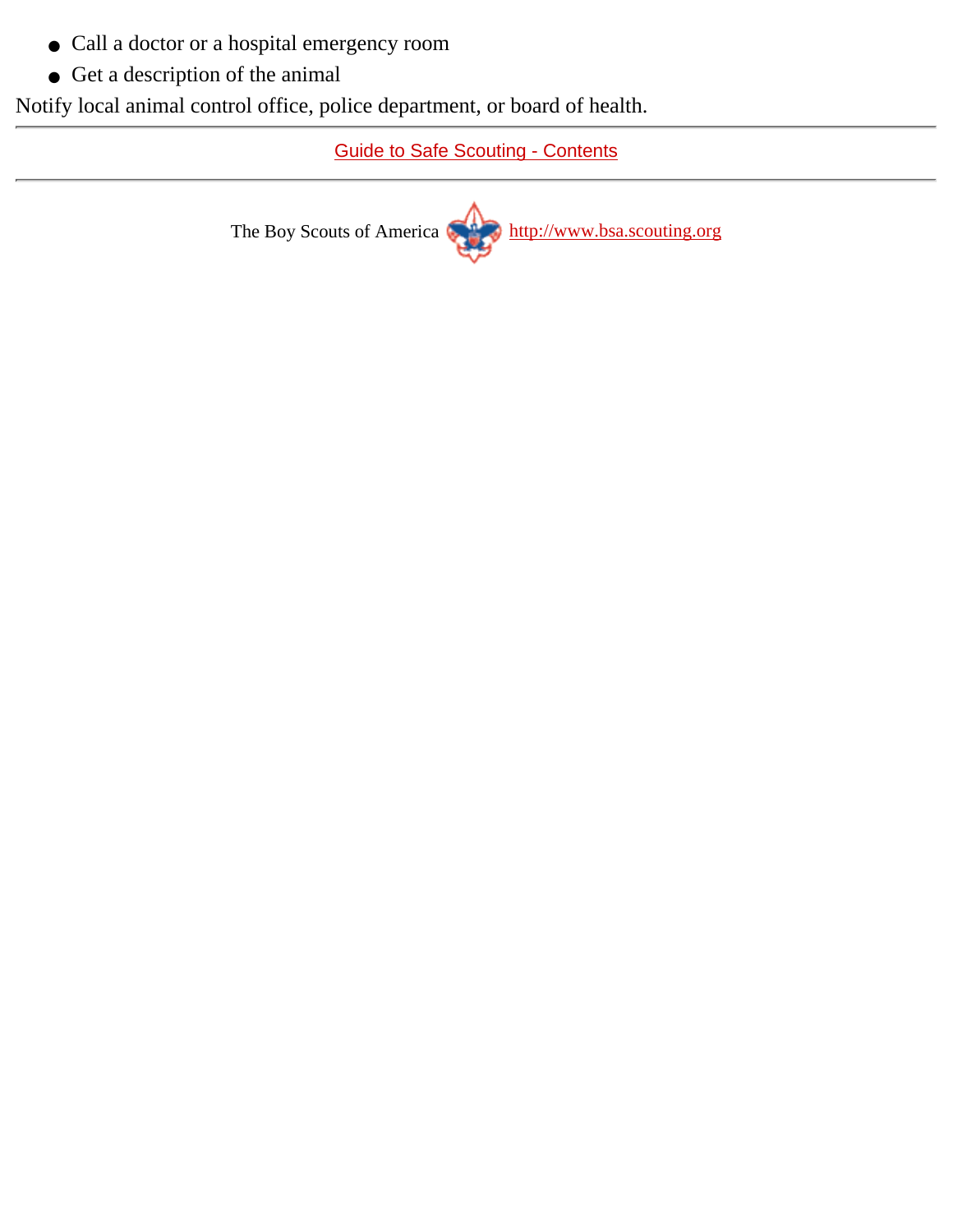- Call a doctor or a hospital emergency room
- Get a description of the animal

Notify local animal control office, police department, or board of health.

---

Guide to Safe Scouting - Contents

---

The Boy Scouts of America http://www.bsa.scouting.org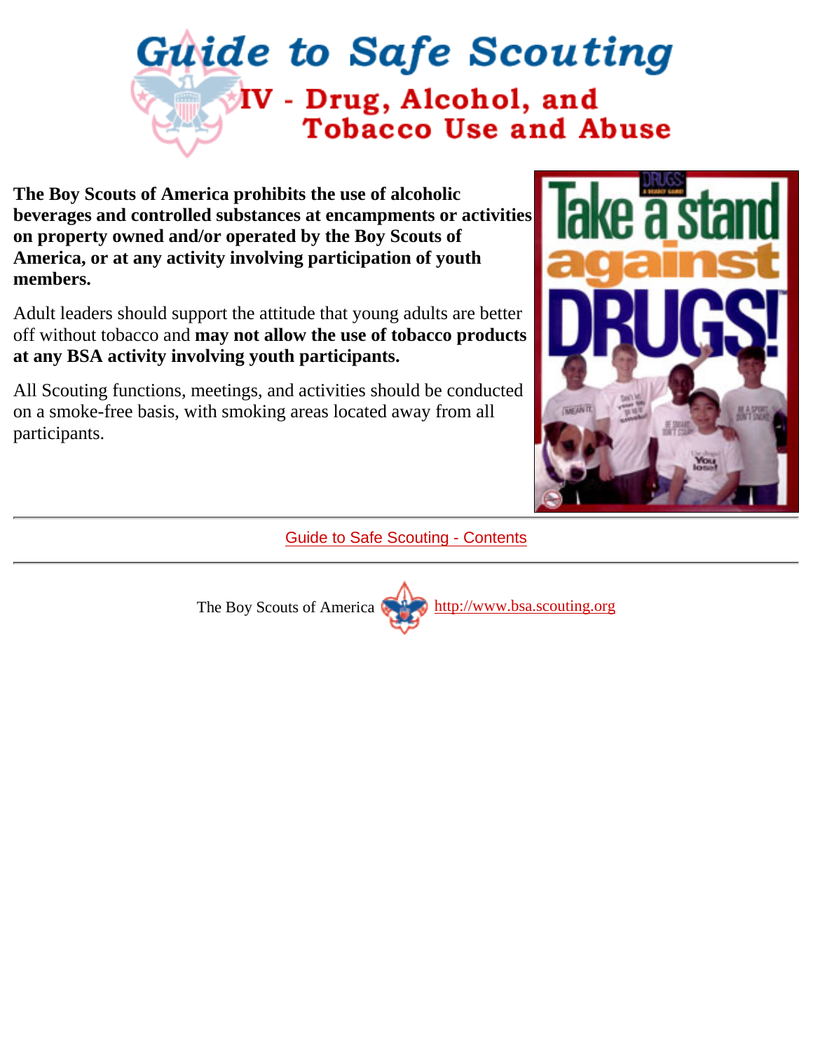# Guide to Safe Scouting

## IV - Drug, Alcohol, and Tobacco Use and Abuse

**The Boy Scouts of America prohibits the use of alcoholic beverages and controlled substances at encampments or activities on property owned and/or operated by the Boy Scouts of America, or at any activity involving participation of youth members.**

Adult leaders should support the attitude that young adults are better off without tobacco and **may not allow the use of tobacco products at any BSA activity involving youth participants.**

All Scouting functions, meetings, and activities should be conducted on a smoke-free basis, with smoking areas located away from all participants.

---

Guide to Safe Scouting - Contents

---

The Boy Scouts of America http://www.bsa.scouting.org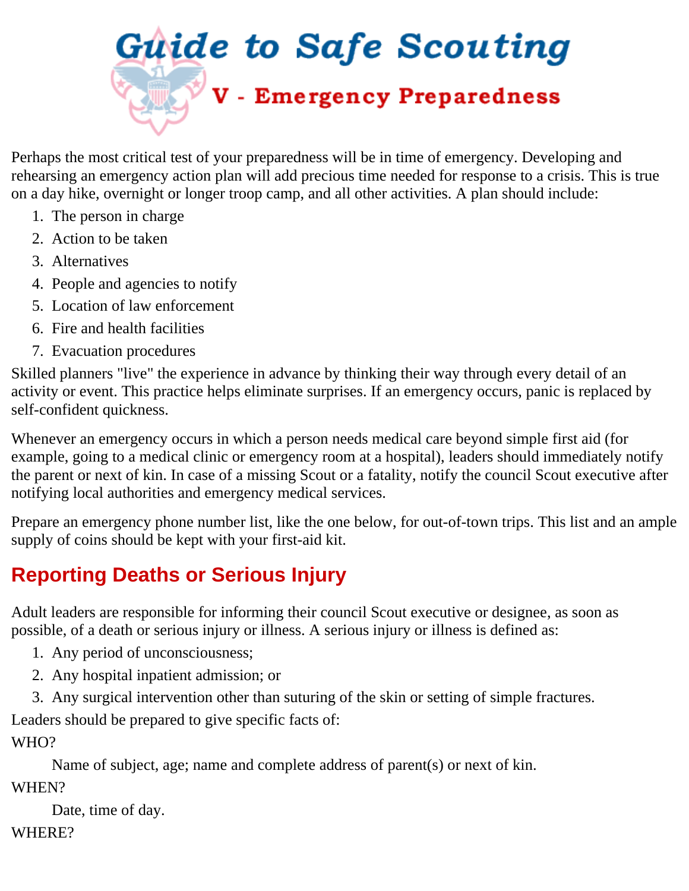# Guide to Safe Scouting

## V - Emergency Preparedness

Perhaps the most critical test of your preparedness will be in time of emergency. Developing and rehearsing an emergency action plan will add precious time needed for response to a crisis. This is true on a day hike, overnight or longer troop camp, and all other activities. A plan should include:

1. The person in charge
2. Action to be taken
3. Alternatives
4. People and agencies to notify
5. Location of law enforcement
6. Fire and health facilities
7. Evacuation procedures

Skilled planners "live" the experience in advance by thinking their way through every detail of an activity or event. This practice helps eliminate surprises. If an emergency occurs, panic is replaced by self-confident quickness.

Whenever an emergency occurs in which a person needs medical care beyond simple first aid (for example, going to a medical clinic or emergency room at a hospital), leaders should immediately notify the parent or next of kin. In case of a missing Scout or a fatality, notify the council Scout executive after notifying local authorities and emergency medical services.

Prepare an emergency phone number list, like the one below, for out-of-town trips. This list and an ample supply of coins should be kept with your first-aid kit.

## Reporting Deaths or Serious Injury

Adult leaders are responsible for informing their council Scout executive or designee, as soon as possible, of a death or serious injury or illness. A serious injury or illness is defined as:

1. Any period of unconsciousness;
2. Any hospital inpatient admission; or
3. Any surgical intervention other than suturing of the skin or setting of simple fractures.

Leaders should be prepared to give specific facts of:

WHO?

Name of subject, age; name and complete address of parent(s) or next of kin.

WHEN?

Date, time of day.

WHERE?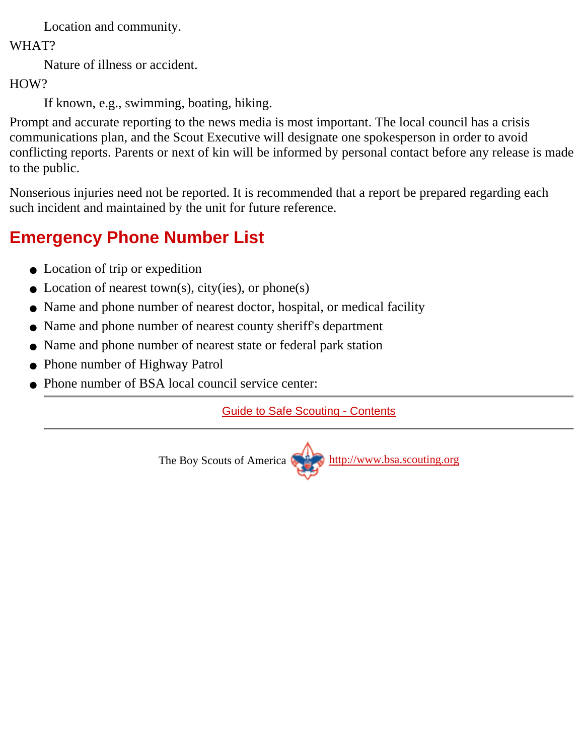Location and community.

WHAT?

Nature of illness or accident.

HOW?

If known, e.g., swimming, boating, hiking.

Prompt and accurate reporting to the news media is most important. The local council has a crisis communications plan, and the Scout Executive will designate one spokesperson in order to avoid conflicting reports. Parents or next of kin will be informed by personal contact before any release is made to the public.

Nonserious injuries need not be reported. It is recommended that a report be prepared regarding each such incident and maintained by the unit for future reference.

## Emergency Phone Number List

- Location of trip or expedition
- Location of nearest town(s), city(ies), or phone(s)
- Name and phone number of nearest doctor, hospital, or medical facility
- Name and phone number of nearest county sheriff's department
- Name and phone number of nearest state or federal park station
- Phone number of Highway Patrol
- Phone number of BSA local council service center:

---

Guide to Safe Scouting - Contents

---

The Boy Scouts of America http://www.bsa.scouting.org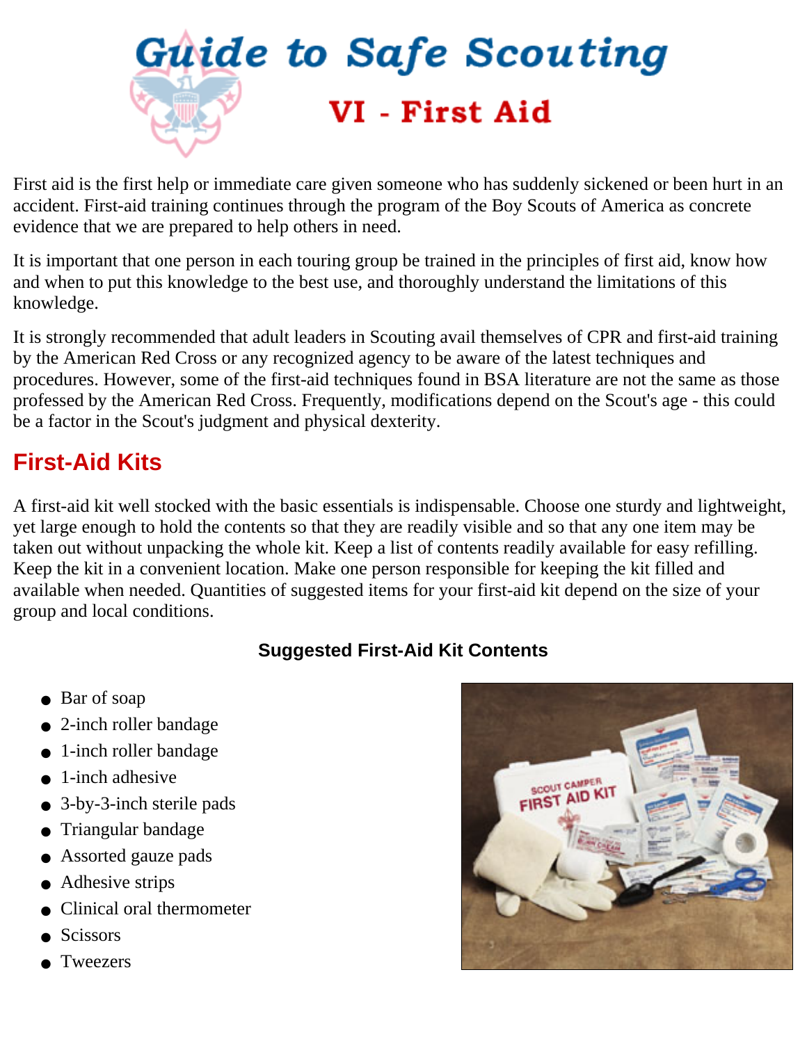# Guide to Safe Scouting

## VI - First Aid

First aid is the first help or immediate care given someone who has suddenly sickened or been hurt in an accident. First-aid training continues through the program of the Boy Scouts of America as concrete evidence that we are prepared to help others in need.

It is important that one person in each touring group be trained in the principles of first aid, know how and when to put this knowledge to the best use, and thoroughly understand the limitations of this knowledge.

It is strongly recommended that adult leaders in Scouting avail themselves of CPR and first-aid training by the American Red Cross or any recognized agency to be aware of the latest techniques and procedures. However, some of the first-aid techniques found in BSA literature are not the same as those professed by the American Red Cross. Frequently, modifications depend on the Scout's age - this could be a factor in the Scout's judgment and physical dexterity.

## First-Aid Kits

A first-aid kit well stocked with the basic essentials is indispensable. Choose one sturdy and lightweight, yet large enough to hold the contents so that they are readily visible and so that any one item may be taken out without unpacking the whole kit. Keep a list of contents readily available for easy refilling. Keep the kit in a convenient location. Make one person responsible for keeping the kit filled and available when needed. Quantities of suggested items for your first-aid kit depend on the size of your group and local conditions.

**Suggested First-Aid Kit Contents**

- Bar of soap
- 2-inch roller bandage
- 1-inch roller bandage
- 1-inch adhesive
- 3-by-3-inch sterile pads
- Triangular bandage
- Assorted gauze pads
- Adhesive strips
- Clinical oral thermometer
- Scissors
- Tweezers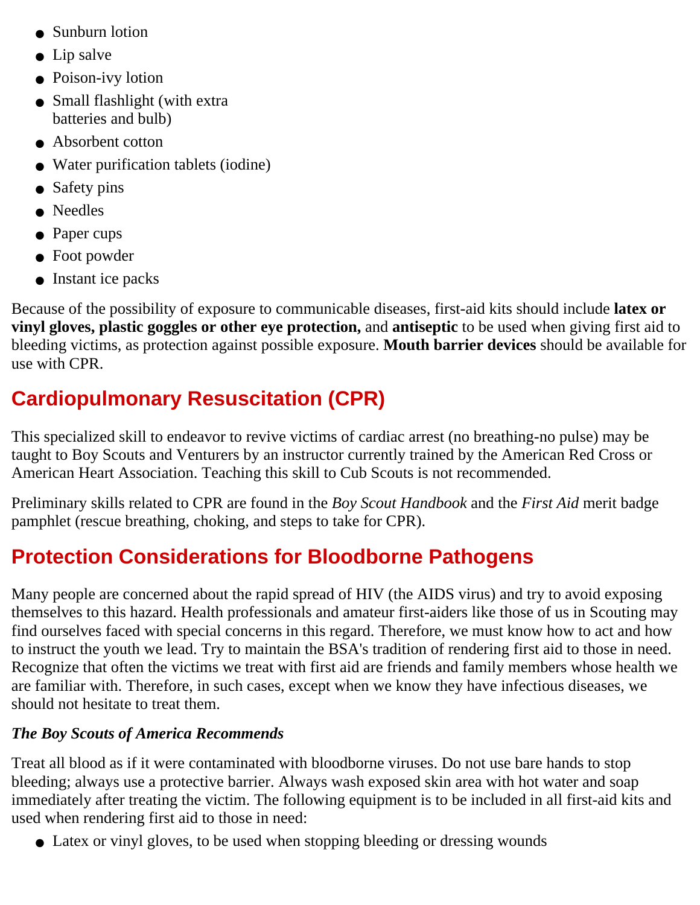- Sunburn lotion
- Lip salve
- Poison-ivy lotion
- Small flashlight (with extra batteries and bulb)
- Absorbent cotton
- Water purification tablets (iodine)
- Safety pins
- Needles
- Paper cups
- Foot powder
- Instant ice packs

Because of the possibility of exposure to communicable diseases, first-aid kits should include **latex or vinyl gloves, plastic goggles or other eye protection,** and **antiseptic** to be used when giving first aid to bleeding victims, as protection against possible exposure. **Mouth barrier devices** should be available for use with CPR.

## Cardiopulmonary Resuscitation (CPR)

This specialized skill to endeavor to revive victims of cardiac arrest (no breathing-no pulse) may be taught to Boy Scouts and Venturers by an instructor currently trained by the American Red Cross or American Heart Association. Teaching this skill to Cub Scouts is not recommended.

Preliminary skills related to CPR are found in the *Boy Scout Handbook* and the *First Aid* merit badge pamphlet (rescue breathing, choking, and steps to take for CPR).

## Protection Considerations for Bloodborne Pathogens

Many people are concerned about the rapid spread of HIV (the AIDS virus) and try to avoid exposing themselves to this hazard. Health professionals and amateur first-aiders like those of us in Scouting may find ourselves faced with special concerns in this regard. Therefore, we must know how to act and how to instruct the youth we lead. Try to maintain the BSA's tradition of rendering first aid to those in need. Recognize that often the victims we treat with first aid are friends and family members whose health we are familiar with. Therefore, in such cases, except when we know they have infectious diseases, we should not hesitate to treat them.

***The Boy Scouts of America Recommends***

Treat all blood as if it were contaminated with bloodborne viruses. Do not use bare hands to stop bleeding; always use a protective barrier. Always wash exposed skin area with hot water and soap immediately after treating the victim. The following equipment is to be included in all first-aid kits and used when rendering first aid to those in need:

- Latex or vinyl gloves, to be used when stopping bleeding or dressing wounds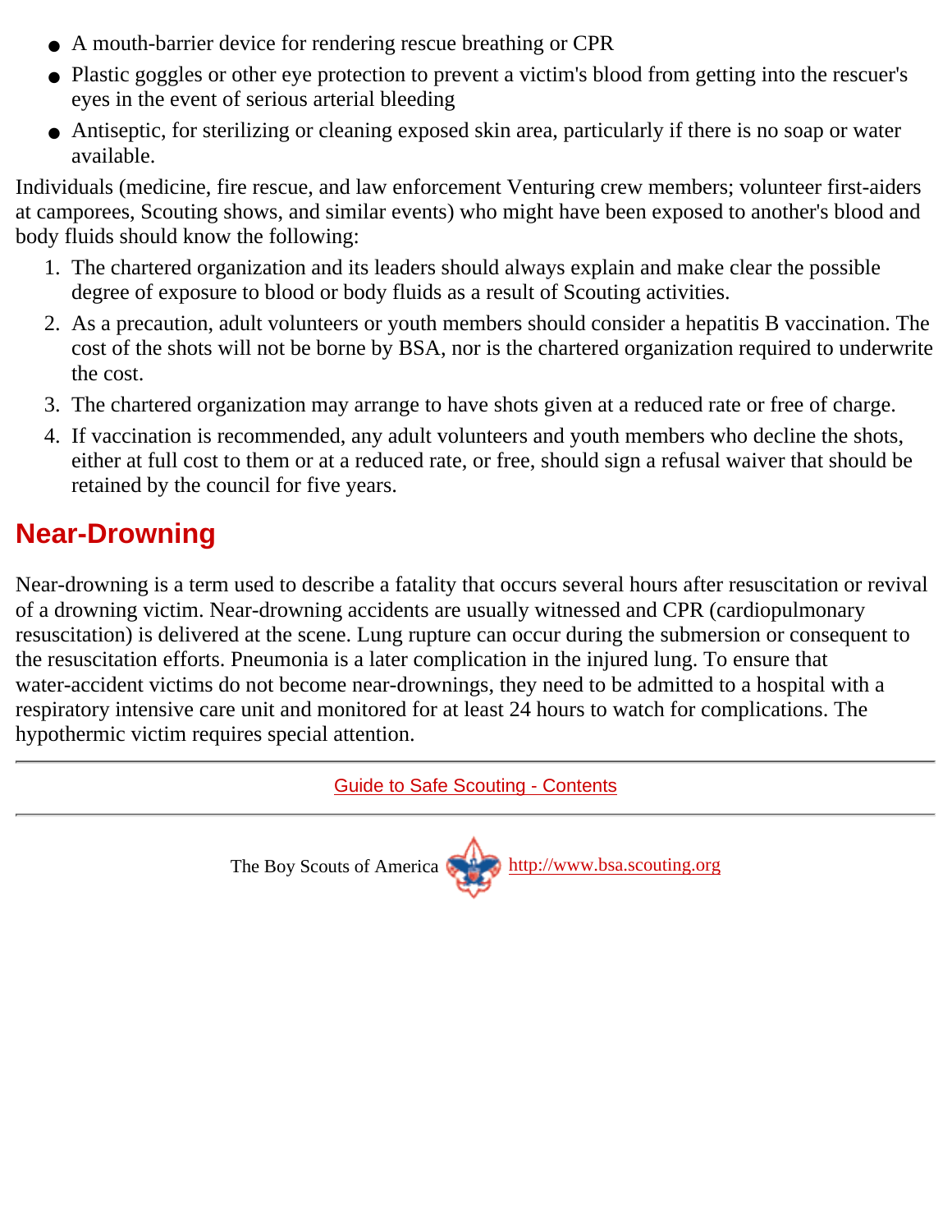- A mouth-barrier device for rendering rescue breathing or CPR
- Plastic goggles or other eye protection to prevent a victim's blood from getting into the rescuer's eyes in the event of serious arterial bleeding
- Antiseptic, for sterilizing or cleaning exposed skin area, particularly if there is no soap or water available.

Individuals (medicine, fire rescue, and law enforcement Venturing crew members; volunteer first-aiders at camporees, Scouting shows, and similar events) who might have been exposed to another's blood and body fluids should know the following:

1. The chartered organization and its leaders should always explain and make clear the possible degree of exposure to blood or body fluids as a result of Scouting activities.
2. As a precaution, adult volunteers or youth members should consider a hepatitis B vaccination. The cost of the shots will not be borne by BSA, nor is the chartered organization required to underwrite the cost.
3. The chartered organization may arrange to have shots given at a reduced rate or free of charge.
4. If vaccination is recommended, any adult volunteers and youth members who decline the shots, either at full cost to them or at a reduced rate, or free, should sign a refusal waiver that should be retained by the council for five years.

## Near-Drowning

Near-drowning is a term used to describe a fatality that occurs several hours after resuscitation or revival of a drowning victim. Near-drowning accidents are usually witnessed and CPR (cardiopulmonary resuscitation) is delivered at the scene. Lung rupture can occur during the submersion or consequent to the resuscitation efforts. Pneumonia is a later complication in the injured lung. To ensure that water-accident victims do not become near-drownings, they need to be admitted to a hospital with a respiratory intensive care unit and monitored for at least 24 hours to watch for complications. The hypothermic victim requires special attention.

---

Guide to Safe Scouting - Contents

---

The Boy Scouts of America http://www.bsa.scouting.org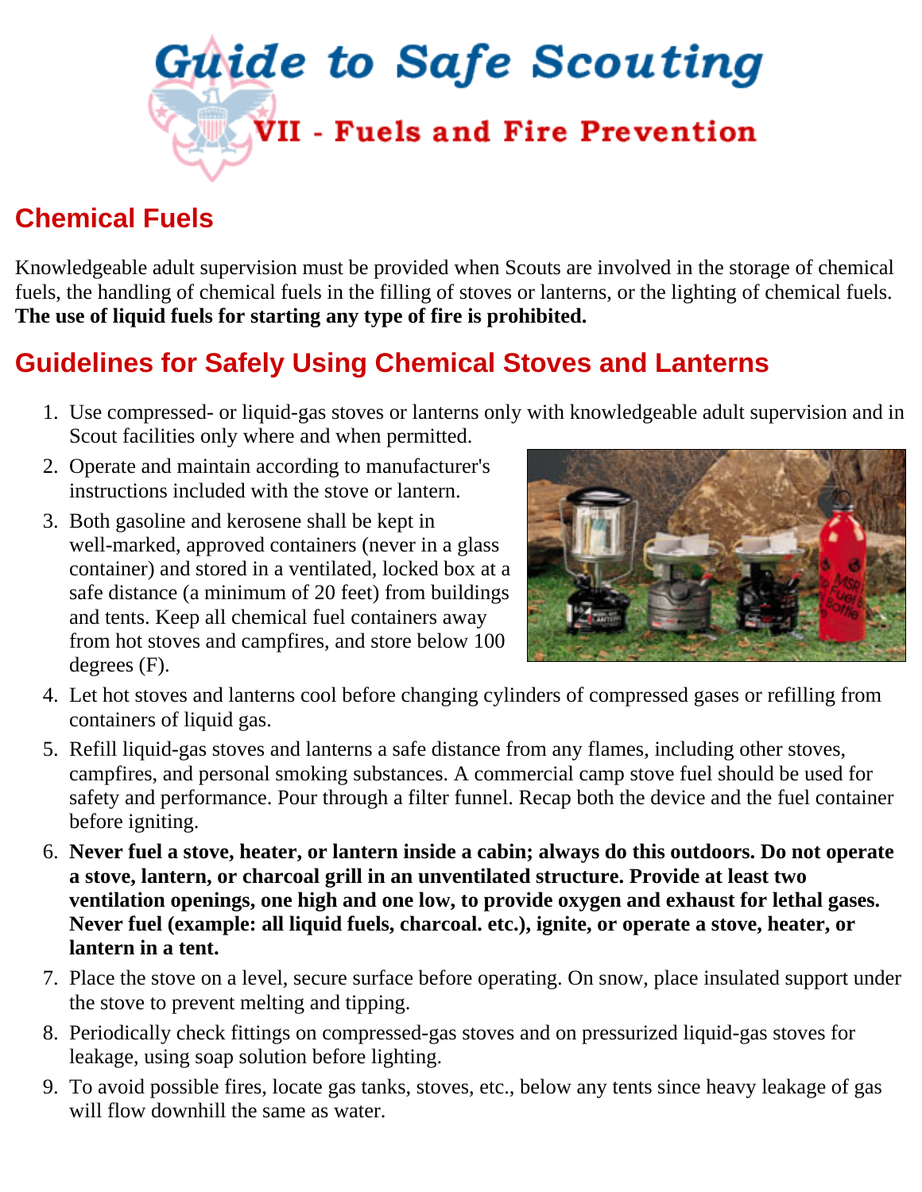# Guide to Safe Scouting

## VII - Fuels and Fire Prevention

## Chemical Fuels

Knowledgeable adult supervision must be provided when Scouts are involved in the storage of chemical fuels, the handling of chemical fuels in the filling of stoves or lanterns, or the lighting of chemical fuels. **The use of liquid fuels for starting any type of fire is prohibited.**

## Guidelines for Safely Using Chemical Stoves and Lanterns

1. Use compressed- or liquid-gas stoves or lanterns only with knowledgeable adult supervision and in Scout facilities only where and when permitted.
2. Operate and maintain according to manufacturer's instructions included with the stove or lantern.
3. Both gasoline and kerosene shall be kept in well-marked, approved containers (never in a glass container) and stored in a ventilated, locked box at a safe distance (a minimum of 20 feet) from buildings and tents. Keep all chemical fuel containers away from hot stoves and campfires, and store below 100 degrees (F).
4. Let hot stoves and lanterns cool before changing cylinders of compressed gases or refilling from containers of liquid gas.
5. Refill liquid-gas stoves and lanterns a safe distance from any flames, including other stoves, campfires, and personal smoking substances. A commercial camp stove fuel should be used for safety and performance. Pour through a filter funnel. Recap both the device and the fuel container before igniting.
6. **Never fuel a stove, heater, or lantern inside a cabin; always do this outdoors. Do not operate a stove, lantern, or charcoal grill in an unventilated structure. Provide at least two ventilation openings, one high and one low, to provide oxygen and exhaust for lethal gases. Never fuel (example: all liquid fuels, charcoal. etc.), ignite, or operate a stove, heater, or lantern in a tent.**
7. Place the stove on a level, secure surface before operating. On snow, place insulated support under the stove to prevent melting and tipping.
8. Periodically check fittings on compressed-gas stoves and on pressurized liquid-gas stoves for leakage, using soap solution before lighting.
9. To avoid possible fires, locate gas tanks, stoves, etc., below any tents since heavy leakage of gas will flow downhill the same as water.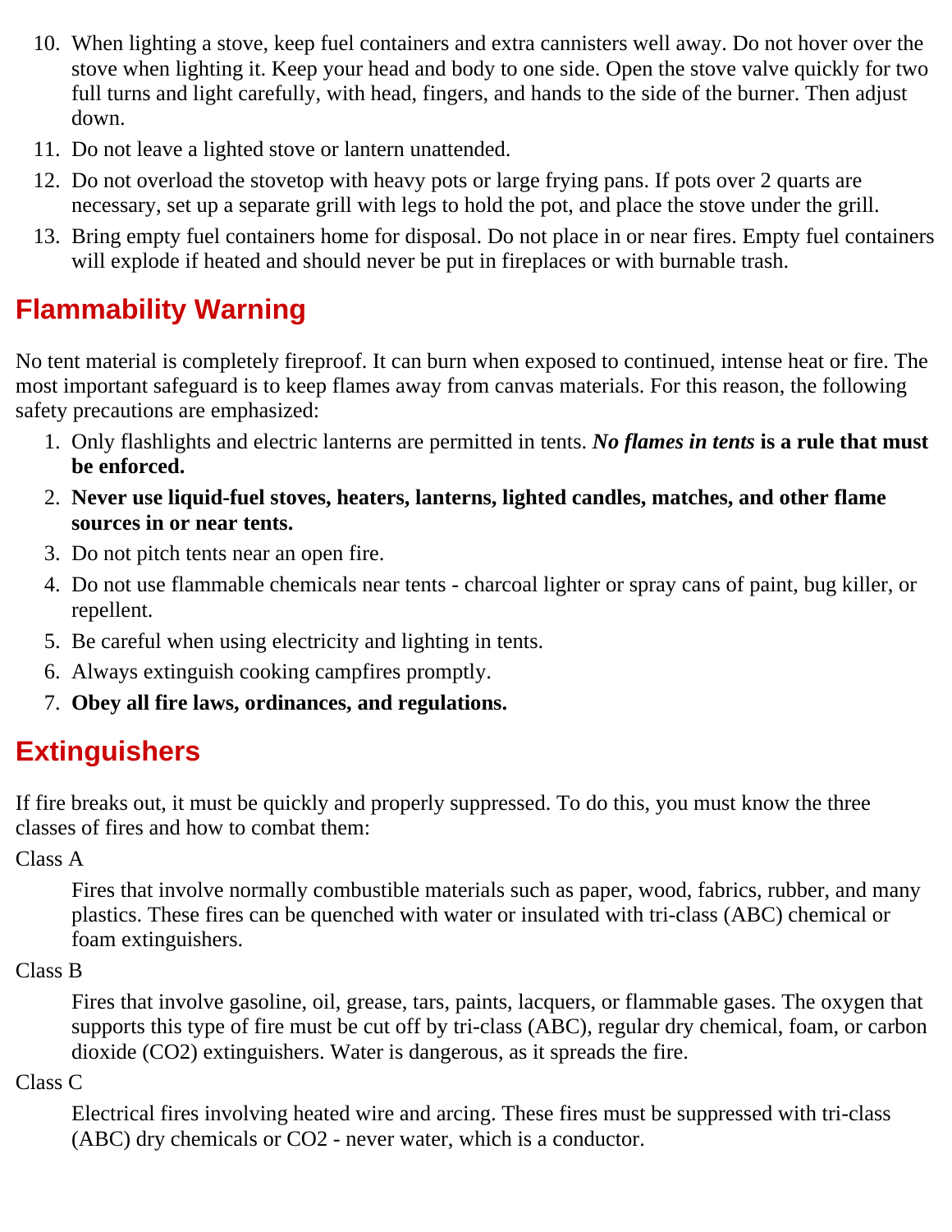10. When lighting a stove, keep fuel containers and extra cannisters well away. Do not hover over the stove when lighting it. Keep your head and body to one side. Open the stove valve quickly for two full turns and light carefully, with head, fingers, and hands to the side of the burner. Then adjust down.
11. Do not leave a lighted stove or lantern unattended.
12. Do not overload the stovetop with heavy pots or large frying pans. If pots over 2 quarts are necessary, set up a separate grill with legs to hold the pot, and place the stove under the grill.
13. Bring empty fuel containers home for disposal. Do not place in or near fires. Empty fuel containers will explode if heated and should never be put in fireplaces or with burnable trash.

## Flammability Warning

No tent material is completely fireproof. It can burn when exposed to continued, intense heat or fire. The most important safeguard is to keep flames away from canvas materials. For this reason, the following safety precautions are emphasized:

1. Only flashlights and electric lanterns are permitted in tents. ***No flames in tents*** **is a rule that must be enforced.**
2. **Never use liquid-fuel stoves, heaters, lanterns, lighted candles, matches, and other flame sources in or near tents.**
3. Do not pitch tents near an open fire.
4. Do not use flammable chemicals near tents - charcoal lighter or spray cans of paint, bug killer, or repellent.
5. Be careful when using electricity and lighting in tents.
6. Always extinguish cooking campfires promptly.
7. **Obey all fire laws, ordinances, and regulations.**

## Extinguishers

If fire breaks out, it must be quickly and properly suppressed. To do this, you must know the three classes of fires and how to combat them:

Class A

Fires that involve normally combustible materials such as paper, wood, fabrics, rubber, and many plastics. These fires can be quenched with water or insulated with tri-class (ABC) chemical or foam extinguishers.

Class B

Fires that involve gasoline, oil, grease, tars, paints, lacquers, or flammable gases. The oxygen that supports this type of fire must be cut off by tri-class (ABC), regular dry chemical, foam, or carbon dioxide ($CO_2$) extinguishers. Water is dangerous, as it spreads the fire.

Class C

Electrical fires involving heated wire and arcing. These fires must be suppressed with tri-class (ABC) dry chemicals or $CO_2$ - never water, which is a conductor.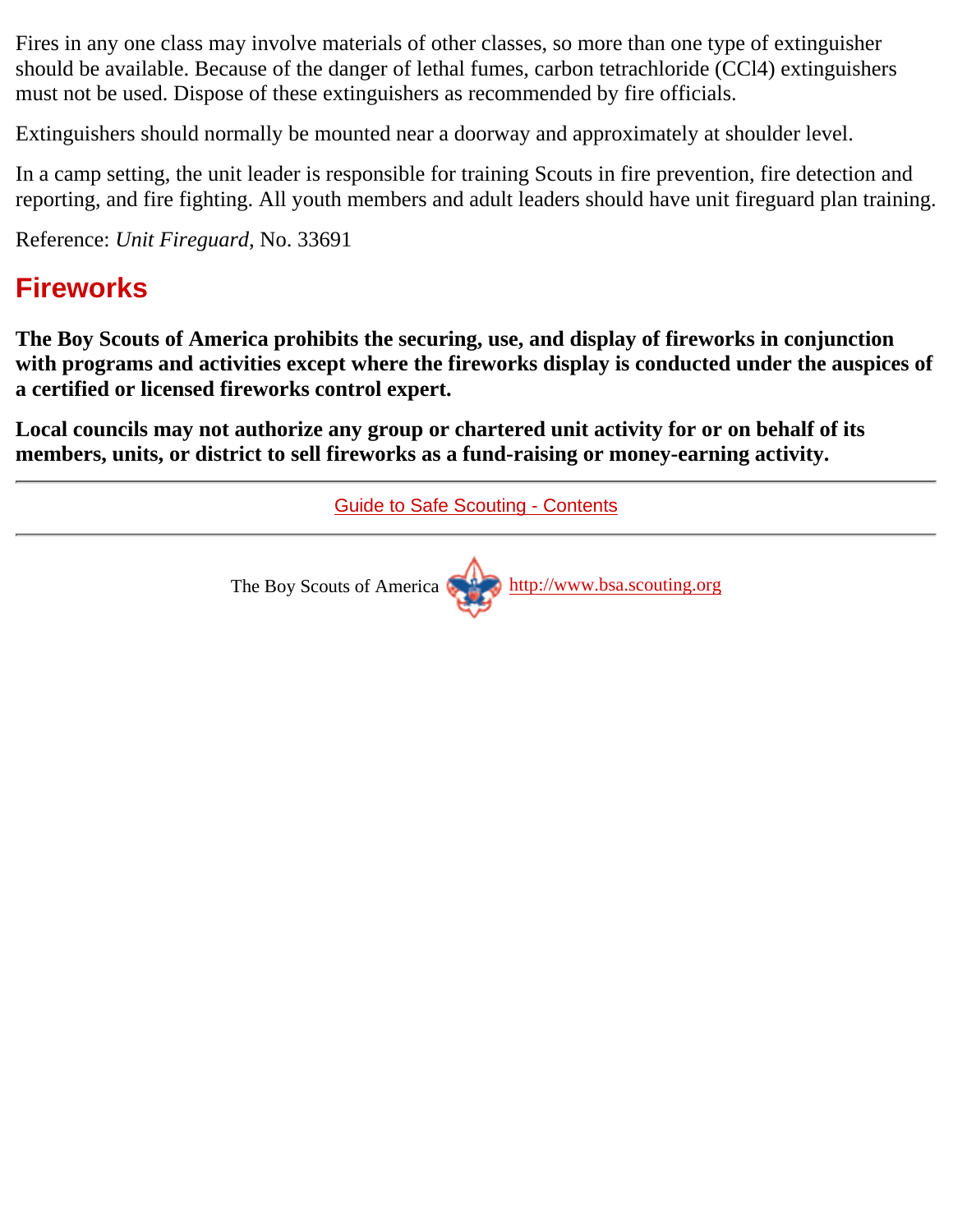Fires in any one class may involve materials of other classes, so more than one type of extinguisher should be available. Because of the danger of lethal fumes, carbon tetrachloride ($CCl_4$) extinguishers must not be used. Dispose of these extinguishers as recommended by fire officials.

Extinguishers should normally be mounted near a doorway and approximately at shoulder level.

In a camp setting, the unit leader is responsible for training Scouts in fire prevention, fire detection and reporting, and fire fighting. All youth members and adult leaders should have unit fireguard plan training.

Reference: *Unit Fireguard*, No. 33691

## Fireworks

**The Boy Scouts of America prohibits the securing, use, and display of fireworks in conjunction with programs and activities except where the fireworks display is conducted under the auspices of a certified or licensed fireworks control expert.**

**Local councils may not authorize any group or chartered unit activity for or on behalf of its members, units, or district to sell fireworks as a fund-raising or money-earning activity.**

---

Guide to Safe Scouting - Contents

---

The Boy Scouts of America http://www.bsa.scouting.org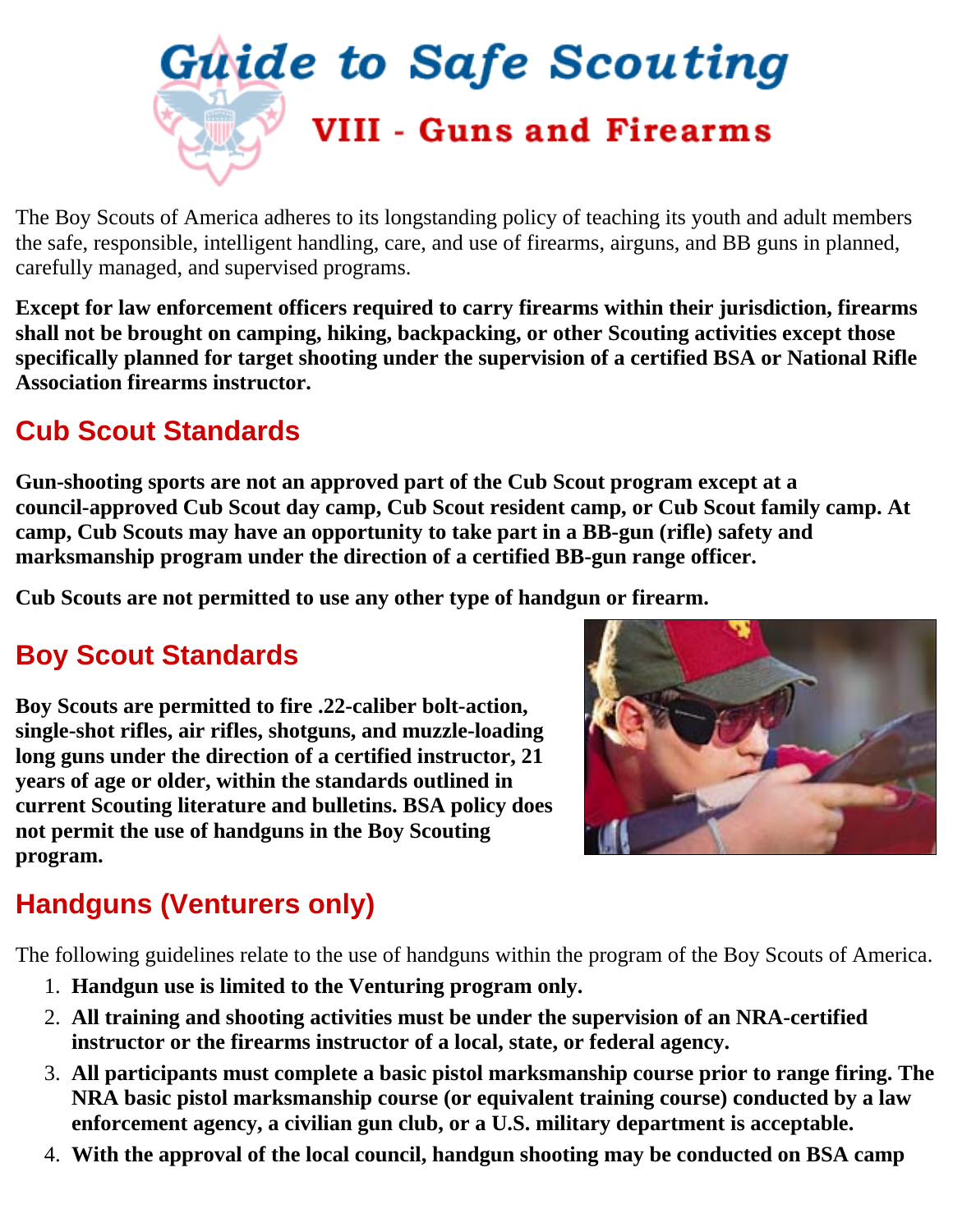# Guide to Safe Scouting

## VIII - Guns and Firearms

The Boy Scouts of America adheres to its longstanding policy of teaching its youth and adult members the safe, responsible, intelligent handling, care, and use of firearms, airguns, and BB guns in planned, carefully managed, and supervised programs.

**Except for law enforcement officers required to carry firearms within their jurisdiction, firearms shall not be brought on camping, hiking, backpacking, or other Scouting activities except those specifically planned for target shooting under the supervision of a certified BSA or National Rifle Association firearms instructor.**

## Cub Scout Standards

**Gun-shooting sports are not an approved part of the Cub Scout program except at a council-approved Cub Scout day camp, Cub Scout resident camp, or Cub Scout family camp. At camp, Cub Scouts may have an opportunity to take part in a BB-gun (rifle) safety and marksmanship program under the direction of a certified BB-gun range officer.**

**Cub Scouts are not permitted to use any other type of handgun or firearm.**

## Boy Scout Standards

**Boy Scouts are permitted to fire .22-caliber bolt-action, single-shot rifles, air rifles, shotguns, and muzzle-loading long guns under the direction of a certified instructor, 21 years of age or older, within the standards outlined in current Scouting literature and bulletins. BSA policy does not permit the use of handguns in the Boy Scouting program.**

## Handguns (Venturers only)

The following guidelines relate to the use of handguns within the program of the Boy Scouts of America.

1. **Handgun use is limited to the Venturing program only.**
2. **All training and shooting activities must be under the supervision of an NRA-certified instructor or the firearms instructor of a local, state, or federal agency.**
3. **All participants must complete a basic pistol marksmanship course prior to range firing. The NRA basic pistol marksmanship course (or equivalent training course) conducted by a law enforcement agency, a civilian gun club, or a U.S. military department is acceptable.**
4. **With the approval of the local council, handgun shooting may be conducted on BSA camp**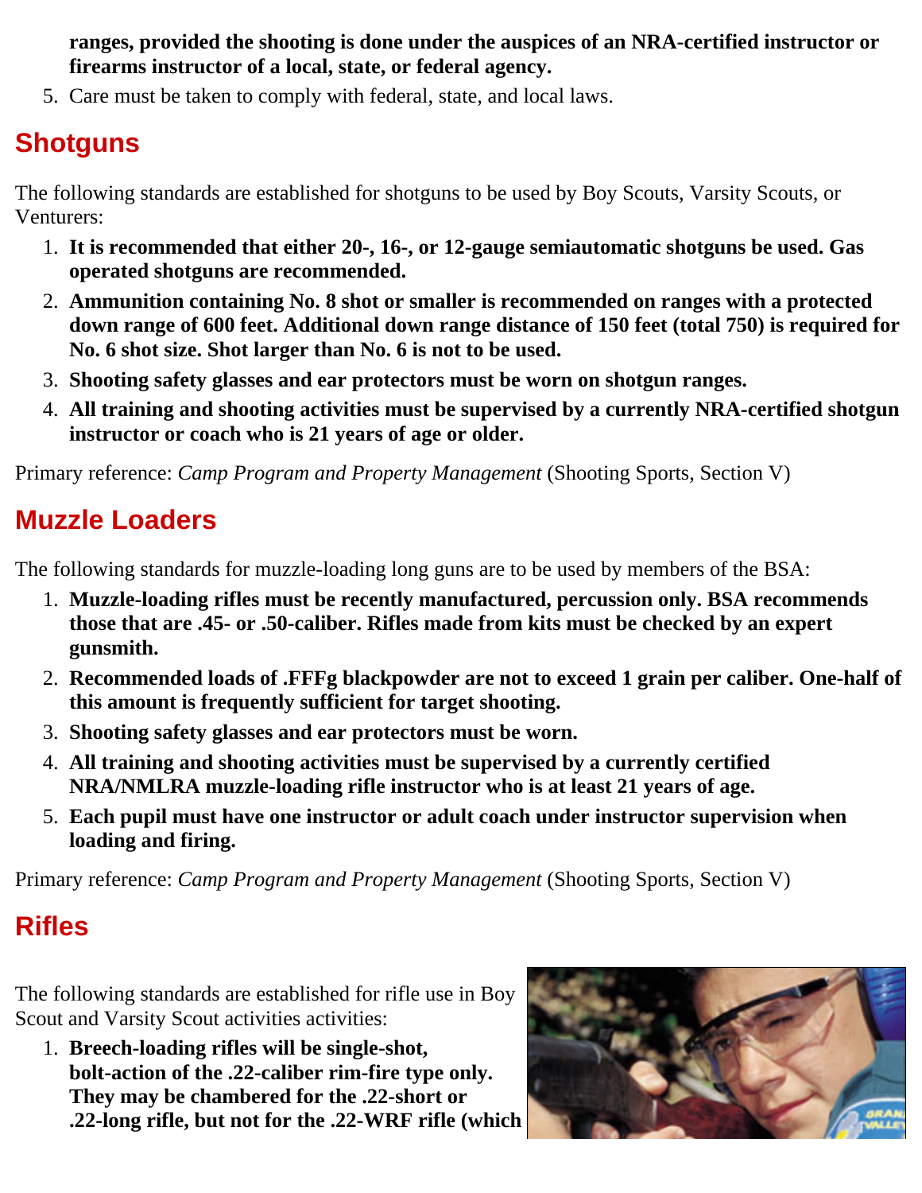**ranges, provided the shooting is done under the auspices of an NRA-certified instructor or firearms instructor of a local, state, or federal agency.**

5. Care must be taken to comply with federal, state, and local laws.

## Shotguns

The following standards are established for shotguns to be used by Boy Scouts, Varsity Scouts, or Venturers:

1. **It is recommended that either 20-, 16-, or 12-gauge semiautomatic shotguns be used. Gas operated shotguns are recommended.**
2. **Ammunition containing No. 8 shot or smaller is recommended on ranges with a protected down range of 600 feet. Additional down range distance of 150 feet (total 750) is required for No. 6 shot size. Shot larger than No. 6 is not to be used.**
3. **Shooting safety glasses and ear protectors must be worn on shotgun ranges.**
4. **All training and shooting activities must be supervised by a currently NRA-certified shotgun instructor or coach who is 21 years of age or older.**

Primary reference: *Camp Program and Property Management* (Shooting Sports, Section V)

## Muzzle Loaders

The following standards for muzzle-loading long guns are to be used by members of the BSA:

1. **Muzzle-loading rifles must be recently manufactured, percussion only. BSA recommends those that are .45- or .50-caliber. Rifles made from kits must be checked by an expert gunsmith.**
2. **Recommended loads of .FFFg blackpowder are not to exceed 1 grain per caliber. One-half of this amount is frequently sufficient for target shooting.**
3. **Shooting safety glasses and ear protectors must be worn.**
4. **All training and shooting activities must be supervised by a currently certified NRA/NMLRA muzzle-loading rifle instructor who is at least 21 years of age.**
5. **Each pupil must have one instructor or adult coach under instructor supervision when loading and firing.**

Primary reference: *Camp Program and Property Management* (Shooting Sports, Section V)

## Rifles

The following standards are established for rifle use in Boy Scout and Varsity Scout activities activities:

1. **Breech-loading rifles will be single-shot, bolt-action of the .22-caliber rim-fire type only. They may be chambered for the .22-short or .22-long rifle, but not for the .22-WRF rifle (which**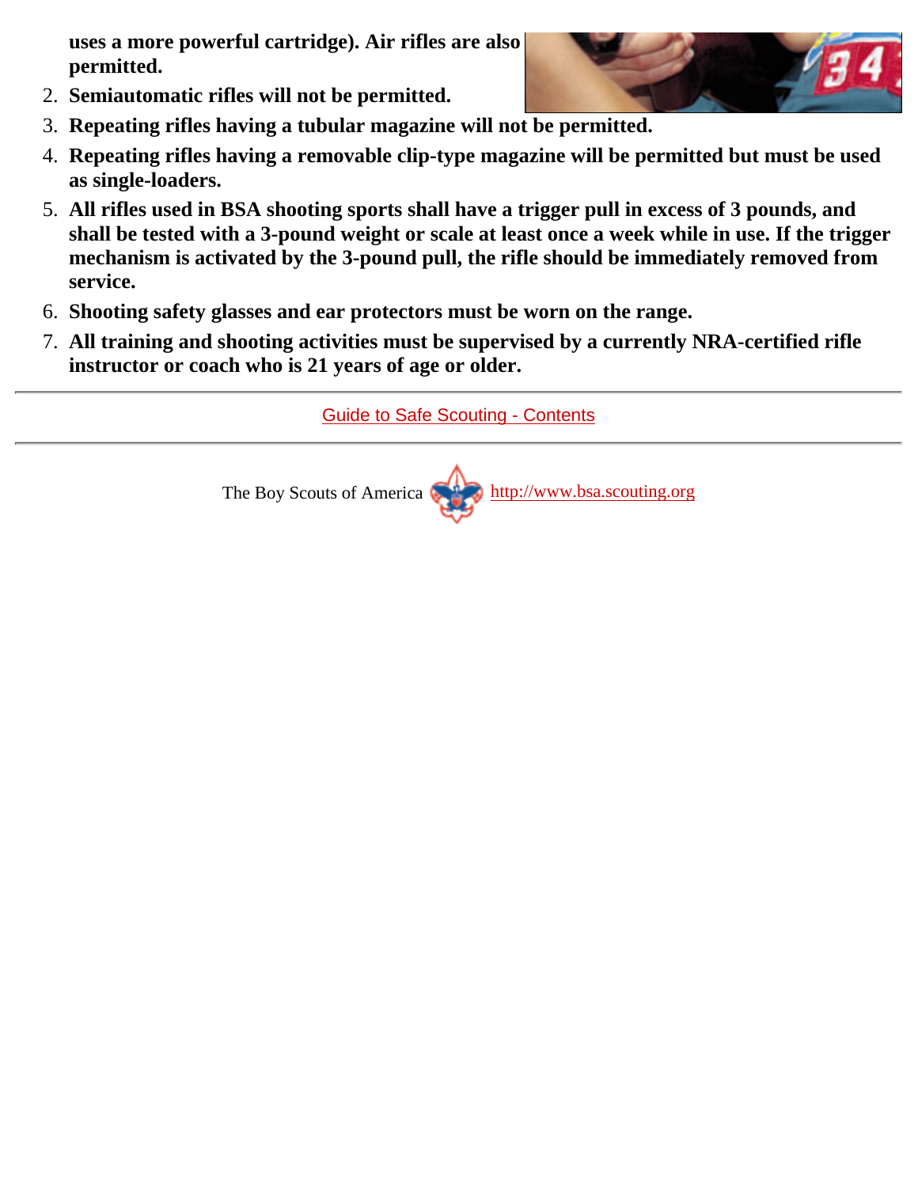**uses a more powerful cartridge). Air rifles are also permitted.**

2. **Semiautomatic rifles will not be permitted.**
3. **Repeating rifles having a tubular magazine will not be permitted.**
4. **Repeating rifles having a removable clip-type magazine will be permitted but must be used as single-loaders.**
5. **All rifles used in BSA shooting sports shall have a trigger pull in excess of 3 pounds, and shall be tested with a 3-pound weight or scale at least once a week while in use. If the trigger mechanism is activated by the 3-pound pull, the rifle should be immediately removed from service.**
6. **Shooting safety glasses and ear protectors must be worn on the range.**
7. **All training and shooting activities must be supervised by a currently NRA-certified rifle instructor or coach who is 21 years of age or older.**

---

Guide to Safe Scouting - Contents

---

The Boy Scouts of America http://www.bsa.scouting.org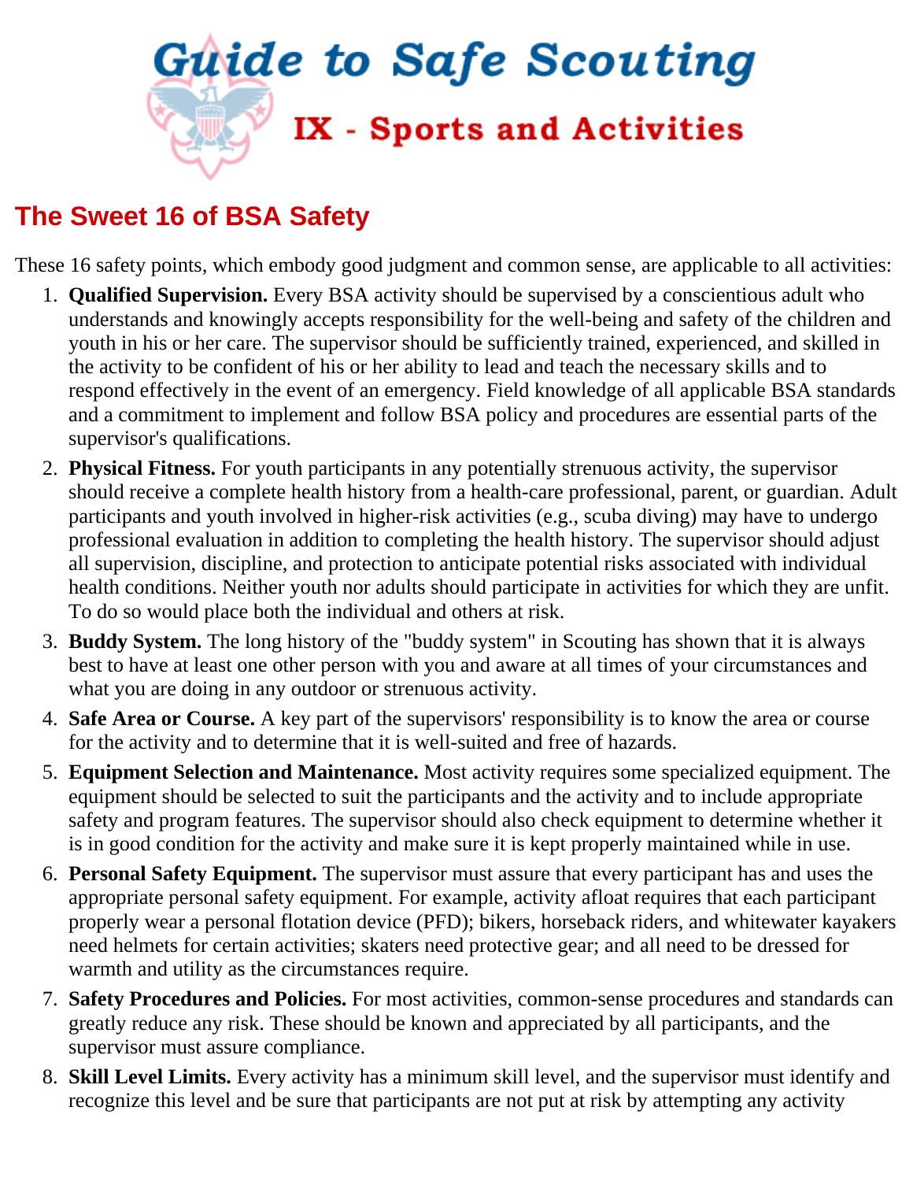# Guide to Safe Scouting

## IX - Sports and Activities

## The Sweet 16 of BSA Safety

These 16 safety points, which embody good judgment and common sense, are applicable to all activities:

1. **Qualified Supervision.** Every BSA activity should be supervised by a conscientious adult who understands and knowingly accepts responsibility for the well-being and safety of the children and youth in his or her care. The supervisor should be sufficiently trained, experienced, and skilled in the activity to be confident of his or her ability to lead and teach the necessary skills and to respond effectively in the event of an emergency. Field knowledge of all applicable BSA standards and a commitment to implement and follow BSA policy and procedures are essential parts of the supervisor's qualifications.
2. **Physical Fitness.** For youth participants in any potentially strenuous activity, the supervisor should receive a complete health history from a health-care professional, parent, or guardian. Adult participants and youth involved in higher-risk activities (e.g., scuba diving) may have to undergo professional evaluation in addition to completing the health history. The supervisor should adjust all supervision, discipline, and protection to anticipate potential risks associated with individual health conditions. Neither youth nor adults should participate in activities for which they are unfit. To do so would place both the individual and others at risk.
3. **Buddy System.** The long history of the "buddy system" in Scouting has shown that it is always best to have at least one other person with you and aware at all times of your circumstances and what you are doing in any outdoor or strenuous activity.
4. **Safe Area or Course.** A key part of the supervisors' responsibility is to know the area or course for the activity and to determine that it is well-suited and free of hazards.
5. **Equipment Selection and Maintenance.** Most activity requires some specialized equipment. The equipment should be selected to suit the participants and the activity and to include appropriate safety and program features. The supervisor should also check equipment to determine whether it is in good condition for the activity and make sure it is kept properly maintained while in use.
6. **Personal Safety Equipment.** The supervisor must assure that every participant has and uses the appropriate personal safety equipment. For example, activity afloat requires that each participant properly wear a personal flotation device (PFD); bikers, horseback riders, and whitewater kayakers need helmets for certain activities; skaters need protective gear; and all need to be dressed for warmth and utility as the circumstances require.
7. **Safety Procedures and Policies.** For most activities, common-sense procedures and standards can greatly reduce any risk. These should be known and appreciated by all participants, and the supervisor must assure compliance.
8. **Skill Level Limits.** Every activity has a minimum skill level, and the supervisor must identify and recognize this level and be sure that participants are not put at risk by attempting any activity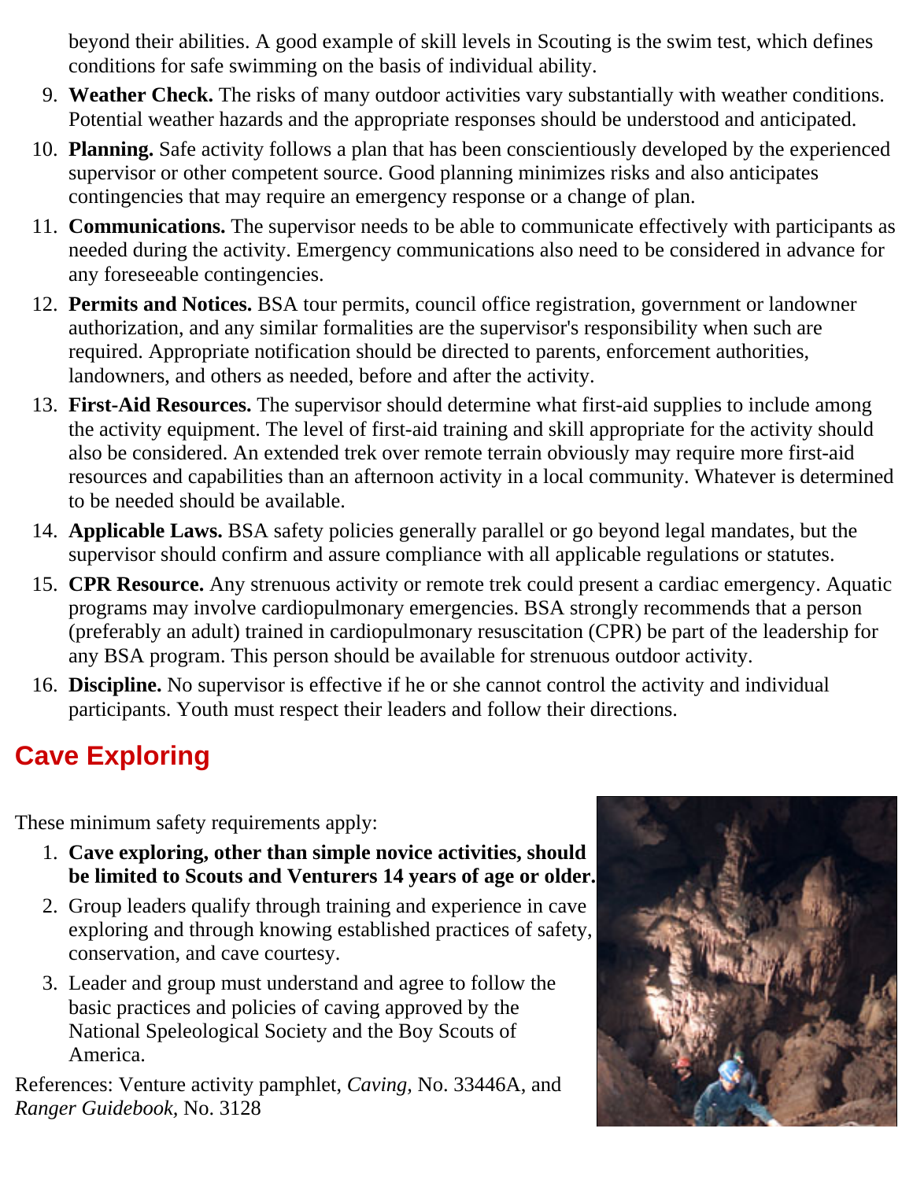beyond their abilities. A good example of skill levels in Scouting is the swim test, which defines conditions for safe swimming on the basis of individual ability.

9. **Weather Check.** The risks of many outdoor activities vary substantially with weather conditions. Potential weather hazards and the appropriate responses should be understood and anticipated.
10. **Planning.** Safe activity follows a plan that has been conscientiously developed by the experienced supervisor or other competent source. Good planning minimizes risks and also anticipates contingencies that may require an emergency response or a change of plan.
11. **Communications.** The supervisor needs to be able to communicate effectively with participants as needed during the activity. Emergency communications also need to be considered in advance for any foreseeable contingencies.
12. **Permits and Notices.** BSA tour permits, council office registration, government or landowner authorization, and any similar formalities are the supervisor's responsibility when such are required. Appropriate notification should be directed to parents, enforcement authorities, landowners, and others as needed, before and after the activity.
13. **First-Aid Resources.** The supervisor should determine what first-aid supplies to include among the activity equipment. The level of first-aid training and skill appropriate for the activity should also be considered. An extended trek over remote terrain obviously may require more first-aid resources and capabilities than an afternoon activity in a local community. Whatever is determined to be needed should be available.
14. **Applicable Laws.** BSA safety policies generally parallel or go beyond legal mandates, but the supervisor should confirm and assure compliance with all applicable regulations or statutes.
15. **CPR Resource.** Any strenuous activity or remote trek could present a cardiac emergency. Aquatic programs may involve cardiopulmonary emergencies. BSA strongly recommends that a person (preferably an adult) trained in cardiopulmonary resuscitation (CPR) be part of the leadership for any BSA program. This person should be available for strenuous outdoor activity.
16. **Discipline.** No supervisor is effective if he or she cannot control the activity and individual participants. Youth must respect their leaders and follow their directions.

## Cave Exploring

These minimum safety requirements apply:

1. **Cave exploring, other than simple novice activities, should be limited to Scouts and Venturers 14 years of age or older.**
2. Group leaders qualify through training and experience in cave exploring and through knowing established practices of safety, conservation, and cave courtesy.
3. Leader and group must understand and agree to follow the basic practices and policies of caving approved by the National Speleological Society and the Boy Scouts of America.

References: Venture activity pamphlet, *Caving,* No. 33446A, and *Ranger Guidebook,* No. 3128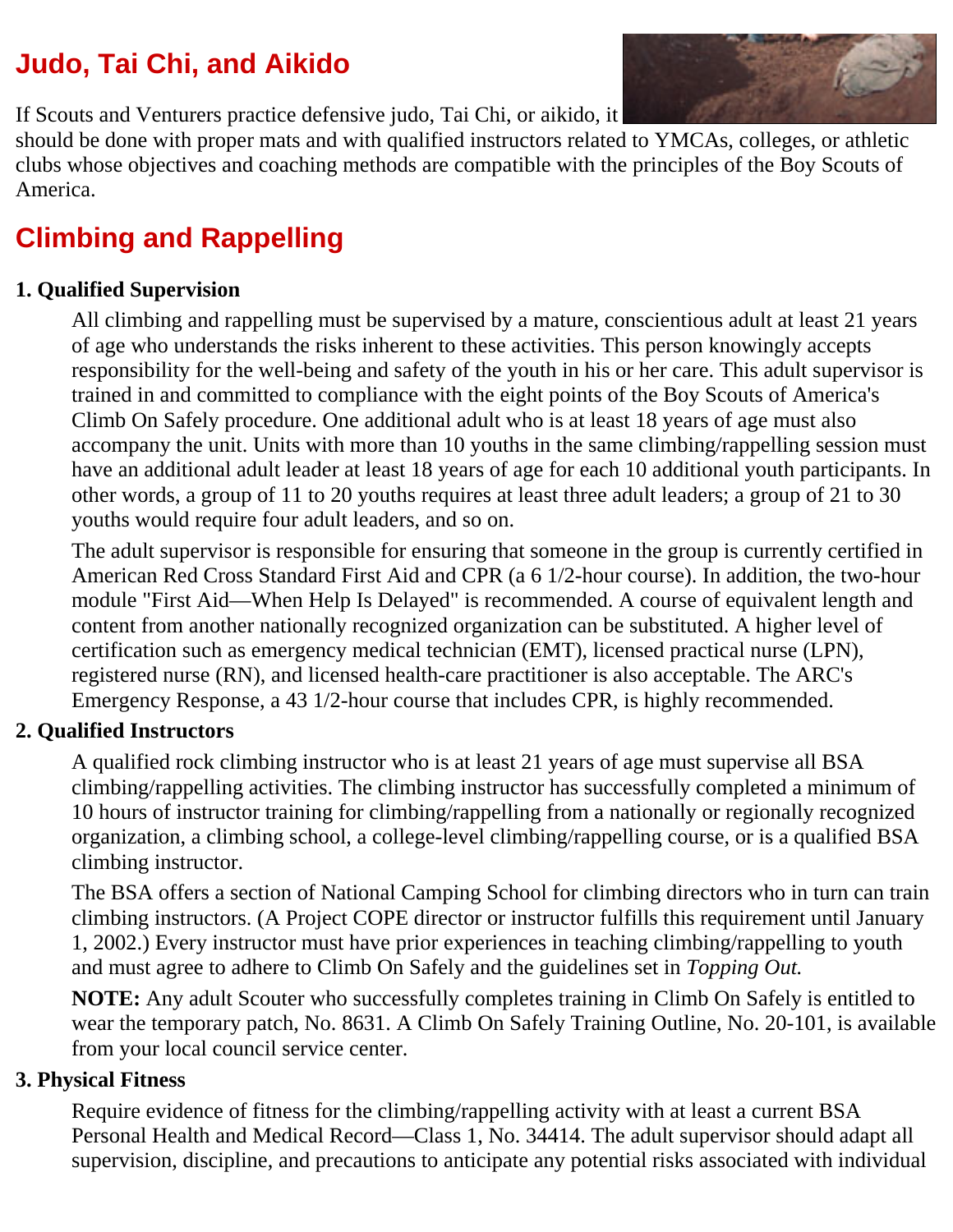## Judo, Tai Chi, and Aikido

If Scouts and Venturers practice defensive judo, Tai Chi, or aikido, it should be done with proper mats and with qualified instructors related to YMCAs, colleges, or athletic clubs whose objectives and coaching methods are compatible with the principles of the Boy Scouts of America.

## Climbing and Rappelling

**1. Qualified Supervision**

All climbing and rappelling must be supervised by a mature, conscientious adult at least 21 years of age who understands the risks inherent to these activities. This person knowingly accepts responsibility for the well-being and safety of the youth in his or her care. This adult supervisor is trained in and committed to compliance with the eight points of the Boy Scouts of America's Climb On Safely procedure. One additional adult who is at least 18 years of age must also accompany the unit. Units with more than 10 youths in the same climbing/rappelling session must have an additional adult leader at least 18 years of age for each 10 additional youth participants. In other words, a group of 11 to 20 youths requires at least three adult leaders; a group of 21 to 30 youths would require four adult leaders, and so on.

The adult supervisor is responsible for ensuring that someone in the group is currently certified in American Red Cross Standard First Aid and CPR (a 6 1/2-hour course). In addition, the two-hour module "First Aid—When Help Is Delayed" is recommended. A course of equivalent length and content from another nationally recognized organization can be substituted. A higher level of certification such as emergency medical technician (EMT), licensed practical nurse (LPN), registered nurse (RN), and licensed health-care practitioner is also acceptable. The ARC's Emergency Response, a 43 1/2-hour course that includes CPR, is highly recommended.

**2. Qualified Instructors**

A qualified rock climbing instructor who is at least 21 years of age must supervise all BSA climbing/rappelling activities. The climbing instructor has successfully completed a minimum of 10 hours of instructor training for climbing/rappelling from a nationally or regionally recognized organization, a climbing school, a college-level climbing/rappelling course, or is a qualified BSA climbing instructor.

The BSA offers a section of National Camping School for climbing directors who in turn can train climbing instructors. (A Project COPE director or instructor fulfills this requirement until January 1, 2002.) Every instructor must have prior experiences in teaching climbing/rappelling to youth and must agree to adhere to Climb On Safely and the guidelines set in *Topping Out.*

**NOTE:** Any adult Scouter who successfully completes training in Climb On Safely is entitled to wear the temporary patch, No. 8631. A Climb On Safely Training Outline, No. 20-101, is available from your local council service center.

**3. Physical Fitness**

Require evidence of fitness for the climbing/rappelling activity with at least a current BSA Personal Health and Medical Record—Class 1, No. 34414. The adult supervisor should adapt all supervision, discipline, and precautions to anticipate any potential risks associated with individual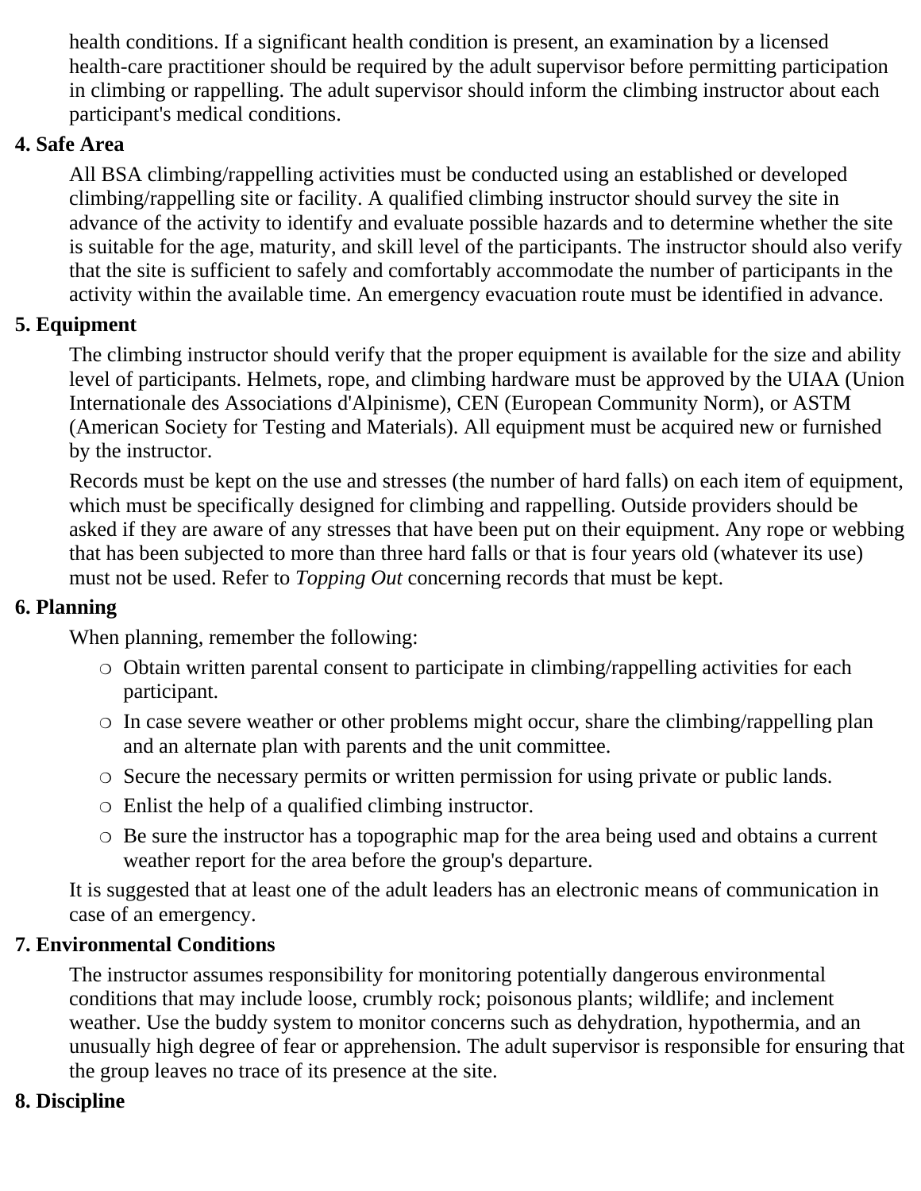health conditions. If a significant health condition is present, an examination by a licensed health-care practitioner should be required by the adult supervisor before permitting participation in climbing or rappelling. The adult supervisor should inform the climbing instructor about each participant's medical conditions.

**4. Safe Area**

All BSA climbing/rappelling activities must be conducted using an established or developed climbing/rappelling site or facility. A qualified climbing instructor should survey the site in advance of the activity to identify and evaluate possible hazards and to determine whether the site is suitable for the age, maturity, and skill level of the participants. The instructor should also verify that the site is sufficient to safely and comfortably accommodate the number of participants in the activity within the available time. An emergency evacuation route must be identified in advance.

**5. Equipment**

The climbing instructor should verify that the proper equipment is available for the size and ability level of participants. Helmets, rope, and climbing hardware must be approved by the UIAA (Union Internationale des Associations d'Alpinisme), CEN (European Community Norm), or ASTM (American Society for Testing and Materials). All equipment must be acquired new or furnished by the instructor.

Records must be kept on the use and stresses (the number of hard falls) on each item of equipment, which must be specifically designed for climbing and rappelling. Outside providers should be asked if they are aware of any stresses that have been put on their equipment. Any rope or webbing that has been subjected to more than three hard falls or that is four years old (whatever its use) must not be used. Refer to *Topping Out* concerning records that must be kept.

**6. Planning**

When planning, remember the following:

- Obtain written parental consent to participate in climbing/rappelling activities for each participant.
- In case severe weather or other problems might occur, share the climbing/rappelling plan and an alternate plan with parents and the unit committee.
- Secure the necessary permits or written permission for using private or public lands.
- Enlist the help of a qualified climbing instructor.
- Be sure the instructor has a topographic map for the area being used and obtains a current weather report for the area before the group's departure.

It is suggested that at least one of the adult leaders has an electronic means of communication in case of an emergency.

**7. Environmental Conditions**

The instructor assumes responsibility for monitoring potentially dangerous environmental conditions that may include loose, crumbly rock; poisonous plants; wildlife; and inclement weather. Use the buddy system to monitor concerns such as dehydration, hypothermia, and an unusually high degree of fear or apprehension. The adult supervisor is responsible for ensuring that the group leaves no trace of its presence at the site.

**8. Discipline**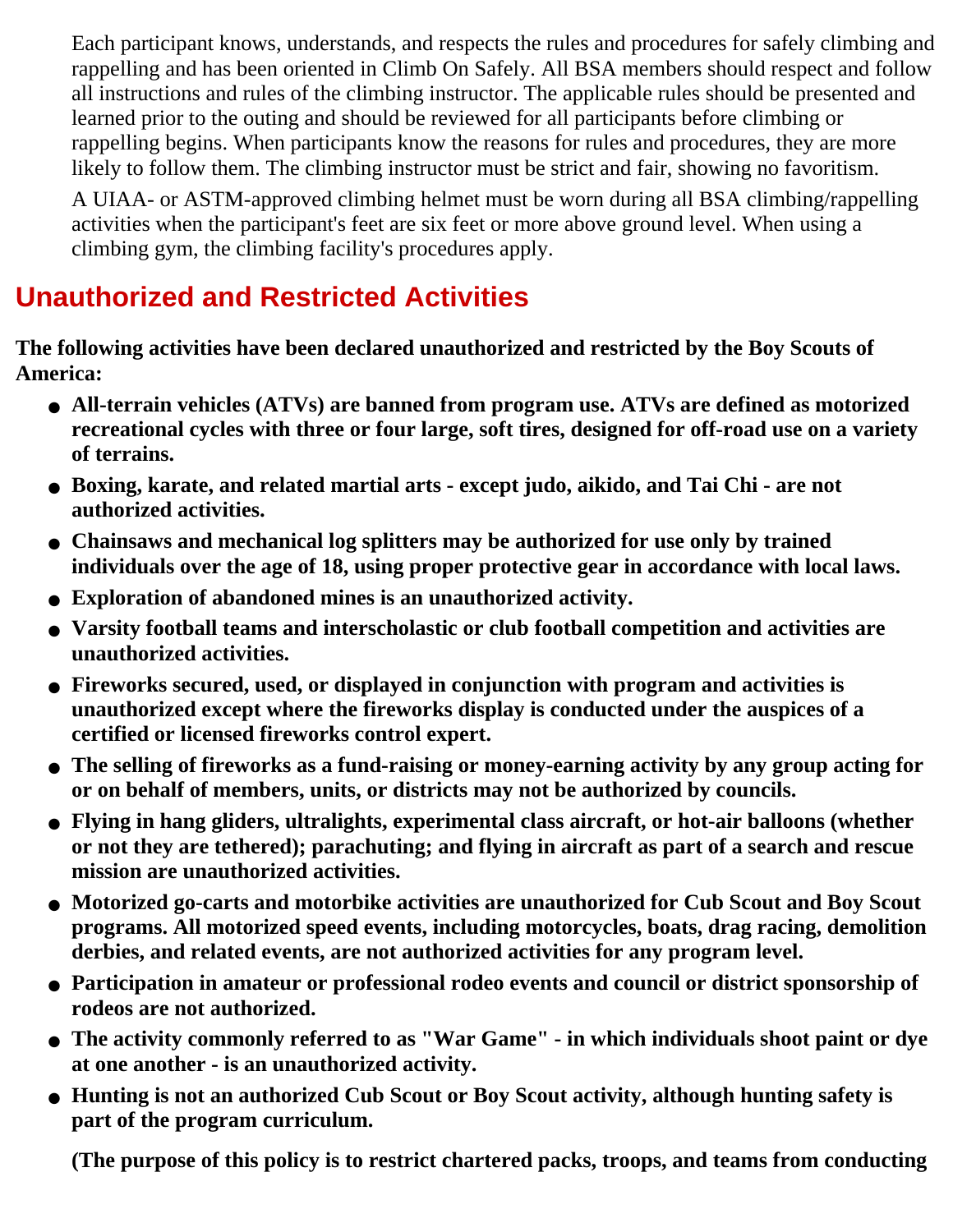Each participant knows, understands, and respects the rules and procedures for safely climbing and rappelling and has been oriented in Climb On Safely. All BSA members should respect and follow all instructions and rules of the climbing instructor. The applicable rules should be presented and learned prior to the outing and should be reviewed for all participants before climbing or rappelling begins. When participants know the reasons for rules and procedures, they are more likely to follow them. The climbing instructor must be strict and fair, showing no favoritism.

A UIAA- or ASTM-approved climbing helmet must be worn during all BSA climbing/rappelling activities when the participant's feet are six feet or more above ground level. When using a climbing gym, the climbing facility's procedures apply.

## Unauthorized and Restricted Activities

**The following activities have been declared unauthorized and restricted by the Boy Scouts of America:**

- **All-terrain vehicles (ATVs) are banned from program use. ATVs are defined as motorized recreational cycles with three or four large, soft tires, designed for off-road use on a variety of terrains.**
- **Boxing, karate, and related martial arts - except judo, aikido, and Tai Chi - are not authorized activities.**
- **Chainsaws and mechanical log splitters may be authorized for use only by trained individuals over the age of 18, using proper protective gear in accordance with local laws.**
- **Exploration of abandoned mines is an unauthorized activity.**
- **Varsity football teams and interscholastic or club football competition and activities are unauthorized activities.**
- **Fireworks secured, used, or displayed in conjunction with program and activities is unauthorized except where the fireworks display is conducted under the auspices of a certified or licensed fireworks control expert.**
- **The selling of fireworks as a fund-raising or money-earning activity by any group acting for or on behalf of members, units, or districts may not be authorized by councils.**
- **Flying in hang gliders, ultralights, experimental class aircraft, or hot-air balloons (whether or not they are tethered); parachuting; and flying in aircraft as part of a search and rescue mission are unauthorized activities.**
- **Motorized go-carts and motorbike activities are unauthorized for Cub Scout and Boy Scout programs. All motorized speed events, including motorcycles, boats, drag racing, demolition derbies, and related events, are not authorized activities for any program level.**
- **Participation in amateur or professional rodeo events and council or district sponsorship of rodeos are not authorized.**
- **The activity commonly referred to as "War Game" - in which individuals shoot paint or dye at one another - is an unauthorized activity.**
- **Hunting is not an authorized Cub Scout or Boy Scout activity, although hunting safety is part of the program curriculum.**

  **(The purpose of this policy is to restrict chartered packs, troops, and teams from conducting**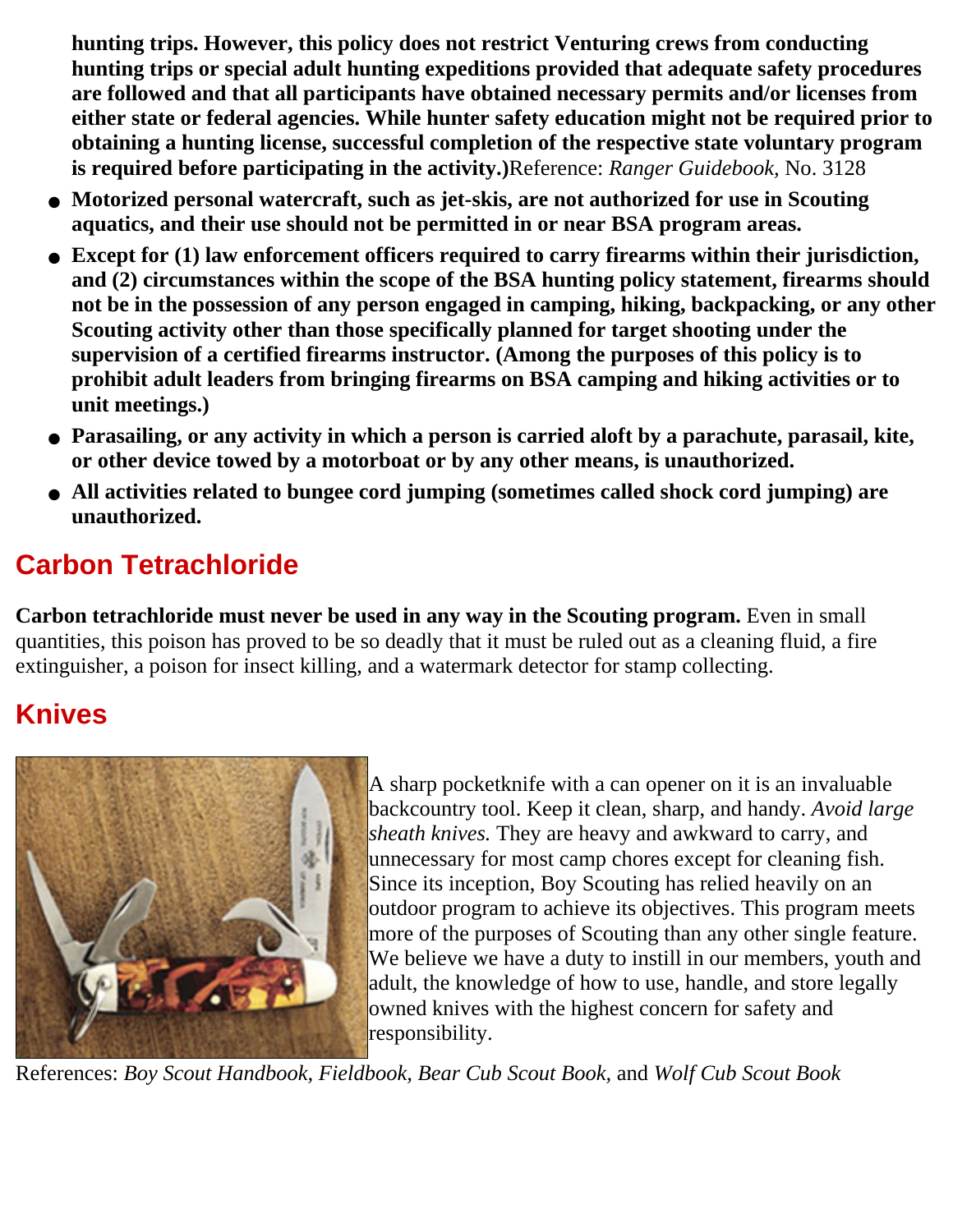**hunting trips. However, this policy does not restrict Venturing crews from conducting hunting trips or special adult hunting expeditions provided that adequate safety procedures are followed and that all participants have obtained necessary permits and/or licenses from either state or federal agencies. While hunter safety education might not be required prior to obtaining a hunting license, successful completion of the respective state voluntary program is required before participating in the activity.)**Reference: *Ranger Guidebook,* No. 3128

- **Motorized personal watercraft, such as jet-skis, are not authorized for use in Scouting aquatics, and their use should not be permitted in or near BSA program areas.**
- **Except for (1) law enforcement officers required to carry firearms within their jurisdiction, and (2) circumstances within the scope of the BSA hunting policy statement, firearms should not be in the possession of any person engaged in camping, hiking, backpacking, or any other Scouting activity other than those specifically planned for target shooting under the supervision of a certified firearms instructor. (Among the purposes of this policy is to prohibit adult leaders from bringing firearms on BSA camping and hiking activities or to unit meetings.)**
- **Parasailing, or any activity in which a person is carried aloft by a parachute, parasail, kite, or other device towed by a motorboat or by any other means, is unauthorized.**
- **All activities related to bungee cord jumping (sometimes called shock cord jumping) are unauthorized.**

## Carbon Tetrachloride

**Carbon tetrachloride must never be used in any way in the Scouting program.** Even in small quantities, this poison has proved to be so deadly that it must be ruled out as a cleaning fluid, a fire extinguisher, a poison for insect killing, and a watermark detector for stamp collecting.

## Knives

A sharp pocketknife with a can opener on it is an invaluable backcountry tool. Keep it clean, sharp, and handy. *Avoid large sheath knives.* They are heavy and awkward to carry, and unnecessary for most camp chores except for cleaning fish. Since its inception, Boy Scouting has relied heavily on an outdoor program to achieve its objectives. This program meets more of the purposes of Scouting than any other single feature. We believe we have a duty to instill in our members, youth and adult, the knowledge of how to use, handle, and store legally owned knives with the highest concern for safety and responsibility.

References: *Boy Scout Handbook*, *Fieldbook*, *Bear Cub Scout Book*, and *Wolf Cub Scout Book*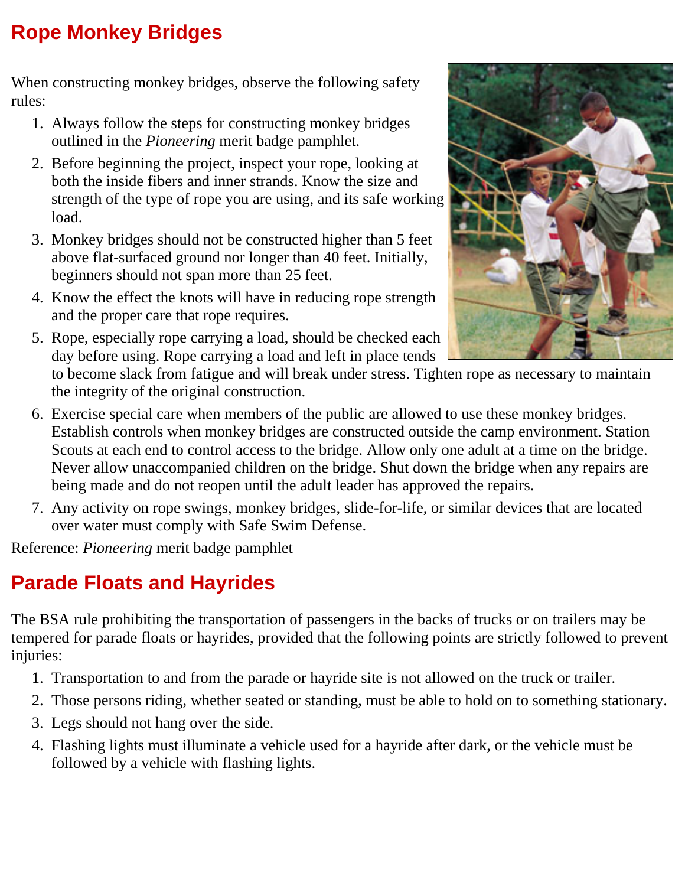## Rope Monkey Bridges

When constructing monkey bridges, observe the following safety rules:

1. Always follow the steps for constructing monkey bridges outlined in the *Pioneering* merit badge pamphlet.
2. Before beginning the project, inspect your rope, looking at both the inside fibers and inner strands. Know the size and strength of the type of rope you are using, and its safe working load.
3. Monkey bridges should not be constructed higher than 5 feet above flat-surfaced ground nor longer than 40 feet. Initially, beginners should not span more than 25 feet.
4. Know the effect the knots will have in reducing rope strength and the proper care that rope requires.
5. Rope, especially rope carrying a load, should be checked each day before using. Rope carrying a load and left in place tends to become slack from fatigue and will break under stress. Tighten rope as necessary to maintain the integrity of the original construction.
6. Exercise special care when members of the public are allowed to use these monkey bridges. Establish controls when monkey bridges are constructed outside the camp environment. Station Scouts at each end to control access to the bridge. Allow only one adult at a time on the bridge. Never allow unaccompanied children on the bridge. Shut down the bridge when any repairs are being made and do not reopen until the adult leader has approved the repairs.
7. Any activity on rope swings, monkey bridges, slide-for-life, or similar devices that are located over water must comply with Safe Swim Defense.

Reference: *Pioneering* merit badge pamphlet

## Parade Floats and Hayrides

The BSA rule prohibiting the transportation of passengers in the backs of trucks or on trailers may be tempered for parade floats or hayrides, provided that the following points are strictly followed to prevent injuries:

1. Transportation to and from the parade or hayride site is not allowed on the truck or trailer.
2. Those persons riding, whether seated or standing, must be able to hold on to something stationary.
3. Legs should not hang over the side.
4. Flashing lights must illuminate a vehicle used for a hayride after dark, or the vehicle must be followed by a vehicle with flashing lights.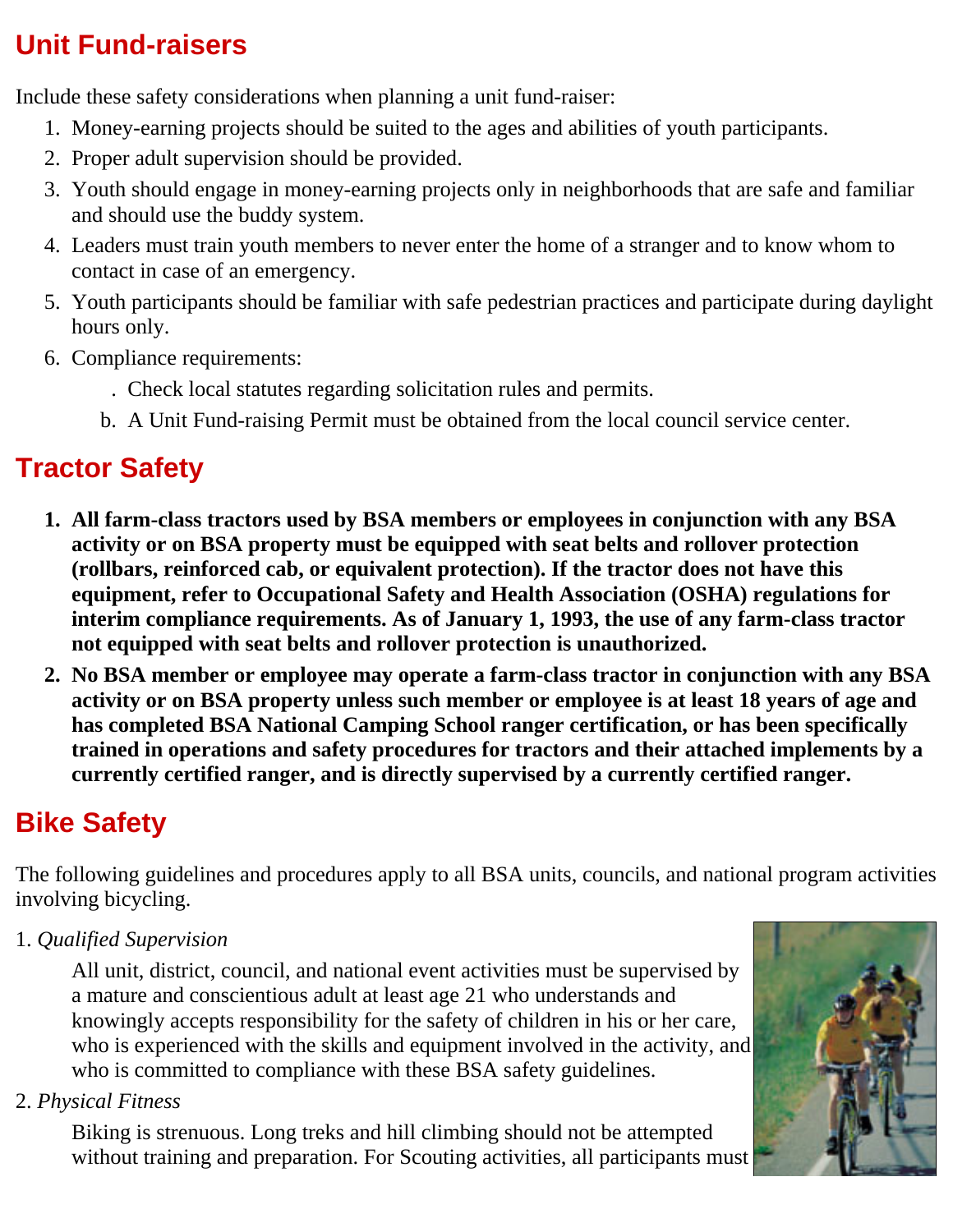## Unit Fund-raisers

Include these safety considerations when planning a unit fund-raiser:

1. Money-earning projects should be suited to the ages and abilities of youth participants.
2. Proper adult supervision should be provided.
3. Youth should engage in money-earning projects only in neighborhoods that are safe and familiar and should use the buddy system.
4. Leaders must train youth members to never enter the home of a stranger and to know whom to contact in case of an emergency.
5. Youth participants should be familiar with safe pedestrian practices and participate during daylight hours only.
6. Compliance requirements:
   . Check local statutes regarding solicitation rules and permits.
   b. A Unit Fund-raising Permit must be obtained from the local council service center.

## Tractor Safety

1. **All farm-class tractors used by BSA members or employees in conjunction with any BSA activity or on BSA property must be equipped with seat belts and rollover protection (rollbars, reinforced cab, or equivalent protection). If the tractor does not have this equipment, refer to Occupational Safety and Health Association (OSHA) regulations for interim compliance requirements. As of January 1, 1993, the use of any farm-class tractor not equipped with seat belts and rollover protection is unauthorized.**
2. **No BSA member or employee may operate a farm-class tractor in conjunction with any BSA activity or on BSA property unless such member or employee is at least 18 years of age and has completed BSA National Camping School ranger certification, or has been specifically trained in operations and safety procedures for tractors and their attached implements by a currently certified ranger, and is directly supervised by a currently certified ranger.**

## Bike Safety

The following guidelines and procedures apply to all BSA units, councils, and national program activities involving bicycling.

1. *Qualified Supervision*

   All unit, district, council, and national event activities must be supervised by a mature and conscientious adult at least age 21 who understands and knowingly accepts responsibility for the safety of children in his or her care, who is experienced with the skills and equipment involved in the activity, and who is committed to compliance with these BSA safety guidelines.

2. *Physical Fitness*

   Biking is strenuous. Long treks and hill climbing should not be attempted without training and preparation. For Scouting activities, all participants must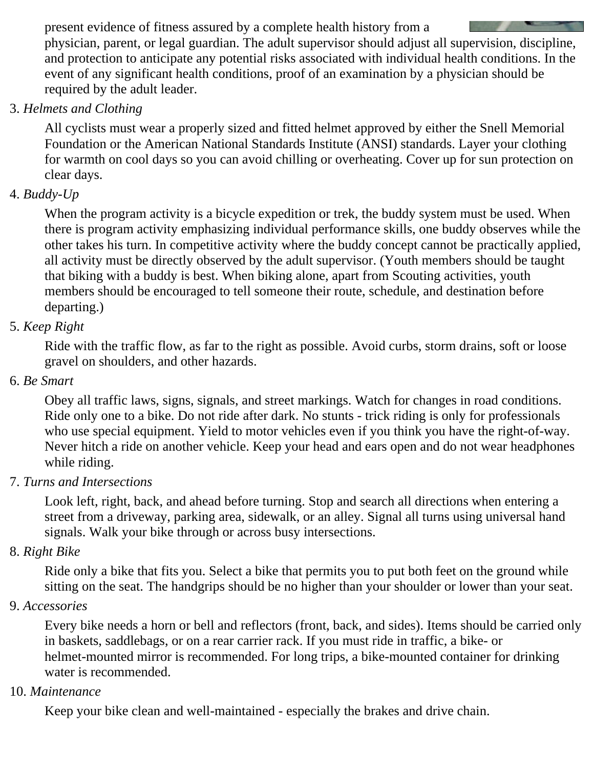present evidence of fitness assured by a complete health history from a physician, parent, or legal guardian. The adult supervisor should adjust all supervision, discipline, and protection to anticipate any potential risks associated with individual health conditions. In the event of any significant health conditions, proof of an examination by a physician should be required by the adult leader.

3. *Helmets and Clothing*

   All cyclists must wear a properly sized and fitted helmet approved by either the Snell Memorial Foundation or the American National Standards Institute (ANSI) standards. Layer your clothing for warmth on cool days so you can avoid chilling or overheating. Cover up for sun protection on clear days.

4. *Buddy-Up*

   When the program activity is a bicycle expedition or trek, the buddy system must be used. When there is program activity emphasizing individual performance skills, one buddy observes while the other takes his turn. In competitive activity where the buddy concept cannot be practically applied, all activity must be directly observed by the adult supervisor. (Youth members should be taught that biking with a buddy is best. When biking alone, apart from Scouting activities, youth members should be encouraged to tell someone their route, schedule, and destination before departing.)

5. *Keep Right*

   Ride with the traffic flow, as far to the right as possible. Avoid curbs, storm drains, soft or loose gravel on shoulders, and other hazards.

6. *Be Smart*

   Obey all traffic laws, signs, signals, and street markings. Watch for changes in road conditions. Ride only one to a bike. Do not ride after dark. No stunts - trick riding is only for professionals who use special equipment. Yield to motor vehicles even if you think you have the right-of-way. Never hitch a ride on another vehicle. Keep your head and ears open and do not wear headphones while riding.

7. *Turns and Intersections*

   Look left, right, back, and ahead before turning. Stop and search all directions when entering a street from a driveway, parking area, sidewalk, or an alley. Signal all turns using universal hand signals. Walk your bike through or across busy intersections.

8. *Right Bike*

   Ride only a bike that fits you. Select a bike that permits you to put both feet on the ground while sitting on the seat. The handgrips should be no higher than your shoulder or lower than your seat.

9. *Accessories*

   Every bike needs a horn or bell and reflectors (front, back, and sides). Items should be carried only in baskets, saddlebags, or on a rear carrier rack. If you must ride in traffic, a bike- or helmet-mounted mirror is recommended. For long trips, a bike-mounted container for drinking water is recommended.

10. *Maintenance*

    Keep your bike clean and well-maintained - especially the brakes and drive chain.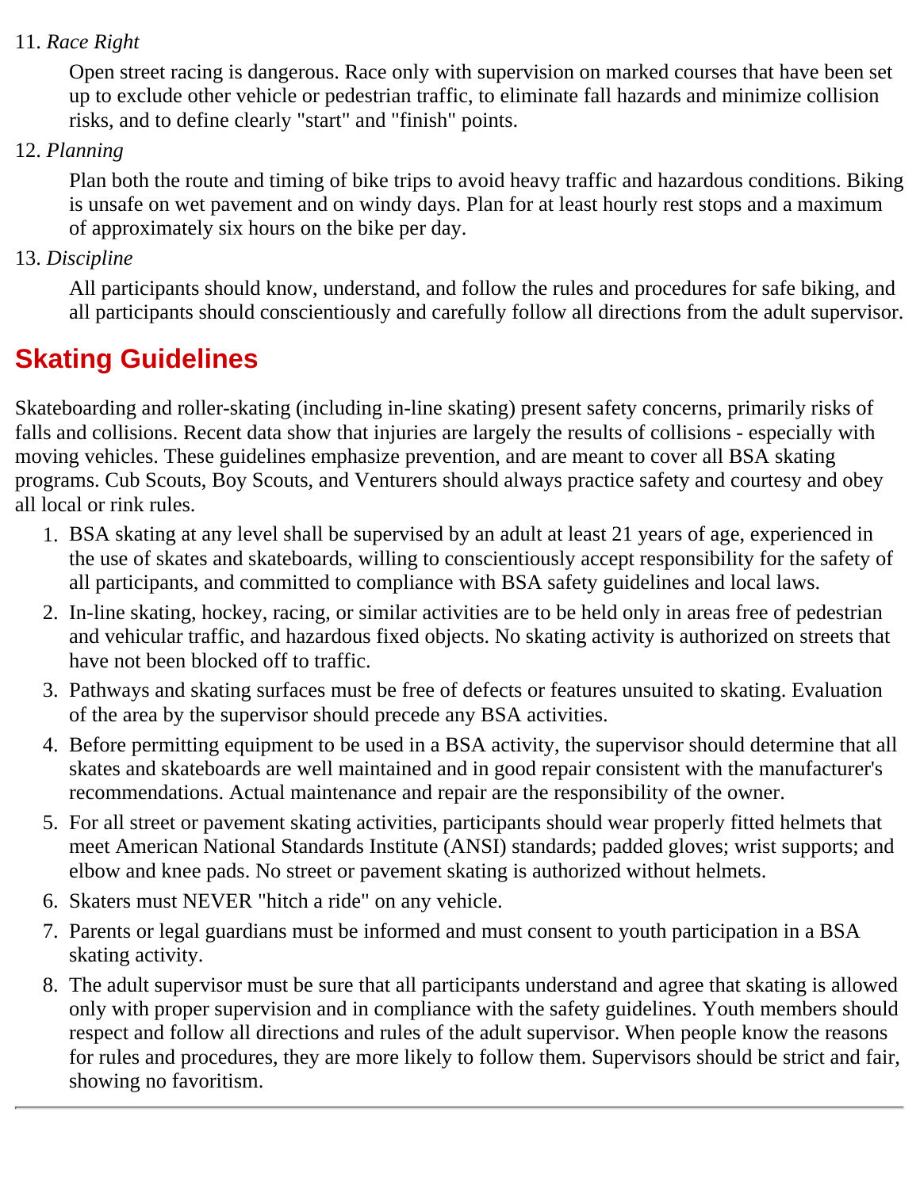11. *Race Right*

    Open street racing is dangerous. Race only with supervision on marked courses that have been set up to exclude other vehicle or pedestrian traffic, to eliminate fall hazards and minimize collision risks, and to define clearly "start" and "finish" points.

12. *Planning*

    Plan both the route and timing of bike trips to avoid heavy traffic and hazardous conditions. Biking is unsafe on wet pavement and on windy days. Plan for at least hourly rest stops and a maximum of approximately six hours on the bike per day.

13. *Discipline*

    All participants should know, understand, and follow the rules and procedures for safe biking, and all participants should conscientiously and carefully follow all directions from the adult supervisor.

## Skating Guidelines

Skateboarding and roller-skating (including in-line skating) present safety concerns, primarily risks of falls and collisions. Recent data show that injuries are largely the results of collisions - especially with moving vehicles. These guidelines emphasize prevention, and are meant to cover all BSA skating programs. Cub Scouts, Boy Scouts, and Venturers should always practice safety and courtesy and obey all local or rink rules.

1. BSA skating at any level shall be supervised by an adult at least 21 years of age, experienced in the use of skates and skateboards, willing to conscientiously accept responsibility for the safety of all participants, and committed to compliance with BSA safety guidelines and local laws.
2. In-line skating, hockey, racing, or similar activities are to be held only in areas free of pedestrian and vehicular traffic, and hazardous fixed objects. No skating activity is authorized on streets that have not been blocked off to traffic.
3. Pathways and skating surfaces must be free of defects or features unsuited to skating. Evaluation of the area by the supervisor should precede any BSA activities.
4. Before permitting equipment to be used in a BSA activity, the supervisor should determine that all skates and skateboards are well maintained and in good repair consistent with the manufacturer's recommendations. Actual maintenance and repair are the responsibility of the owner.
5. For all street or pavement skating activities, participants should wear properly fitted helmets that meet American National Standards Institute (ANSI) standards; padded gloves; wrist supports; and elbow and knee pads. No street or pavement skating is authorized without helmets.
6. Skaters must NEVER "hitch a ride" on any vehicle.
7. Parents or legal guardians must be informed and must consent to youth participation in a BSA skating activity.
8. The adult supervisor must be sure that all participants understand and agree that skating is allowed only with proper supervision and in compliance with the safety guidelines. Youth members should respect and follow all directions and rules of the adult supervisor. When people know the reasons for rules and procedures, they are more likely to follow them. Supervisors should be strict and fair, showing no favoritism.

---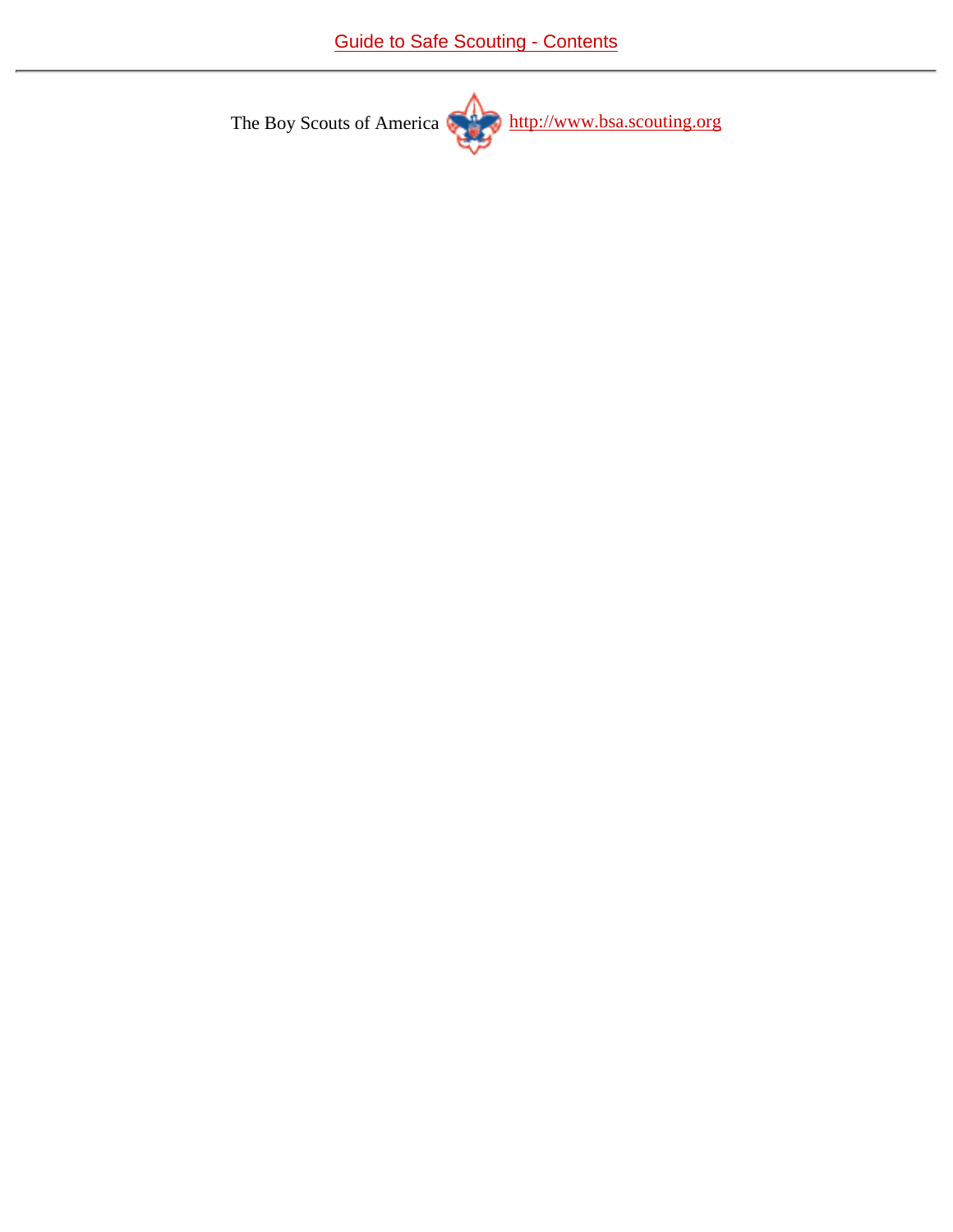[Guide to Safe Scouting - Contents](#)

---

The Boy Scouts of America [http://www.bsa.scouting.org](http://www.bsa.scouting.org)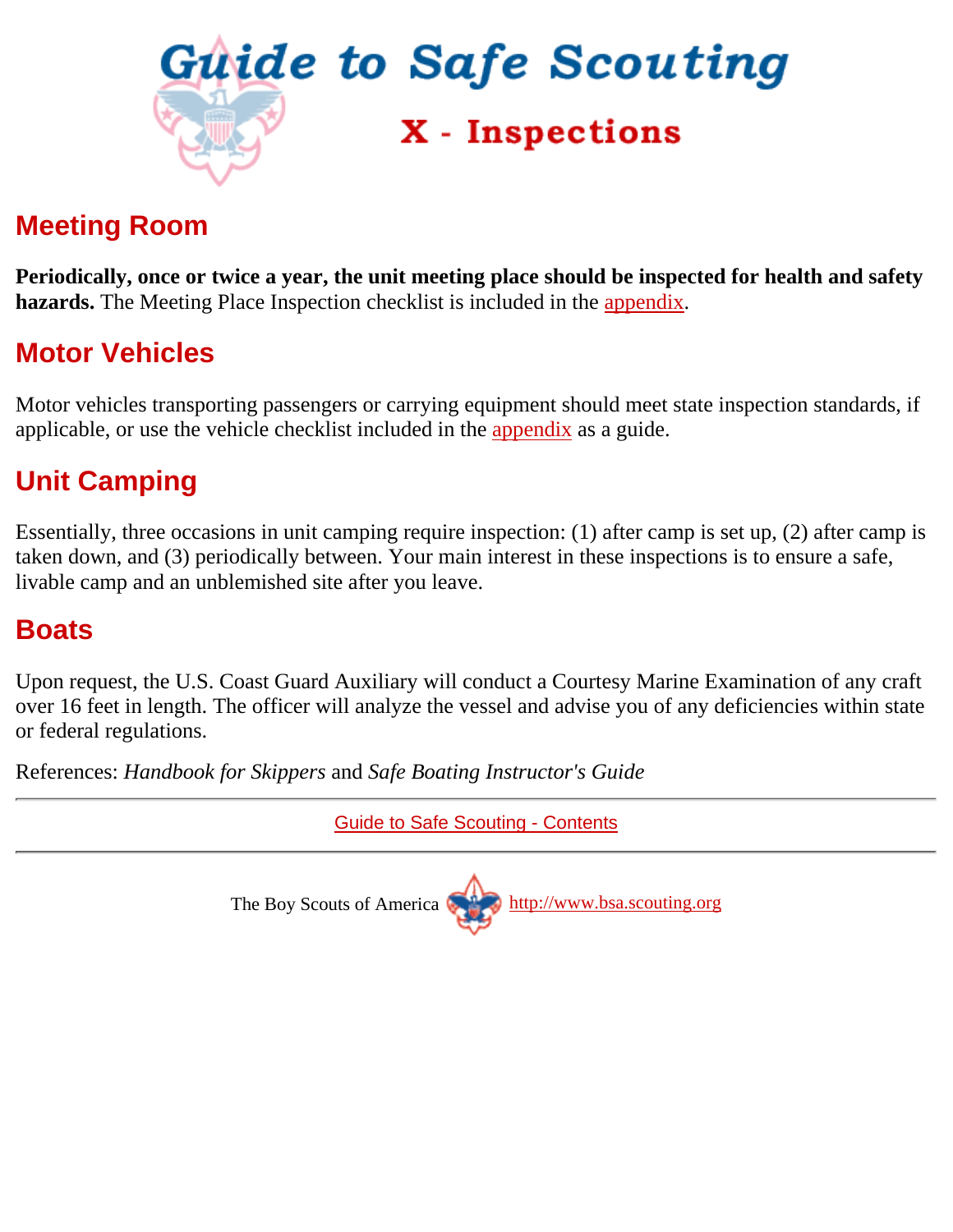# Guide to Safe Scouting

## X - Inspections

## Meeting Room

**Periodically, once or twice a year, the unit meeting place should be inspected for health and safety hazards.** The Meeting Place Inspection checklist is included in the appendix.

## Motor Vehicles

Motor vehicles transporting passengers or carrying equipment should meet state inspection standards, if applicable, or use the vehicle checklist included in the appendix as a guide.

## Unit Camping

Essentially, three occasions in unit camping require inspection: (1) after camp is set up, (2) after camp is taken down, and (3) periodically between. Your main interest in these inspections is to ensure a safe, livable camp and an unblemished site after you leave.

## Boats

Upon request, the U.S. Coast Guard Auxiliary will conduct a Courtesy Marine Examination of any craft over 16 feet in length. The officer will analyze the vessel and advise you of any deficiencies within state or federal regulations.

References: *Handbook for Skippers* and *Safe Boating Instructor's Guide*

---

Guide to Safe Scouting - Contents

---

The Boy Scouts of America http://www.bsa.scouting.org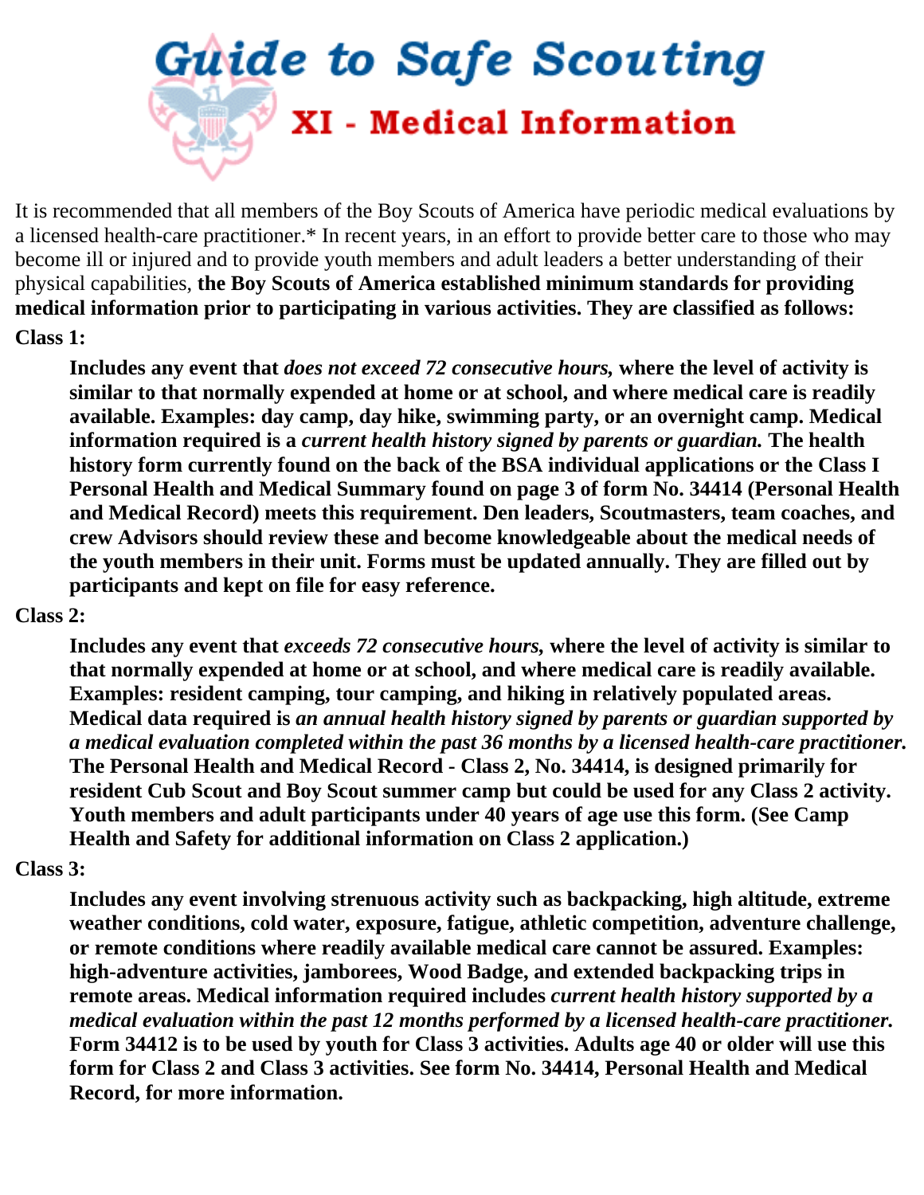# Guide to Safe Scouting

## XI - Medical Information

It is recommended that all members of the Boy Scouts of America have periodic medical evaluations by a licensed health-care practitioner.* In recent years, in an effort to provide better care to those who may become ill or injured and to provide youth members and adult leaders a better understanding of their physical capabilities, **the Boy Scouts of America established minimum standards for providing medical information prior to participating in various activities. They are classified as follows:**

**Class 1:**

> **Includes any event that *does not exceed 72 consecutive hours,* where the level of activity is similar to that normally expended at home or at school, and where medical care is readily available. Examples: day camp, day hike, swimming party, or an overnight camp. Medical information required is a *current health history signed by parents or guardian.* The health history form currently found on the back of the BSA individual applications or the Class I Personal Health and Medical Summary found on page 3 of form No. 34414 (Personal Health and Medical Record) meets this requirement. Den leaders, Scoutmasters, team coaches, and crew Advisors should review these and become knowledgeable about the medical needs of the youth members in their unit. Forms must be updated annually. They are filled out by participants and kept on file for easy reference.**

**Class 2:**

> **Includes any event that *exceeds 72 consecutive hours,* where the level of activity is similar to that normally expended at home or at school, and where medical care is readily available. Examples: resident camping, tour camping, and hiking in relatively populated areas. Medical data required is *an annual health history signed by parents or guardian supported by a medical evaluation completed within the past 36 months by a licensed health-care practitioner.* The Personal Health and Medical Record - Class 2, No. 34414, is designed primarily for resident Cub Scout and Boy Scout summer camp but could be used for any Class 2 activity. Youth members and adult participants under 40 years of age use this form. (See Camp Health and Safety for additional information on Class 2 application.)**

**Class 3:**

> **Includes any event involving strenuous activity such as backpacking, high altitude, extreme weather conditions, cold water, exposure, fatigue, athletic competition, adventure challenge, or remote conditions where readily available medical care cannot be assured. Examples: high-adventure activities, jamborees, Wood Badge, and extended backpacking trips in remote areas. Medical information required includes *current health history supported by a medical evaluation within the past 12 months performed by a licensed health-care practitioner.* Form 34412 is to be used by youth for Class 3 activities. Adults age 40 or older will use this form for Class 2 and Class 3 activities. See form No. 34414, Personal Health and Medical Record, for more information.**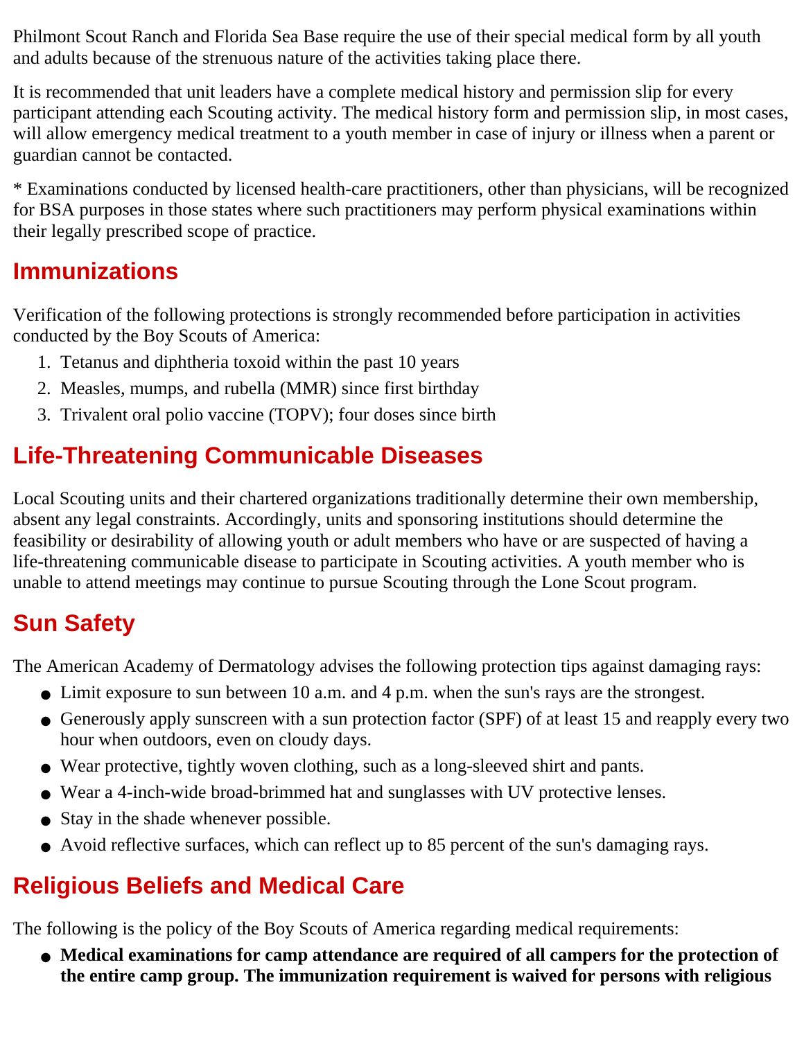Philmont Scout Ranch and Florida Sea Base require the use of their special medical form by all youth and adults because of the strenuous nature of the activities taking place there.

It is recommended that unit leaders have a complete medical history and permission slip for every participant attending each Scouting activity. The medical history form and permission slip, in most cases, will allow emergency medical treatment to a youth member in case of injury or illness when a parent or guardian cannot be contacted.

* Examinations conducted by licensed health-care practitioners, other than physicians, will be recognized for BSA purposes in those states where such practitioners may perform physical examinations within their legally prescribed scope of practice.

## Immunizations

Verification of the following protections is strongly recommended before participation in activities conducted by the Boy Scouts of America:

1. Tetanus and diphtheria toxoid within the past 10 years
2. Measles, mumps, and rubella (MMR) since first birthday
3. Trivalent oral polio vaccine (TOPV); four doses since birth

## Life-Threatening Communicable Diseases

Local Scouting units and their chartered organizations traditionally determine their own membership, absent any legal constraints. Accordingly, units and sponsoring institutions should determine the feasibility or desirability of allowing youth or adult members who have or are suspected of having a life-threatening communicable disease to participate in Scouting activities. A youth member who is unable to attend meetings may continue to pursue Scouting through the Lone Scout program.

## Sun Safety

The American Academy of Dermatology advises the following protection tips against damaging rays:

- Limit exposure to sun between 10 a.m. and 4 p.m. when the sun's rays are the strongest.
- Generously apply sunscreen with a sun protection factor (SPF) of at least 15 and reapply every two hour when outdoors, even on cloudy days.
- Wear protective, tightly woven clothing, such as a long-sleeved shirt and pants.
- Wear a 4-inch-wide broad-brimmed hat and sunglasses with UV protective lenses.
- Stay in the shade whenever possible.
- Avoid reflective surfaces, which can reflect up to 85 percent of the sun's damaging rays.

## Religious Beliefs and Medical Care

The following is the policy of the Boy Scouts of America regarding medical requirements:

- **Medical examinations for camp attendance are required of all campers for the protection of the entire camp group. The immunization requirement is waived for persons with religious**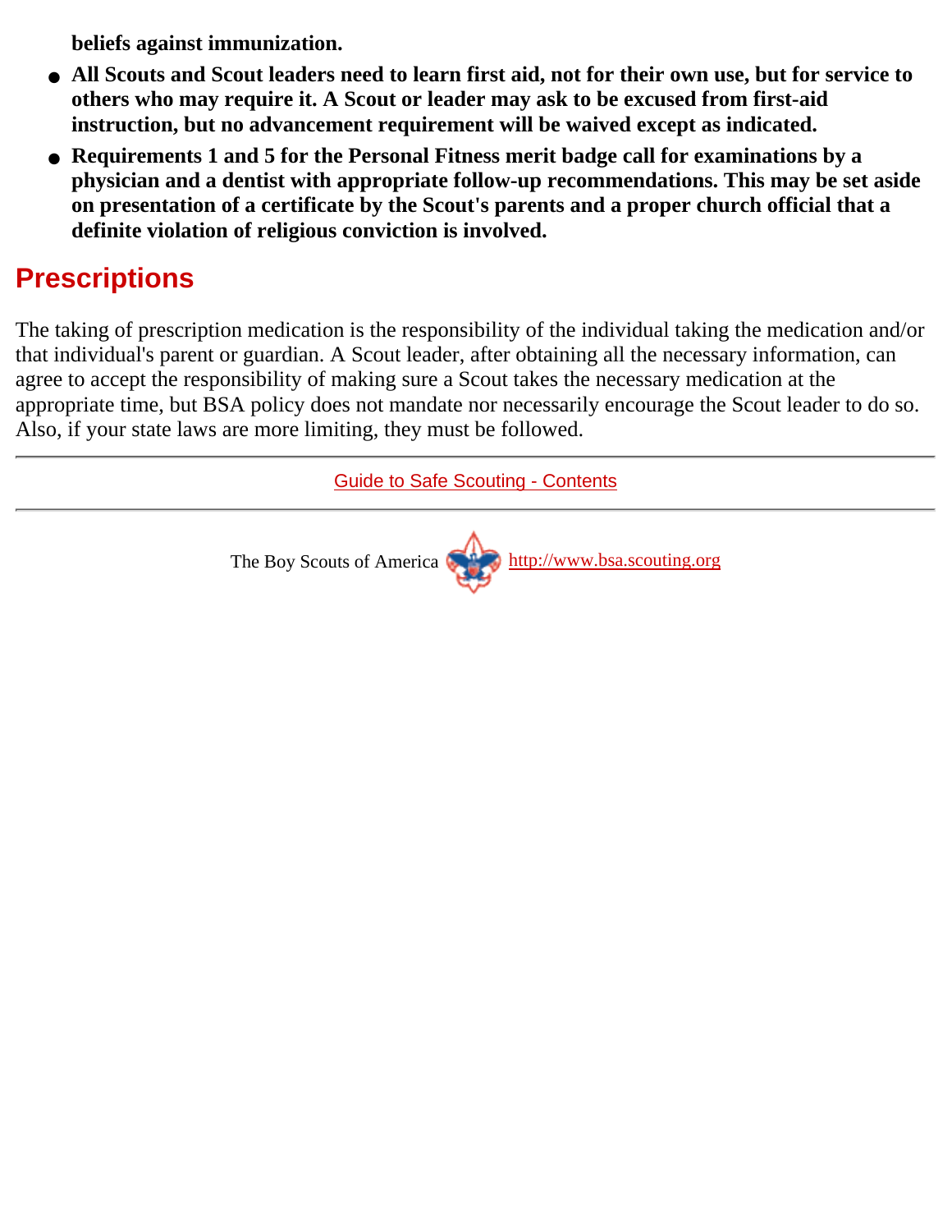**beliefs against immunization.**

- **All Scouts and Scout leaders need to learn first aid, not for their own use, but for service to others who may require it. A Scout or leader may ask to be excused from first-aid instruction, but no advancement requirement will be waived except as indicated.**
- **Requirements 1 and 5 for the Personal Fitness merit badge call for examinations by a physician and a dentist with appropriate follow-up recommendations. This may be set aside on presentation of a certificate by the Scout's parents and a proper church official that a definite violation of religious conviction is involved.**

## Prescriptions

The taking of prescription medication is the responsibility of the individual taking the medication and/or that individual's parent or guardian. A Scout leader, after obtaining all the necessary information, can agree to accept the responsibility of making sure a Scout takes the necessary medication at the appropriate time, but BSA policy does not mandate nor necessarily encourage the Scout leader to do so. Also, if your state laws are more limiting, they must be followed.

---

Guide to Safe Scouting - Contents

---

The Boy Scouts of America http://www.bsa.scouting.org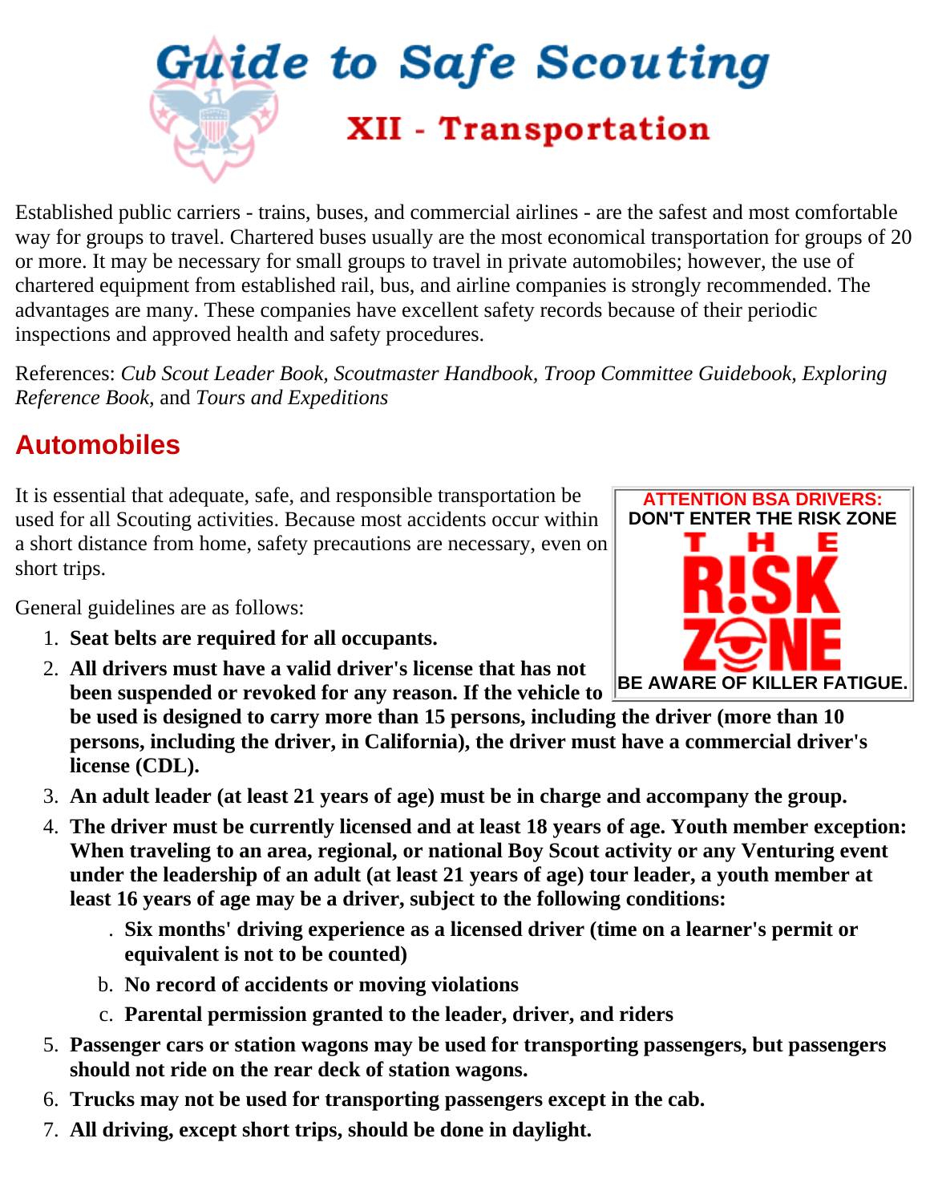# Guide to Safe Scouting

## XII - Transportation

Established public carriers - trains, buses, and commercial airlines - are the safest and most comfortable way for groups to travel. Chartered buses usually are the most economical transportation for groups of 20 or more. It may be necessary for small groups to travel in private automobiles; however, the use of chartered equipment from established rail, bus, and airline companies is strongly recommended. The advantages are many. These companies have excellent safety records because of their periodic inspections and approved health and safety procedures.

References: *Cub Scout Leader Book, Scoutmaster Handbook, Troop Committee Guidebook, Exploring Reference Book,* and *Tours and Expeditions*

## Automobiles

**ATTENTION BSA DRIVERS:**
**DON'T ENTER THE RISK ZONE**
**THE R!SK ZONE**
**BE AWARE OF KILLER FATIGUE.**

It is essential that adequate, safe, and responsible transportation be used for all Scouting activities. Because most accidents occur within a short distance from home, safety precautions are necessary, even on short trips.

General guidelines are as follows:

1. **Seat belts are required for all occupants.**
2. **All drivers must have a valid driver's license that has not been suspended or revoked for any reason. If the vehicle to be used is designed to carry more than 15 persons, including the driver (more than 10 persons, including the driver, in California), the driver must have a commercial driver's license (CDL).**
3. **An adult leader (at least 21 years of age) must be in charge and accompany the group.**
4. **The driver must be currently licensed and at least 18 years of age. Youth member exception: When traveling to an area, regional, or national Boy Scout activity or any Venturing event under the leadership of an adult (at least 21 years of age) tour leader, a youth member at least 16 years of age may be a driver, subject to the following conditions:**
   a. **Six months' driving experience as a licensed driver (time on a learner's permit or equivalent is not to be counted)**
   b. **No record of accidents or moving violations**
   c. **Parental permission granted to the leader, driver, and riders**
5. **Passenger cars or station wagons may be used for transporting passengers, but passengers should not ride on the rear deck of station wagons.**
6. **Trucks may not be used for transporting passengers except in the cab.**
7. **All driving, except short trips, should be done in daylight.**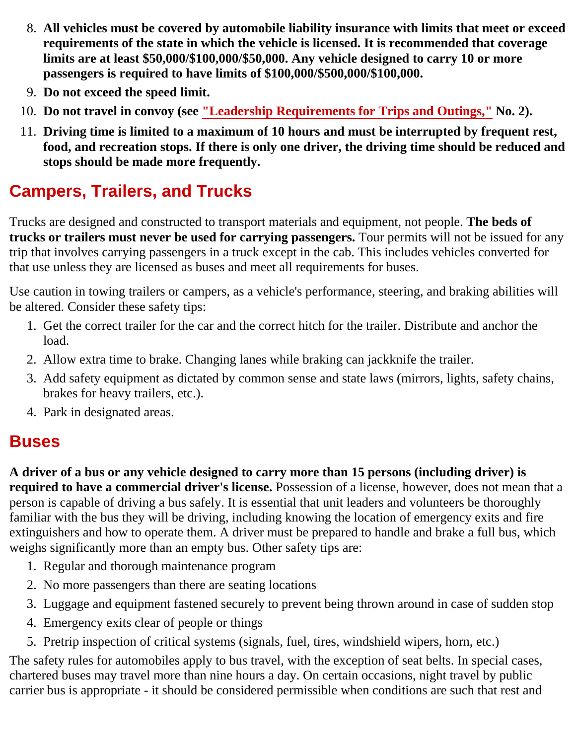8. **All vehicles must be covered by automobile liability insurance with limits that meet or exceed requirements of the state in which the vehicle is licensed. It is recommended that coverage limits are at least $50,000/$100,000/$50,000. Any vehicle designed to carry 10 or more passengers is required to have limits of $100,000/$500,000/$100,000.**
9. **Do not exceed the speed limit.**
10. **Do not travel in convoy (see "Leadership Requirements for Trips and Outings," No. 2).**
11. **Driving time is limited to a maximum of 10 hours and must be interrupted by frequent rest, food, and recreation stops. If there is only one driver, the driving time should be reduced and stops should be made more frequently.**

## Campers, Trailers, and Trucks

Trucks are designed and constructed to transport materials and equipment, not people. **The beds of trucks or trailers must never be used for carrying passengers.** Tour permits will not be issued for any trip that involves carrying passengers in a truck except in the cab. This includes vehicles converted for that use unless they are licensed as buses and meet all requirements for buses.

Use caution in towing trailers or campers, as a vehicle's performance, steering, and braking abilities will be altered. Consider these safety tips:

1. Get the correct trailer for the car and the correct hitch for the trailer. Distribute and anchor the load.
2. Allow extra time to brake. Changing lanes while braking can jackknife the trailer.
3. Add safety equipment as dictated by common sense and state laws (mirrors, lights, safety chains, brakes for heavy trailers, etc.).
4. Park in designated areas.

## Buses

**A driver of a bus or any vehicle designed to carry more than 15 persons (including driver) is required to have a commercial driver's license.** Possession of a license, however, does not mean that a person is capable of driving a bus safely. It is essential that unit leaders and volunteers be thoroughly familiar with the bus they will be driving, including knowing the location of emergency exits and fire extinguishers and how to operate them. A driver must be prepared to handle and brake a full bus, which weighs significantly more than an empty bus. Other safety tips are:

1. Regular and thorough maintenance program
2. No more passengers than there are seating locations
3. Luggage and equipment fastened securely to prevent being thrown around in case of sudden stop
4. Emergency exits clear of people or things
5. Pretrip inspection of critical systems (signals, fuel, tires, windshield wipers, horn, etc.)

The safety rules for automobiles apply to bus travel, with the exception of seat belts. In special cases, chartered buses may travel more than nine hours a day. On certain occasions, night travel by public carrier bus is appropriate - it should be considered permissible when conditions are such that rest and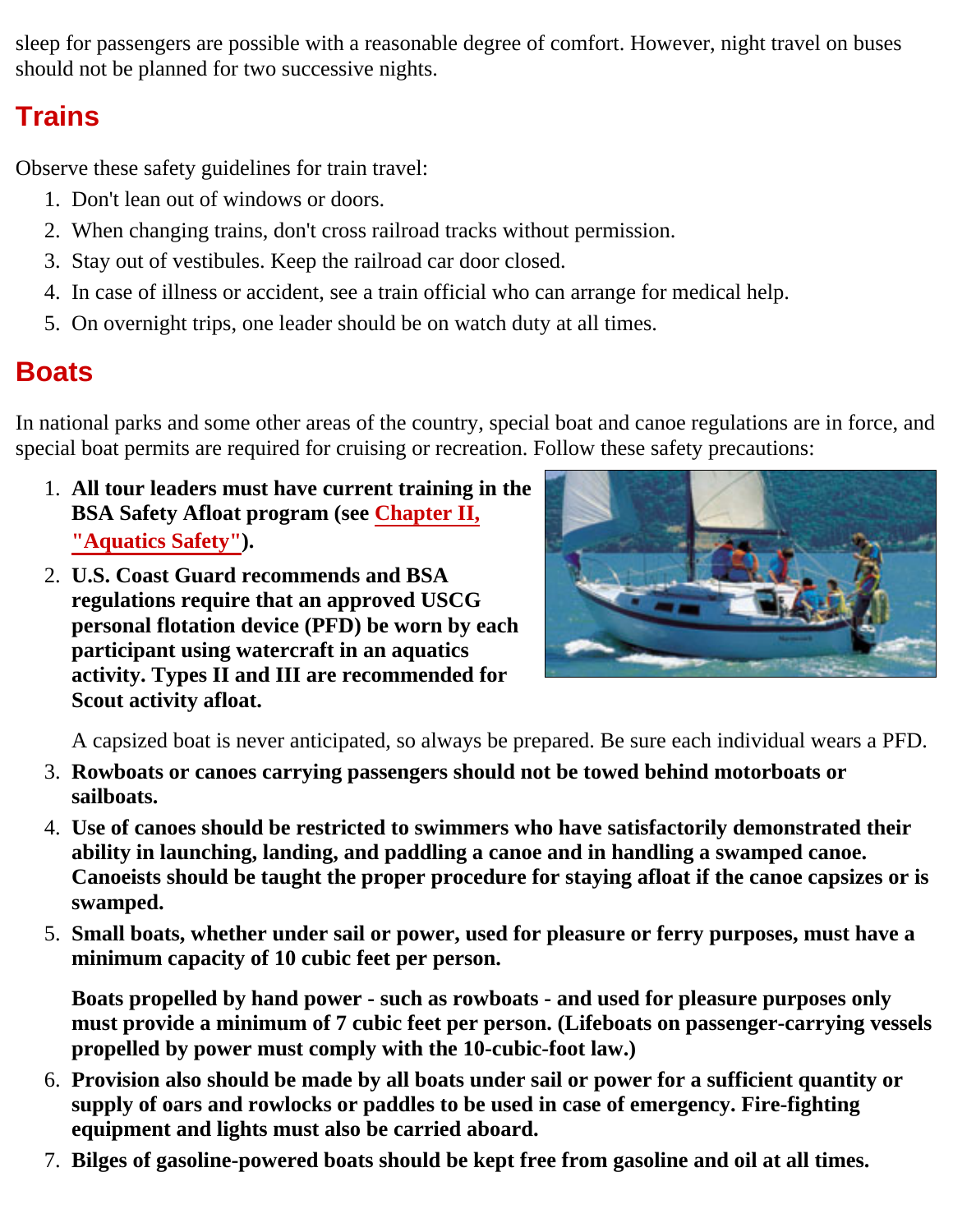sleep for passengers are possible with a reasonable degree of comfort. However, night travel on buses should not be planned for two successive nights.

## Trains

Observe these safety guidelines for train travel:

1. Don't lean out of windows or doors.
2. When changing trains, don't cross railroad tracks without permission.
3. Stay out of vestibules. Keep the railroad car door closed.
4. In case of illness or accident, see a train official who can arrange for medical help.
5. On overnight trips, one leader should be on watch duty at all times.

## Boats

In national parks and some other areas of the country, special boat and canoe regulations are in force, and special boat permits are required for cruising or recreation. Follow these safety precautions:

1. **All tour leaders must have current training in the BSA Safety Afloat program (see Chapter II, "Aquatics Safety").**
2. **U.S. Coast Guard recommends and BSA regulations require that an approved USCG personal flotation device (PFD) be worn by each participant using watercraft in an aquatics activity. Types II and III are recommended for Scout activity afloat.**

   A capsized boat is never anticipated, so always be prepared. Be sure each individual wears a PFD.
3. **Rowboats or canoes carrying passengers should not be towed behind motorboats or sailboats.**
4. **Use of canoes should be restricted to swimmers who have satisfactorily demonstrated their ability in launching, landing, and paddling a canoe and in handling a swamped canoe. Canoeists should be taught the proper procedure for staying afloat if the canoe capsizes or is swamped.**
5. **Small boats, whether under sail or power, used for pleasure or ferry purposes, must have a minimum capacity of 10 cubic feet per person.**

   **Boats propelled by hand power - such as rowboats - and used for pleasure purposes only must provide a minimum of 7 cubic feet per person. (Lifeboats on passenger-carrying vessels propelled by power must comply with the 10-cubic-foot law.)**
6. **Provision also should be made by all boats under sail or power for a sufficient quantity or supply of oars and rowlocks or paddles to be used in case of emergency. Fire-fighting equipment and lights must also be carried aboard.**
7. **Bilges of gasoline-powered boats should be kept free from gasoline and oil at all times.**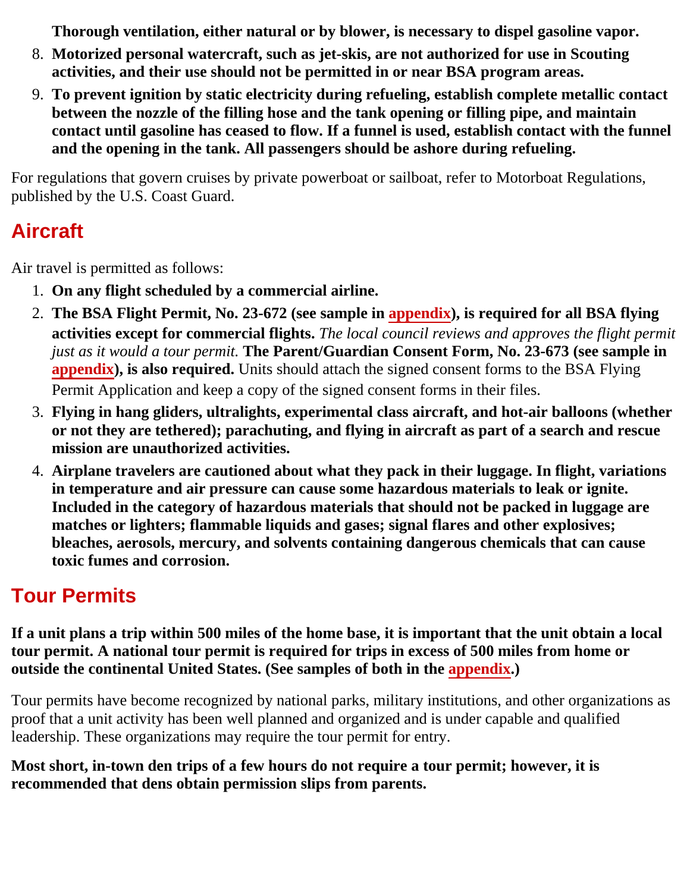**Thorough ventilation, either natural or by blower, is necessary to dispel gasoline vapor.**

8. **Motorized personal watercraft, such as jet-skis, are not authorized for use in Scouting activities, and their use should not be permitted in or near BSA program areas.**
9. **To prevent ignition by static electricity during refueling, establish complete metallic contact between the nozzle of the filling hose and the tank opening or filling pipe, and maintain contact until gasoline has ceased to flow. If a funnel is used, establish contact with the funnel and the opening in the tank. All passengers should be ashore during refueling.**

For regulations that govern cruises by private powerboat or sailboat, refer to Motorboat Regulations, published by the U.S. Coast Guard.

## Aircraft

Air travel is permitted as follows:

1. **On any flight scheduled by a commercial airline.**
2. **The BSA Flight Permit, No. 23-672 (see sample in appendix), is required for all BSA flying activities except for commercial flights.** *The local council reviews and approves the flight permit just as it would a tour permit.* **The Parent/Guardian Consent Form, No. 23-673 (see sample in appendix), is also required.** Units should attach the signed consent forms to the BSA Flying Permit Application and keep a copy of the signed consent forms in their files.
3. **Flying in hang gliders, ultralights, experimental class aircraft, and hot-air balloons (whether or not they are tethered); parachuting, and flying in aircraft as part of a search and rescue mission are unauthorized activities.**
4. **Airplane travelers are cautioned about what they pack in their luggage. In flight, variations in temperature and air pressure can cause some hazardous materials to leak or ignite. Included in the category of hazardous materials that should not be packed in luggage are matches or lighters; flammable liquids and gases; signal flares and other explosives; bleaches, aerosols, mercury, and solvents containing dangerous chemicals that can cause toxic fumes and corrosion.**

## Tour Permits

**If a unit plans a trip within 500 miles of the home base, it is important that the unit obtain a local tour permit. A national tour permit is required for trips in excess of 500 miles from home or outside the continental United States. (See samples of both in the appendix.)**

Tour permits have become recognized by national parks, military institutions, and other organizations as proof that a unit activity has been well planned and organized and is under capable and qualified leadership. These organizations may require the tour permit for entry.

**Most short, in-town den trips of a few hours do not require a tour permit; however, it is recommended that dens obtain permission slips from parents.**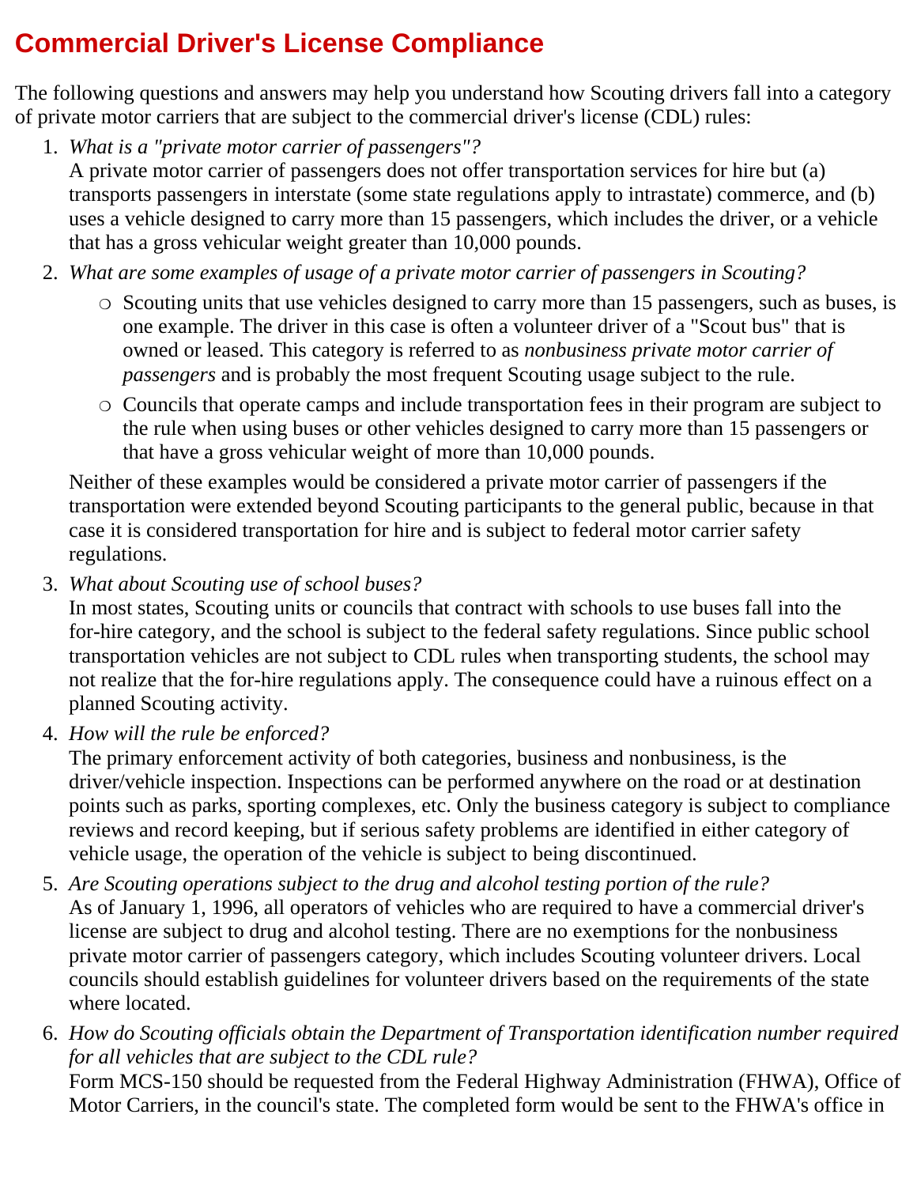# Commercial Driver's License Compliance

The following questions and answers may help you understand how Scouting drivers fall into a category of private motor carriers that are subject to the commercial driver's license (CDL) rules:

1. *What is a "private motor carrier of passengers"?*
   A private motor carrier of passengers does not offer transportation services for hire but (a) transports passengers in interstate (some state regulations apply to intrastate) commerce, and (b) uses a vehicle designed to carry more than 15 passengers, which includes the driver, or a vehicle that has a gross vehicular weight greater than 10,000 pounds.

2. *What are some examples of usage of a private motor carrier of passengers in Scouting?*
   - Scouting units that use vehicles designed to carry more than 15 passengers, such as buses, is one example. The driver in this case is often a volunteer driver of a "Scout bus" that is owned or leased. This category is referred to as *nonbusiness private motor carrier of passengers* and is probably the most frequent Scouting usage subject to the rule.
   - Councils that operate camps and include transportation fees in their program are subject to the rule when using buses or other vehicles designed to carry more than 15 passengers or that have a gross vehicular weight of more than 10,000 pounds.

   Neither of these examples would be considered a private motor carrier of passengers if the transportation were extended beyond Scouting participants to the general public, because in that case it is considered transportation for hire and is subject to federal motor carrier safety regulations.

3. *What about Scouting use of school buses?*
   In most states, Scouting units or councils that contract with schools to use buses fall into the for-hire category, and the school is subject to the federal safety regulations. Since public school transportation vehicles are not subject to CDL rules when transporting students, the school may not realize that the for-hire regulations apply. The consequence could have a ruinous effect on a planned Scouting activity.

4. *How will the rule be enforced?*
   The primary enforcement activity of both categories, business and nonbusiness, is the driver/vehicle inspection. Inspections can be performed anywhere on the road or at destination points such as parks, sporting complexes, etc. Only the business category is subject to compliance reviews and record keeping, but if serious safety problems are identified in either category of vehicle usage, the operation of the vehicle is subject to being discontinued.

5. *Are Scouting operations subject to the drug and alcohol testing portion of the rule?*
   As of January 1, 1996, all operators of vehicles who are required to have a commercial driver's license are subject to drug and alcohol testing. There are no exemptions for the nonbusiness private motor carrier of passengers category, which includes Scouting volunteer drivers. Local councils should establish guidelines for volunteer drivers based on the requirements of the state where located.

6. *How do Scouting officials obtain the Department of Transportation identification number required for all vehicles that are subject to the CDL rule?*
   Form MCS-150 should be requested from the Federal Highway Administration (FHWA), Office of Motor Carriers, in the council's state. The completed form would be sent to the FHWA's office in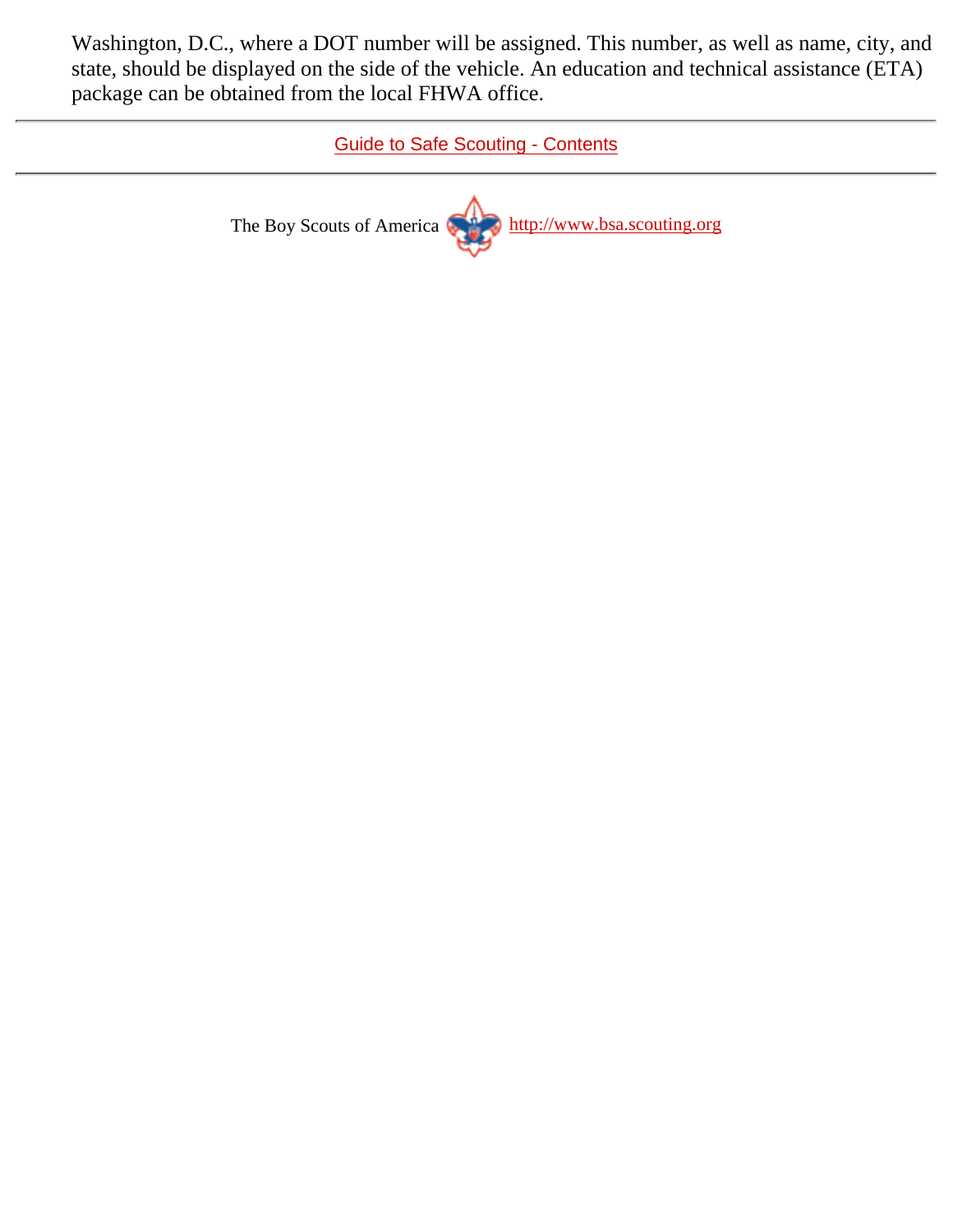Washington, D.C., where a DOT number will be assigned. This number, as well as name, city, and state, should be displayed on the side of the vehicle. An education and technical assistance (ETA) package can be obtained from the local FHWA office.

---

Guide to Safe Scouting - Contents

---

The Boy Scouts of America http://www.bsa.scouting.org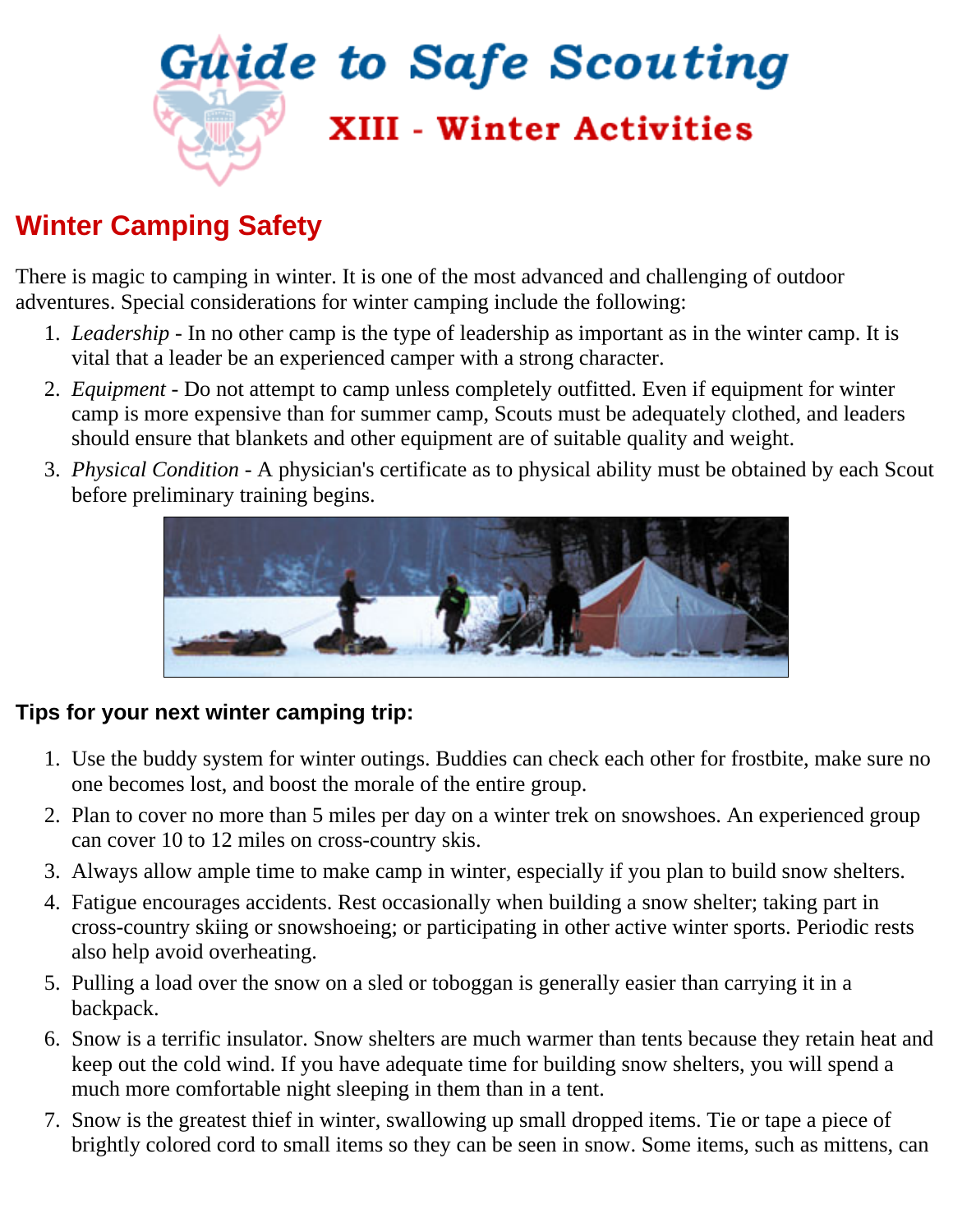# Guide to Safe Scouting

## XIII - Winter Activities

## Winter Camping Safety

There is magic to camping in winter. It is one of the most advanced and challenging of outdoor adventures. Special considerations for winter camping include the following:

1. *Leadership* - In no other camp is the type of leadership as important as in the winter camp. It is vital that a leader be an experienced camper with a strong character.
2. *Equipment* - Do not attempt to camp unless completely outfitted. Even if equipment for winter camp is more expensive than for summer camp, Scouts must be adequately clothed, and leaders should ensure that blankets and other equipment are of suitable quality and weight.
3. *Physical Condition* - A physician's certificate as to physical ability must be obtained by each Scout before preliminary training begins.

### Tips for your next winter camping trip:

1. Use the buddy system for winter outings. Buddies can check each other for frostbite, make sure no one becomes lost, and boost the morale of the entire group.
2. Plan to cover no more than 5 miles per day on a winter trek on snowshoes. An experienced group can cover 10 to 12 miles on cross-country skis.
3. Always allow ample time to make camp in winter, especially if you plan to build snow shelters.
4. Fatigue encourages accidents. Rest occasionally when building a snow shelter; taking part in cross-country skiing or snowshoeing; or participating in other active winter sports. Periodic rests also help avoid overheating.
5. Pulling a load over the snow on a sled or toboggan is generally easier than carrying it in a backpack.
6. Snow is a terrific insulator. Snow shelters are much warmer than tents because they retain heat and keep out the cold wind. If you have adequate time for building snow shelters, you will spend a much more comfortable night sleeping in them than in a tent.
7. Snow is the greatest thief in winter, swallowing up small dropped items. Tie or tape a piece of brightly colored cord to small items so they can be seen in snow. Some items, such as mittens, can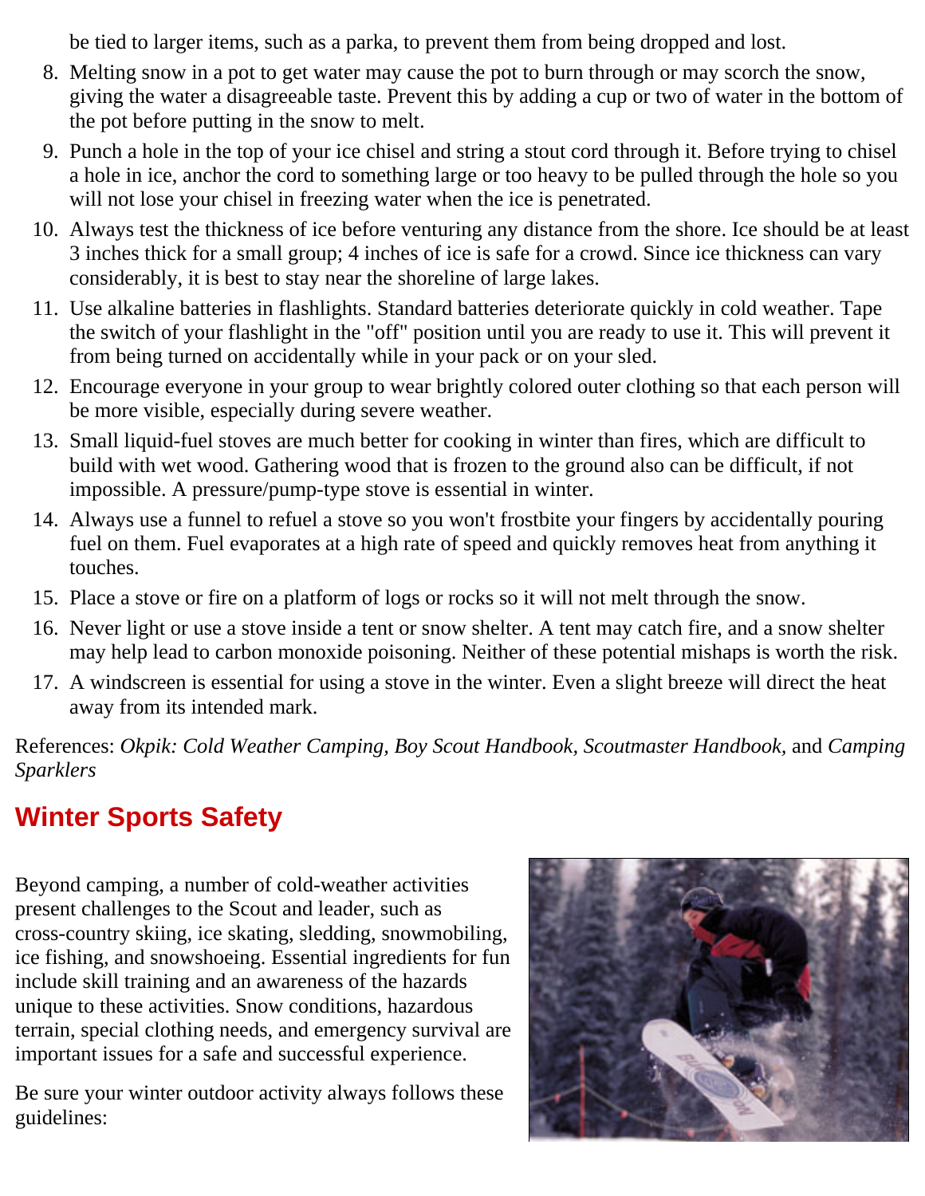be tied to larger items, such as a parka, to prevent them from being dropped and lost.

8. Melting snow in a pot to get water may cause the pot to burn through or may scorch the snow, giving the water a disagreeable taste. Prevent this by adding a cup or two of water in the bottom of the pot before putting in the snow to melt.
9. Punch a hole in the top of your ice chisel and string a stout cord through it. Before trying to chisel a hole in ice, anchor the cord to something large or too heavy to be pulled through the hole so you will not lose your chisel in freezing water when the ice is penetrated.
10. Always test the thickness of ice before venturing any distance from the shore. Ice should be at least 3 inches thick for a small group; 4 inches of ice is safe for a crowd. Since ice thickness can vary considerably, it is best to stay near the shoreline of large lakes.
11. Use alkaline batteries in flashlights. Standard batteries deteriorate quickly in cold weather. Tape the switch of your flashlight in the "off" position until you are ready to use it. This will prevent it from being turned on accidentally while in your pack or on your sled.
12. Encourage everyone in your group to wear brightly colored outer clothing so that each person will be more visible, especially during severe weather.
13. Small liquid-fuel stoves are much better for cooking in winter than fires, which are difficult to build with wet wood. Gathering wood that is frozen to the ground also can be difficult, if not impossible. A pressure/pump-type stove is essential in winter.
14. Always use a funnel to refuel a stove so you won't frostbite your fingers by accidentally pouring fuel on them. Fuel evaporates at a high rate of speed and quickly removes heat from anything it touches.
15. Place a stove or fire on a platform of logs or rocks so it will not melt through the snow.
16. Never light or use a stove inside a tent or snow shelter. A tent may catch fire, and a snow shelter may help lead to carbon monoxide poisoning. Neither of these potential mishaps is worth the risk.
17. A windscreen is essential for using a stove in the winter. Even a slight breeze will direct the heat away from its intended mark.

References: *Okpik: Cold Weather Camping, Boy Scout Handbook, Scoutmaster Handbook,* and *Camping Sparklers*

## Winter Sports Safety

Beyond camping, a number of cold-weather activities present challenges to the Scout and leader, such as cross-country skiing, ice skating, sledding, snowmobiling, ice fishing, and snowshoeing. Essential ingredients for fun include skill training and an awareness of the hazards unique to these activities. Snow conditions, hazardous terrain, special clothing needs, and emergency survival are important issues for a safe and successful experience.

Be sure your winter outdoor activity always follows these guidelines: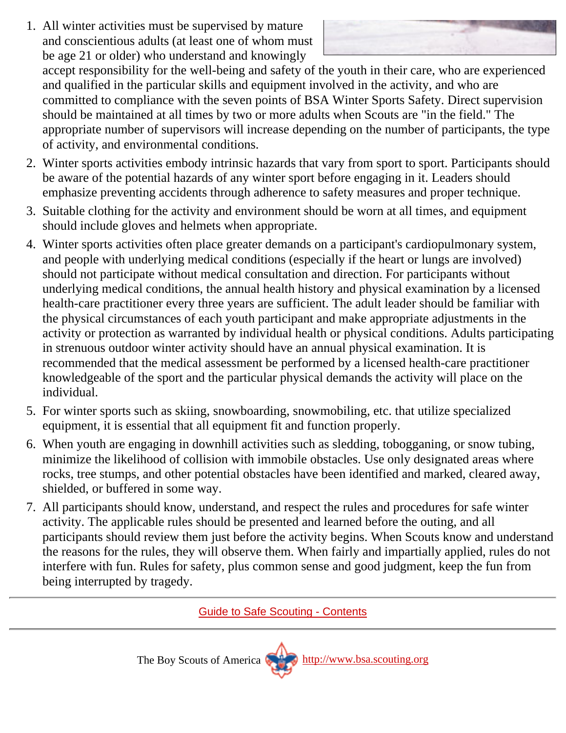1. All winter activities must be supervised by mature and conscientious adults (at least one of whom must be age 21 or older) who understand and knowingly accept responsibility for the well-being and safety of the youth in their care, who are experienced and qualified in the particular skills and equipment involved in the activity, and who are committed to compliance with the seven points of BSA Winter Sports Safety. Direct supervision should be maintained at all times by two or more adults when Scouts are "in the field." The appropriate number of supervisors will increase depending on the number of participants, the type of activity, and environmental conditions.
2. Winter sports activities embody intrinsic hazards that vary from sport to sport. Participants should be aware of the potential hazards of any winter sport before engaging in it. Leaders should emphasize preventing accidents through adherence to safety measures and proper technique.
3. Suitable clothing for the activity and environment should be worn at all times, and equipment should include gloves and helmets when appropriate.
4. Winter sports activities often place greater demands on a participant's cardiopulmonary system, and people with underlying medical conditions (especially if the heart or lungs are involved) should not participate without medical consultation and direction. For participants without underlying medical conditions, the annual health history and physical examination by a licensed health-care practitioner every three years are sufficient. The adult leader should be familiar with the physical circumstances of each youth participant and make appropriate adjustments in the activity or protection as warranted by individual health or physical conditions. Adults participating in strenuous outdoor winter activity should have an annual physical examination. It is recommended that the medical assessment be performed by a licensed health-care practitioner knowledgeable of the sport and the particular physical demands the activity will place on the individual.
5. For winter sports such as skiing, snowboarding, snowmobiling, etc. that utilize specialized equipment, it is essential that all equipment fit and function properly.
6. When youth are engaging in downhill activities such as sledding, tobogganing, or snow tubing, minimize the likelihood of collision with immobile obstacles. Use only designated areas where rocks, tree stumps, and other potential obstacles have been identified and marked, cleared away, shielded, or buffered in some way.
7. All participants should know, understand, and respect the rules and procedures for safe winter activity. The applicable rules should be presented and learned before the outing, and all participants should review them just before the activity begins. When Scouts know and understand the reasons for the rules, they will observe them. When fairly and impartially applied, rules do not interfere with fun. Rules for safety, plus common sense and good judgment, keep the fun from being interrupted by tragedy.

---

Guide to Safe Scouting - Contents

---

The Boy Scouts of America http://www.bsa.scouting.org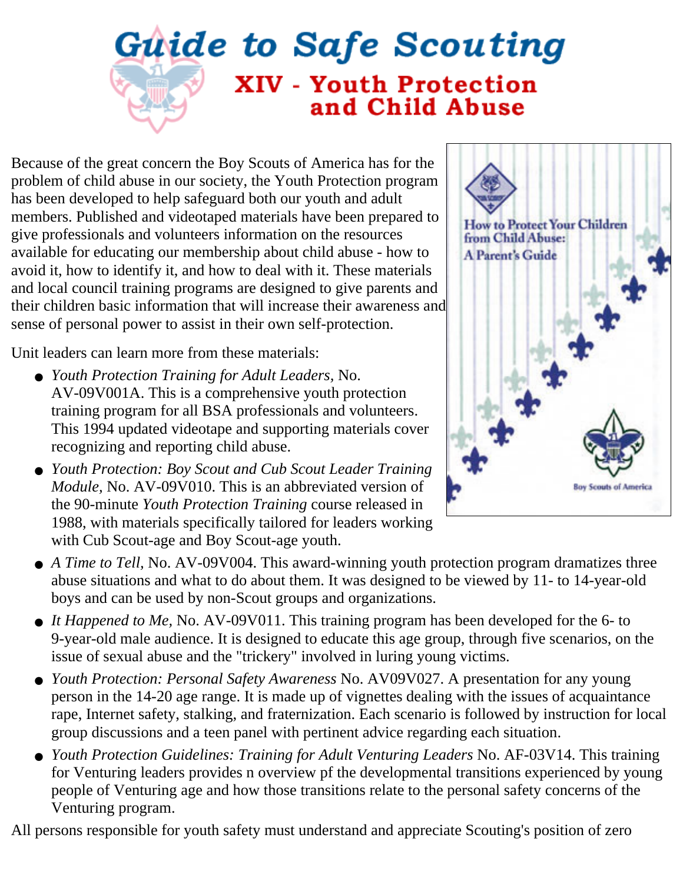# Guide to Safe Scouting

## XIV - Youth Protection and Child Abuse

Because of the great concern the Boy Scouts of America has for the problem of child abuse in our society, the Youth Protection program has been developed to help safeguard both our youth and adult members. Published and videotaped materials have been prepared to give professionals and volunteers information on the resources available for educating our membership about child abuse - how to avoid it, how to identify it, and how to deal with it. These materials and local council training programs are designed to give parents and their children basic information that will increase their awareness and sense of personal power to assist in their own self-protection.

Unit leaders can learn more from these materials:

- *Youth Protection Training for Adult Leaders,* No. AV-09V001A. This is a comprehensive youth protection training program for all BSA professionals and volunteers. This 1994 updated videotape and supporting materials cover recognizing and reporting child abuse.
- *Youth Protection: Boy Scout and Cub Scout Leader Training Module,* No. AV-09V010. This is an abbreviated version of the 90-minute *Youth Protection Training* course released in 1988, with materials specifically tailored for leaders working with Cub Scout-age and Boy Scout-age youth.
- *A Time to Tell,* No. AV-09V004. This award-winning youth protection program dramatizes three abuse situations and what to do about them. It was designed to be viewed by 11- to 14-year-old boys and can be used by non-Scout groups and organizations.
- *It Happened to Me,* No. AV-09V011. This training program has been developed for the 6- to 9-year-old male audience. It is designed to educate this age group, through five scenarios, on the issue of sexual abuse and the "trickery" involved in luring young victims.
- *Youth Protection: Personal Safety Awareness* No. AV09V027. A presentation for any young person in the 14-20 age range. It is made up of vignettes dealing with the issues of acquaintance rape, Internet safety, stalking, and fraternization. Each scenario is followed by instruction for local group discussions and a teen panel with pertinent advice regarding each situation.
- *Youth Protection Guidelines: Training for Adult Venturing Leaders* No. AF-03V14. This training for Venturing leaders provides n overview pf the developmental transitions experienced by young people of Venturing age and how those transitions relate to the personal safety concerns of the Venturing program.

All persons responsible for youth safety must understand and appreciate Scouting's position of zero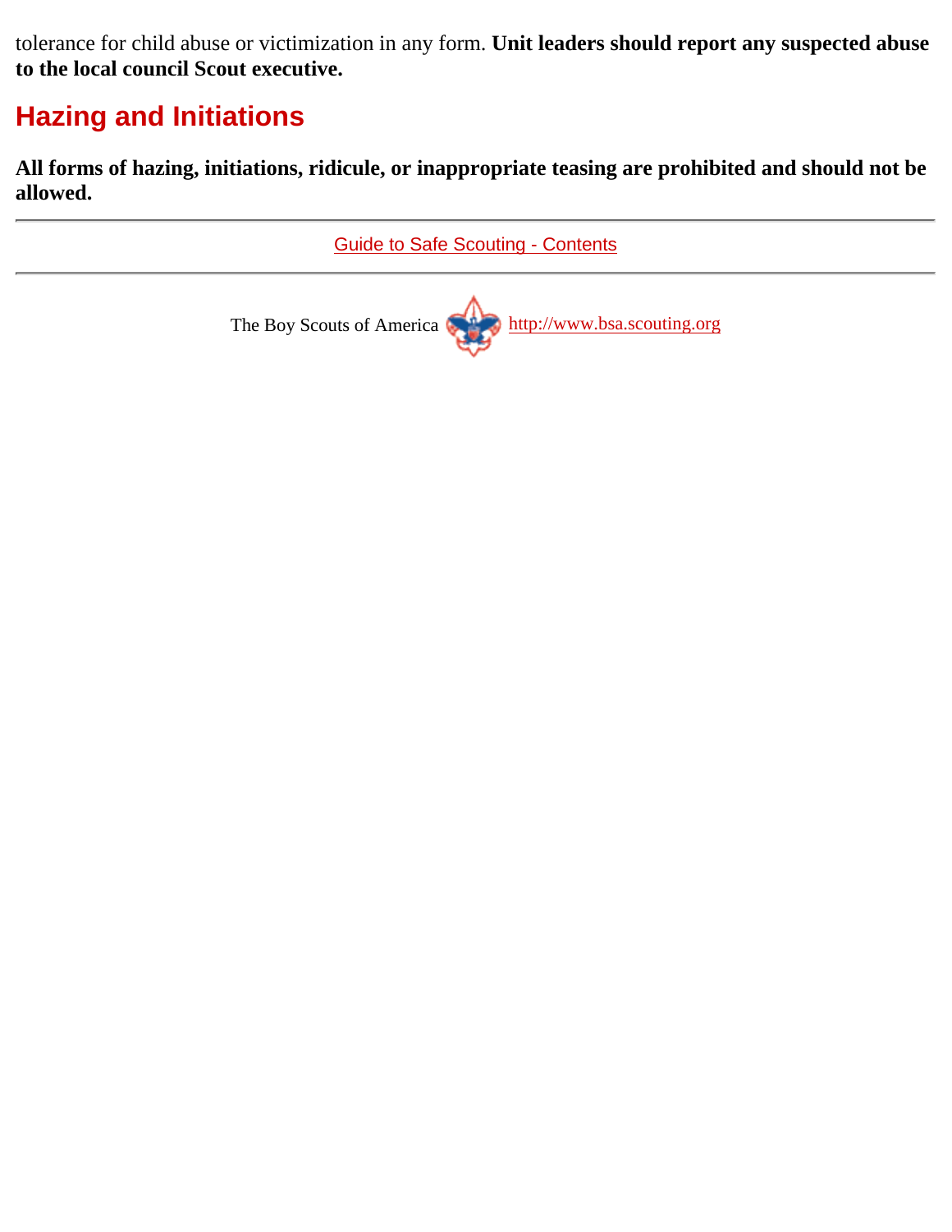tolerance for child abuse or victimization in any form. **Unit leaders should report any suspected abuse to the local council Scout executive.**

## Hazing and Initiations

**All forms of hazing, initiations, ridicule, or inappropriate teasing are prohibited and should not be allowed.**

---

Guide to Safe Scouting - Contents

---

The Boy Scouts of America http://www.bsa.scouting.org